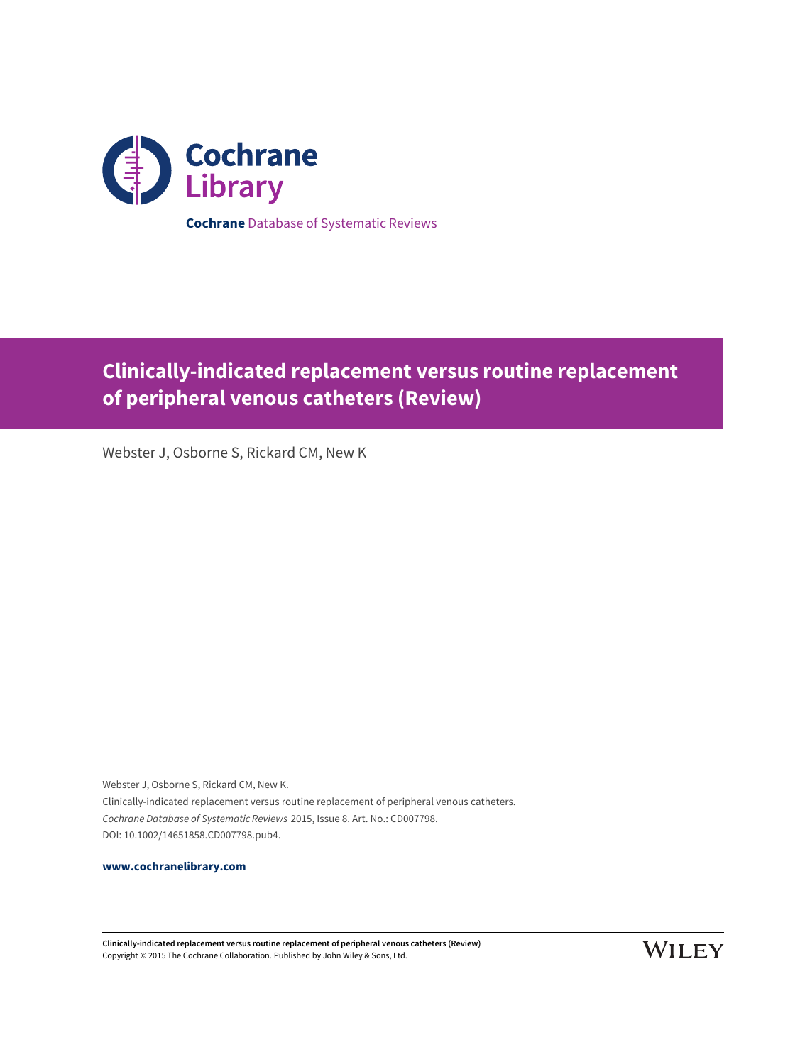Cochrane Library

**Cochrane** Database of Systematic Reviews

# Clinically-indicated replacement versus routine replacement of peripheral venous catheters (Review)

Webster J, Osborne S, Rickard CM, New K

Webster J, Osborne S, Rickard CM, New K.
Clinically-indicated replacement versus routine replacement of peripheral venous catheters.
*Cochrane Database of Systematic Reviews* 2015, Issue 8. Art. No.: CD007798.
DOI: 10.1002/14651858.CD007798.pub4.

**www.cochranelibrary.com**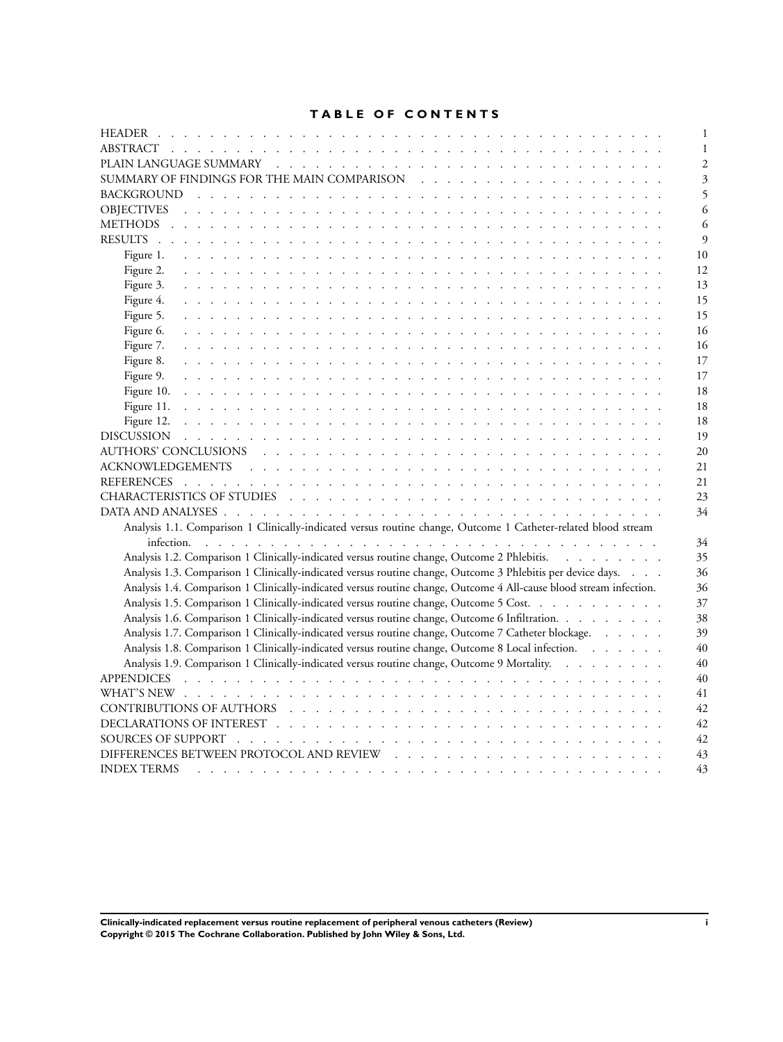# TABLE OF CONTENTS

| | |
|---|---|
| HEADER | 1 |
| ABSTRACT | 1 |
| PLAIN LANGUAGE SUMMARY | 2 |
| SUMMARY OF FINDINGS FOR THE MAIN COMPARISON | 3 |
| BACKGROUND | 5 |
| OBJECTIVES | 6 |
| METHODS | 6 |
| RESULTS | 9 |
| Figure 1. | 10 |
| Figure 2. | 12 |
| Figure 3. | 13 |
| Figure 4. | 15 |
| Figure 5. | 15 |
| Figure 6. | 16 |
| Figure 7. | 16 |
| Figure 8. | 17 |
| Figure 9. | 17 |
| Figure 10. | 18 |
| Figure 11. | 18 |
| Figure 12. | 18 |
| DISCUSSION | 19 |
| AUTHORS' CONCLUSIONS | 20 |
| ACKNOWLEDGEMENTS | 21 |
| REFERENCES | 21 |
| CHARACTERISTICS OF STUDIES | 23 |
| DATA AND ANALYSES | 34 |
| Analysis 1.1. Comparison 1 Clinically-indicated versus routine change, Outcome 1 Catheter-related blood stream infection. | 34 |
| Analysis 1.2. Comparison 1 Clinically-indicated versus routine change, Outcome 2 Phlebitis. | 35 |
| Analysis 1.3. Comparison 1 Clinically-indicated versus routine change, Outcome 3 Phlebitis per device days. | 36 |
| Analysis 1.4. Comparison 1 Clinically-indicated versus routine change, Outcome 4 All-cause blood stream infection. | 36 |
| Analysis 1.5. Comparison 1 Clinically-indicated versus routine change, Outcome 5 Cost. | 37 |
| Analysis 1.6. Comparison 1 Clinically-indicated versus routine change, Outcome 6 Infiltration. | 38 |
| Analysis 1.7. Comparison 1 Clinically-indicated versus routine change, Outcome 7 Catheter blockage. | 39 |
| Analysis 1.8. Comparison 1 Clinically-indicated versus routine change, Outcome 8 Local infection. | 40 |
| Analysis 1.9. Comparison 1 Clinically-indicated versus routine change, Outcome 9 Mortality. | 40 |
| APPENDICES | 40 |
| WHAT'S NEW | 41 |
| CONTRIBUTIONS OF AUTHORS | 42 |
| DECLARATIONS OF INTEREST | 42 |
| SOURCES OF SUPPORT | 42 |
| DIFFERENCES BETWEEN PROTOCOL AND REVIEW | 43 |
| INDEX TERMS | 43 |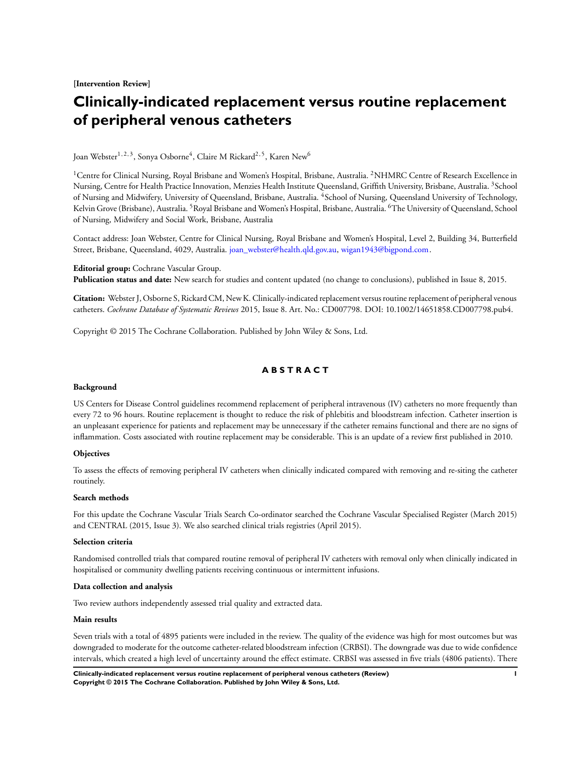[Intervention Review]

# Clinically-indicated replacement versus routine replacement of peripheral venous catheters

Joan Webster[1,2,3], Sonya Osborne[4], Claire M Rickard[2,5], Karen New[6]

[1]Centre for Clinical Nursing, Royal Brisbane and Women's Hospital, Brisbane, Australia. [2]NHMRC Centre of Research Excellence in Nursing, Centre for Health Practice Innovation, Menzies Health Institute Queensland, Griffith University, Brisbane, Australia. [3]School of Nursing and Midwifery, University of Queensland, Brisbane, Australia. [4]School of Nursing, Queensland University of Technology, Kelvin Grove (Brisbane), Australia. [5]Royal Brisbane and Women's Hospital, Brisbane, Australia. [6]The University of Queensland, School of Nursing, Midwifery and Social Work, Brisbane, Australia

Contact address: Joan Webster, Centre for Clinical Nursing, Royal Brisbane and Women's Hospital, Level 2, Building 34, Butterfield Street, Brisbane, Queensland, 4029, Australia. joan_webster@health.qld.gov.au, wigan1943@bigpond.com.

**Editorial group:** Cochrane Vascular Group.
**Publication status and date:** New search for studies and content updated (no change to conclusions), published in Issue 8, 2015.

**Citation:** Webster J, Osborne S, Rickard CM, New K. Clinically-indicated replacement versus routine replacement of peripheral venous catheters. *Cochrane Database of Systematic Reviews* 2015, Issue 8. Art. No.: CD007798. DOI: 10.1002/14651858.CD007798.pub4.

Copyright © 2015 The Cochrane Collaboration. Published by John Wiley & Sons, Ltd.

## ABSTRACT

### Background

US Centers for Disease Control guidelines recommend replacement of peripheral intravenous (IV) catheters no more frequently than every 72 to 96 hours. Routine replacement is thought to reduce the risk of phlebitis and bloodstream infection. Catheter insertion is an unpleasant experience for patients and replacement may be unnecessary if the catheter remains functional and there are no signs of inflammation. Costs associated with routine replacement may be considerable. This is an update of a review first published in 2010.

### Objectives

To assess the effects of removing peripheral IV catheters when clinically indicated compared with removing and re-siting the catheter routinely.

### Search methods

For this update the Cochrane Vascular Trials Search Co-ordinator searched the Cochrane Vascular Specialised Register (March 2015) and CENTRAL (2015, Issue 3). We also searched clinical trials registries (April 2015).

### Selection criteria

Randomised controlled trials that compared routine removal of peripheral IV catheters with removal only when clinically indicated in hospitalised or community dwelling patients receiving continuous or intermittent infusions.

### Data collection and analysis

Two review authors independently assessed trial quality and extracted data.

### Main results

Seven trials with a total of 4895 patients were included in the review. The quality of the evidence was high for most outcomes but was downgraded to moderate for the outcome catheter-related bloodstream infection (CRBSI). The downgrade was due to wide confidence intervals, which created a high level of uncertainty around the effect estimate. CRBSI was assessed in five trials (4806 patients). There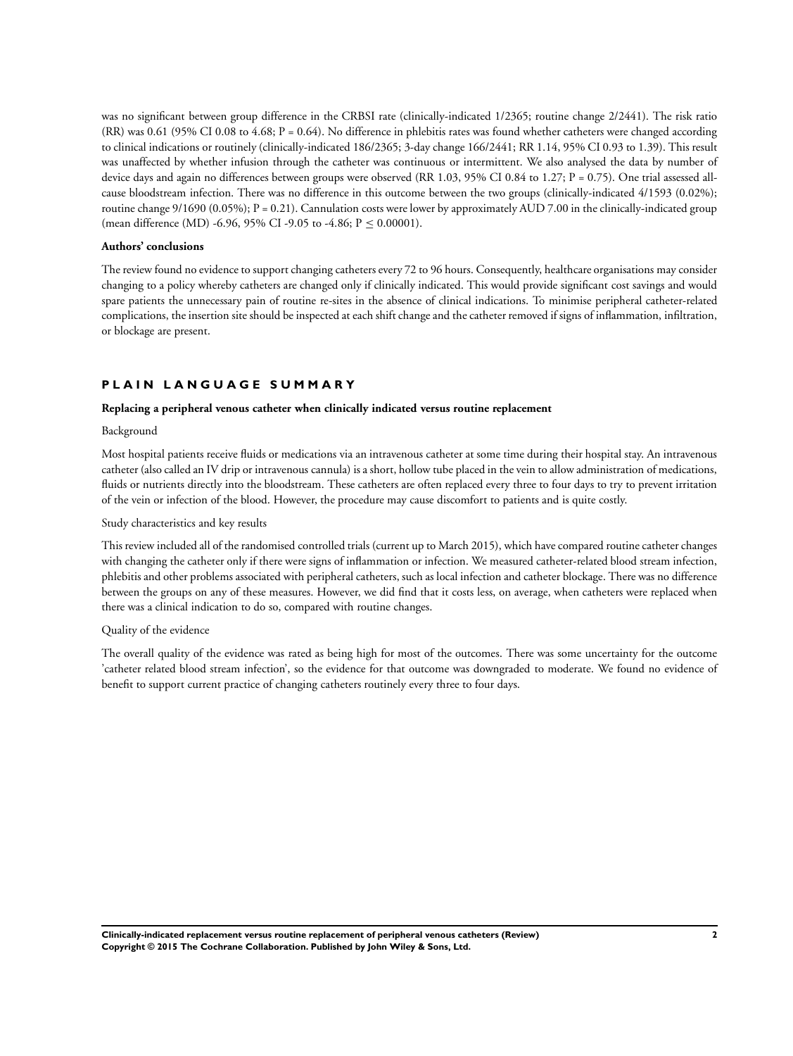was no significant between group difference in the CRBSI rate (clinically-indicated 1/2365; routine change 2/2441). The risk ratio (RR) was 0.61 (95% CI 0.08 to 4.68; P = 0.64). No difference in phlebitis rates was found whether catheters were changed according to clinical indications or routinely (clinically-indicated 186/2365; 3-day change 166/2441; RR 1.14, 95% CI 0.93 to 1.39). This result was unaffected by whether infusion through the catheter was continuous or intermittent. We also analysed the data by number of device days and again no differences between groups were observed (RR 1.03, 95% CI 0.84 to 1.27; P = 0.75). One trial assessed all-cause bloodstream infection. There was no difference in this outcome between the two groups (clinically-indicated 4/1593 (0.02%); routine change 9/1690 (0.05%); P = 0.21). Cannulation costs were lower by approximately AUD 7.00 in the clinically-indicated group (mean difference (MD) -6.96, 95% CI -9.05 to -4.86; P $\leq$ 0.00001).

**Authors' conclusions**

The review found no evidence to support changing catheters every 72 to 96 hours. Consequently, healthcare organisations may consider changing to a policy whereby catheters are changed only if clinically indicated. This would provide significant cost savings and would spare patients the unnecessary pain of routine re-sites in the absence of clinical indications. To minimise peripheral catheter-related complications, the insertion site should be inspected at each shift change and the catheter removed if signs of inflammation, infiltration, or blockage are present.

## PLAIN LANGUAGE SUMMARY

**Replacing a peripheral venous catheter when clinically indicated versus routine replacement**

Background

Most hospital patients receive fluids or medications via an intravenous catheter at some time during their hospital stay. An intravenous catheter (also called an IV drip or intravenous cannula) is a short, hollow tube placed in the vein to allow administration of medications, fluids or nutrients directly into the bloodstream. These catheters are often replaced every three to four days to try to prevent irritation of the vein or infection of the blood. However, the procedure may cause discomfort to patients and is quite costly.

Study characteristics and key results

This review included all of the randomised controlled trials (current up to March 2015), which have compared routine catheter changes with changing the catheter only if there were signs of inflammation or infection. We measured catheter-related blood stream infection, phlebitis and other problems associated with peripheral catheters, such as local infection and catheter blockage. There was no difference between the groups on any of these measures. However, we did find that it costs less, on average, when catheters were replaced when there was a clinical indication to do so, compared with routine changes.

Quality of the evidence

The overall quality of the evidence was rated as being high for most of the outcomes. There was some uncertainty for the outcome 'catheter related blood stream infection', so the evidence for that outcome was downgraded to moderate. We found no evidence of benefit to support current practice of changing catheters routinely every three to four days.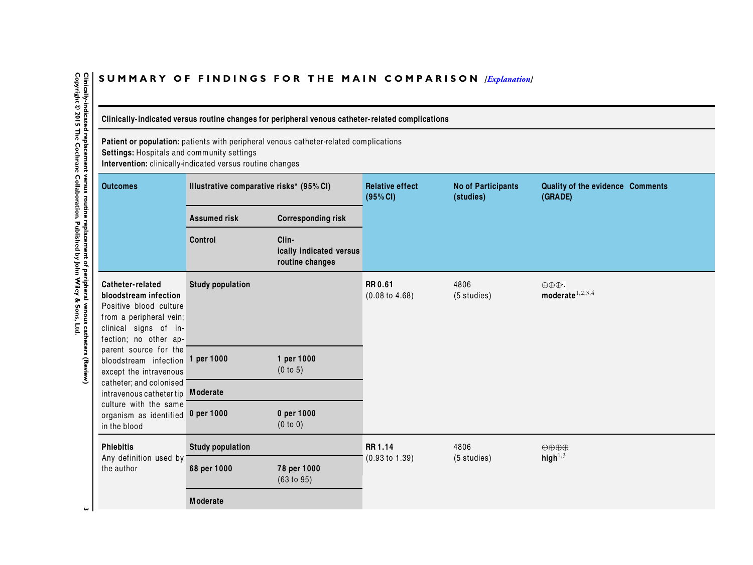## SUMMARY OF FINDINGS FOR THE MAIN COMPARISON *[Explanation]*

**Clinically-indicated versus routine changes for peripheral venous catheter-related complications**

**Patient or population:** patients with peripheral venous catheter-related complications
**Settings:** Hospitals and community settings
**Intervention:** clinically-indicated versus routine changes

| Outcomes | Illustrative comparative risks* (95% CI) | | Relative effect (95% CI) | No of Participants (studies) | Quality of the evidence (GRADE) | Comments |
|---|---|---|---|---|---|---|
| | Assumed risk | Corresponding risk | | | | |
| | Control | Clinically indicated versus routine changes | | | | |
| **Catheter-related bloodstream infection** Positive blood culture from a peripheral vein; clinical signs of infection; no other apparent source for the bloodstream infection except the intravenous catheter; and colonised intravenous catheter tip culture with the same organism as identified in the blood | **Study population** | | **RR 0.61** (0.08 to 4.68) | 4806 (5 studies) | ⊕⊕⊕◯ **moderate**[1,2,3,4] | |
| | **1 per 1000** | **1 per 1000** (0 to 5) | | | | |
| | **Moderate** | | | | | |
| | **0 per 1000** | **0 per 1000** (0 to 0) | | | | |
| **Phlebitis** Any definition used by the author | **Study population** | | **RR 1.14** (0.93 to 1.39) | 4806 (5 studies) | ⊕⊕⊕⊕ **high**[1,3] | |
| | **68 per 1000** | **78 per 1000** (63 to 95) | | | | |
| | **Moderate** | | | | | |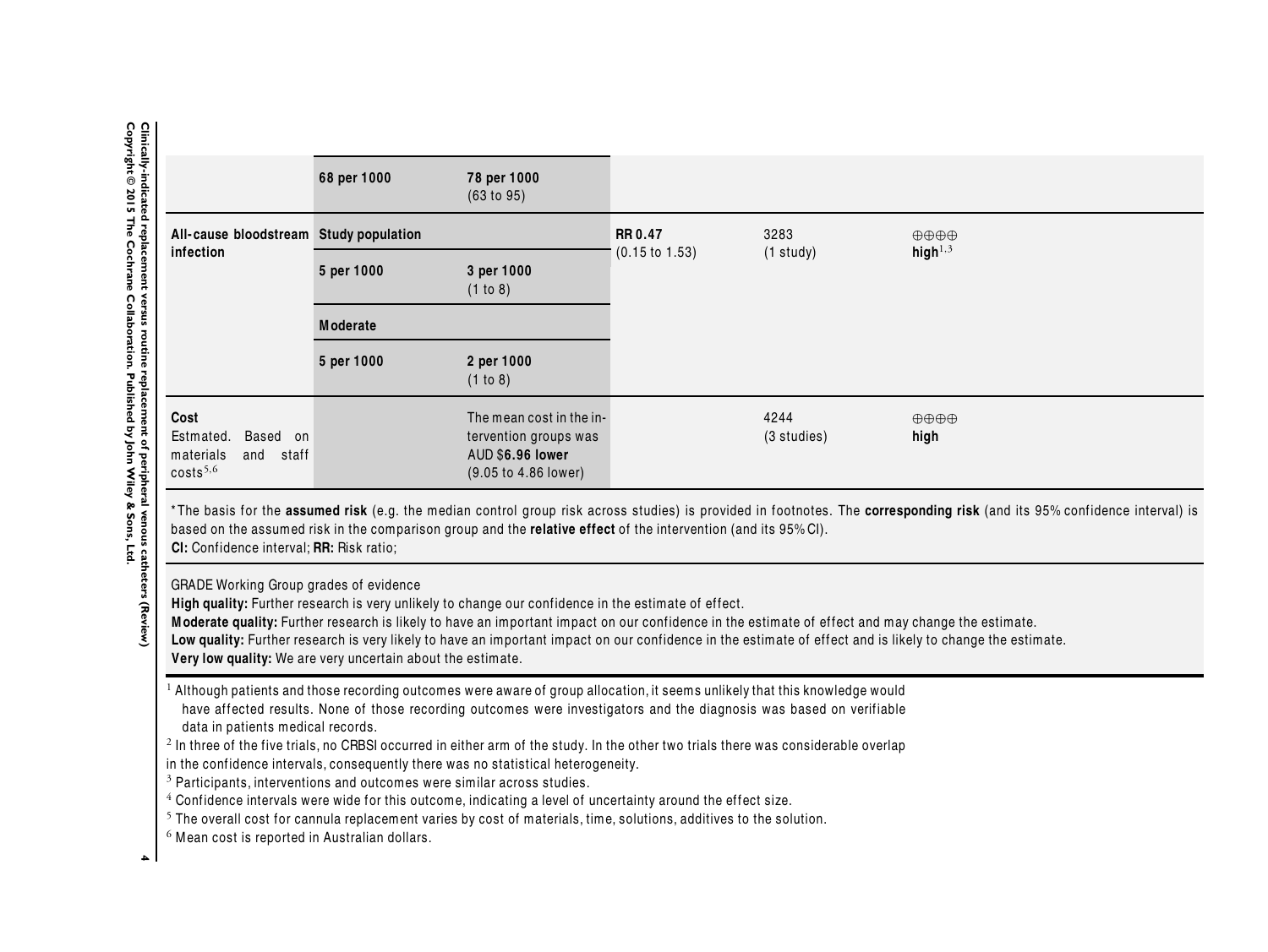| | | | | | | |
|---|---|---|---|---|---|---|
| | **68 per 1000** | **78 per 1000** (63 to 95) | | | | |
| **All-cause bloodstream infection** | **Study population** | | **RR 0.47** (0.15 to 1.53) | 3283 (1 study) | ⊕⊕⊕⊕ **high**[1,3] | |
| | **5 per 1000** | **3 per 1000** (1 to 8) | | | | |
| | **Moderate** | | | | | |
| | **5 per 1000** | **2 per 1000** (1 to 8) | | | | |
| **Cost** Estmated. Based on materials and staff costs[5,6] | | The mean cost in the intervention groups was AUD $**6.96 lower** (9.05 to 4.86 lower) | | 4244 (3 studies) | ⊕⊕⊕⊕ **high** | |

*The basis for the **assumed risk** (e.g. the median control group risk across studies) is provided in footnotes. The **corresponding risk** (and its 95% confidence interval) is based on the assumed risk in the comparison group and the **relative effect** of the intervention (and its 95% CI).
**CI:** Confidence interval; **RR:** Risk ratio;

GRADE Working Group grades of evidence
**High quality:** Further research is very unlikely to change our confidence in the estimate of effect.
**Moderate quality:** Further research is likely to have an important impact on our confidence in the estimate of effect and may change the estimate.
**Low quality:** Further research is very likely to have an important impact on our confidence in the estimate of effect and is likely to change the estimate.
**Very low quality:** We are very uncertain about the estimate.

[1] Although patients and those recording outcomes were aware of group allocation, it seems unlikely that this knowledge would have affected results. None of those recording outcomes were investigators and the diagnosis was based on verifiable data in patients medical records.
[2] In three of the five trials, no CRBSI occurred in either arm of the study. In the other two trials there was considerable overlap in the confidence intervals, consequently there was no statistical heterogeneity.
[3] Participants, interventions and outcomes were similar across studies.
[4] Confidence intervals were wide for this outcome, indicating a level of uncertainty around the effect size.
[5] The overall cost for cannula replacement varies by cost of materials, time, solutions, additives to the solution.
[6] Mean cost is reported in Australian dollars.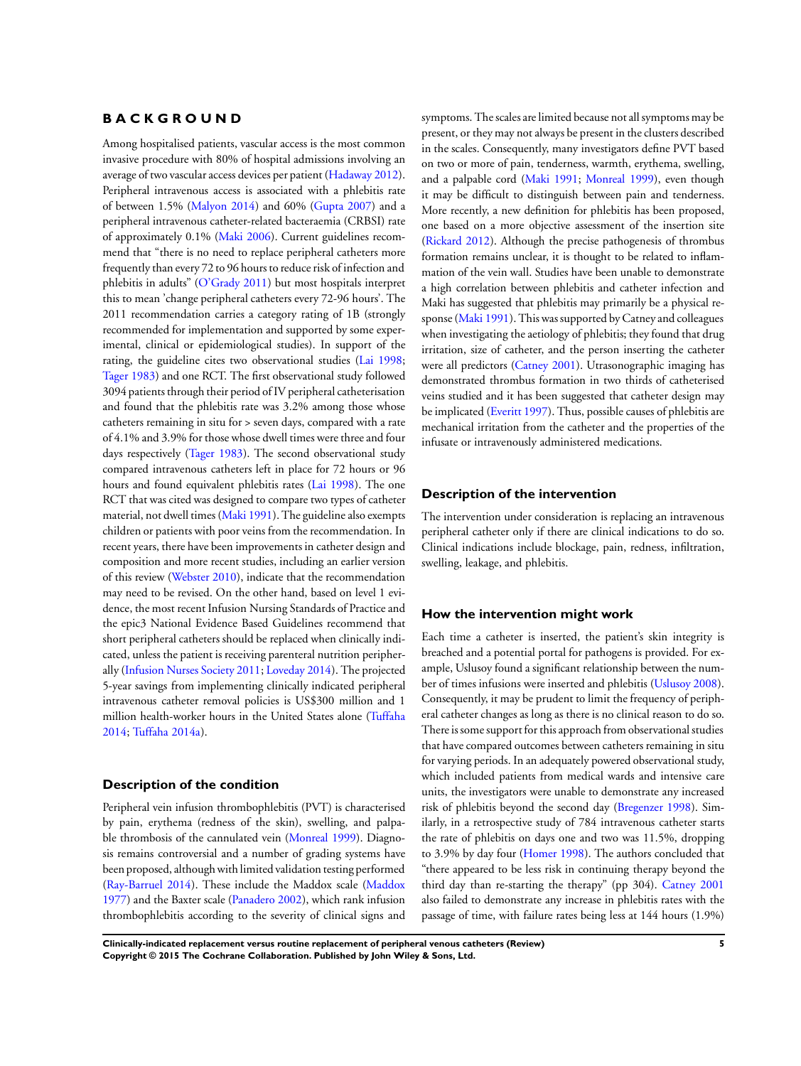# BACKGROUND

Among hospitalised patients, vascular access is the most common invasive procedure with 80% of hospital admissions involving an average of two vascular access devices per patient (Hadaway 2012). Peripheral intravenous access is associated with a phlebitis rate of between 1.5% (Malyon 2014) and 60% (Gupta 2007) and a peripheral intravenous catheter-related bacteraemia (CRBSI) rate of approximately 0.1% (Maki 2006). Current guidelines recommend that "there is no need to replace peripheral catheters more frequently than every 72 to 96 hours to reduce risk of infection and phlebitis in adults" (O'Grady 2011) but most hospitals interpret this to mean 'change peripheral catheters every 72-96 hours'. The 2011 recommendation carries a category rating of 1B (strongly recommended for implementation and supported by some experimental, clinical or epidemiological studies). In support of the rating, the guideline cites two observational studies (Lai 1998; Tager 1983) and one RCT. The first observational study followed 3094 patients through their period of IV peripheral catheterisation and found that the phlebitis rate was 3.2% among those whose catheters remaining in situ for > seven days, compared with a rate of 4.1% and 3.9% for those whose dwell times were three and four days respectively (Tager 1983). The second observational study compared intravenous catheters left in place for 72 hours or 96 hours and found equivalent phlebitis rates (Lai 1998). The one RCT that was cited was designed to compare two types of catheter material, not dwell times (Maki 1991). The guideline also exempts children or patients with poor veins from the recommendation. In recent years, there have been improvements in catheter design and composition and more recent studies, including an earlier version of this review (Webster 2010), indicate that the recommendation may need to be revised. On the other hand, based on level 1 evidence, the most recent Infusion Nursing Standards of Practice and the epic3 National Evidence Based Guidelines recommend that short peripheral catheters should be replaced when clinically indicated, unless the patient is receiving parenteral nutrition peripherally (Infusion Nurses Society 2011; Loveday 2014). The projected 5-year savings from implementing clinically indicated peripheral intravenous catheter removal policies is US$300 million and 1 million health-worker hours in the United States alone (Tuffaha 2014; Tuffaha 2014a).

## Description of the condition

Peripheral vein infusion thrombophlebitis (PVT) is characterised by pain, erythema (redness of the skin), swelling, and palpable thrombosis of the cannulated vein (Monreal 1999). Diagnosis remains controversial and a number of grading systems have been proposed, although with limited validation testing performed (Ray-Barruel 2014). These include the Maddox scale (Maddox 1977) and the Baxter scale (Panadero 2002), which rank infusion thrombophlebitis according to the severity of clinical signs and symptoms. The scales are limited because not all symptoms may be present, or they may not always be present in the clusters described in the scales. Consequently, many investigators define PVT based on two or more of pain, tenderness, warmth, erythema, swelling, and a palpable cord (Maki 1991; Monreal 1999), even though it may be difficult to distinguish between pain and tenderness. More recently, a new definition for phlebitis has been proposed, one based on a more objective assessment of the insertion site (Rickard 2012). Although the precise pathogenesis of thrombus formation remains unclear, it is thought to be related to inflammation of the vein wall. Studies have been unable to demonstrate a high correlation between phlebitis and catheter infection and Maki has suggested that phlebitis may primarily be a physical response (Maki 1991). This was supported by Catney and colleagues when investigating the aetiology of phlebitis; they found that drug irritation, size of catheter, and the person inserting the catheter were all predictors (Catney 2001). Utrasonographic imaging has demonstrated thrombus formation in two thirds of catheterised veins studied and it has been suggested that catheter design may be implicated (Everitt 1997). Thus, possible causes of phlebitis are mechanical irritation from the catheter and the properties of the infusate or intravenously administered medications.

## Description of the intervention

The intervention under consideration is replacing an intravenous peripheral catheter only if there are clinical indications to do so. Clinical indications include blockage, pain, redness, infiltration, swelling, leakage, and phlebitis.

## How the intervention might work

Each time a catheter is inserted, the patient's skin integrity is breached and a potential portal for pathogens is provided. For example, Uslusoy found a significant relationship between the number of times infusions were inserted and phlebitis (Uslusoy 2008). Consequently, it may be prudent to limit the frequency of peripheral catheter changes as long as there is no clinical reason to do so. There is some support for this approach from observational studies that have compared outcomes between catheters remaining in situ for varying periods. In an adequately powered observational study, which included patients from medical wards and intensive care units, the investigators were unable to demonstrate any increased risk of phlebitis beyond the second day (Bregenzer 1998). Similarly, in a retrospective study of 784 intravenous catheter starts the rate of phlebitis on days one and two was 11.5%, dropping to 3.9% by day four (Homer 1998). The authors concluded that "there appeared to be less risk in continuing therapy beyond the third day than re-starting the therapy" (pp 304). Catney 2001 also failed to demonstrate any increase in phlebitis rates with the passage of time, with failure rates being less at 144 hours (1.9%)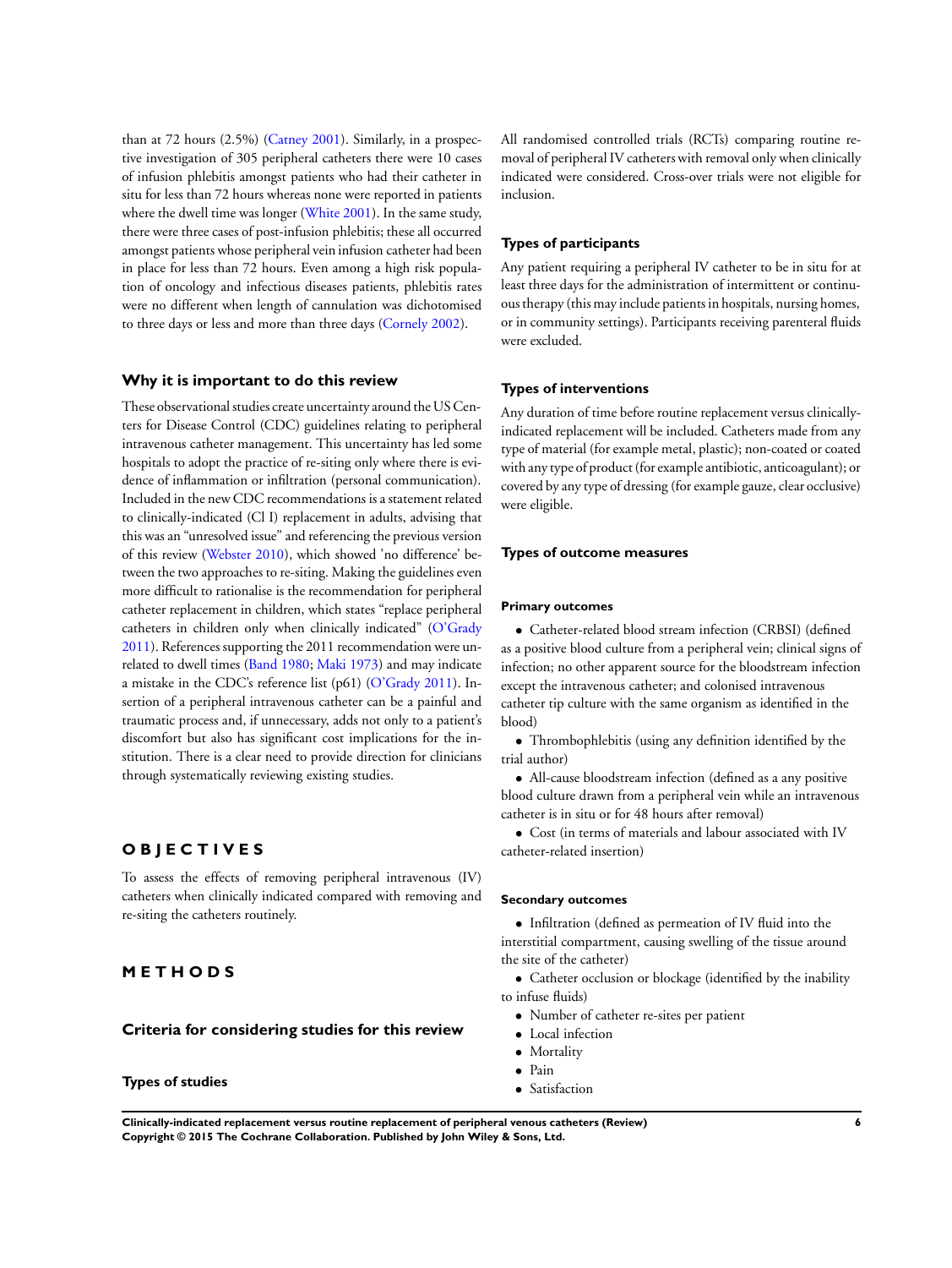than at 72 hours (2.5%) (Catney 2001). Similarly, in a prospective investigation of 305 peripheral catheters there were 10 cases of infusion phlebitis amongst patients who had their catheter in situ for less than 72 hours whereas none were reported in patients where the dwell time was longer (White 2001). In the same study, there were three cases of post-infusion phlebitis; these all occurred amongst patients whose peripheral vein infusion catheter had been in place for less than 72 hours. Even among a high risk population of oncology and infectious diseases patients, phlebitis rates were no different when length of cannulation was dichotomised to three days or less and more than three days (Cornely 2002).

### Why it is important to do this review

These observational studies create uncertainty around the US Centers for Disease Control (CDC) guidelines relating to peripheral intravenous catheter management. This uncertainty has led some hospitals to adopt the practice of re-siting only where there is evidence of inflammation or infiltration (personal communication). Included in the new CDC recommendations is a statement related to clinically-indicated (Cl I) replacement in adults, advising that this was an "unresolved issue" and referencing the previous version of this review (Webster 2010), which showed 'no difference' between the two approaches to re-siting. Making the guidelines even more difficult to rationalise is the recommendation for peripheral catheter replacement in children, which states "replace peripheral catheters in children only when clinically indicated" (O'Grady 2011). References supporting the 2011 recommendation were unrelated to dwell times (Band 1980; Maki 1973) and may indicate a mistake in the CDC's reference list (p61) (O'Grady 2011). Insertion of a peripheral intravenous catheter can be a painful and traumatic process and, if unnecessary, adds not only to a patient's discomfort but also has significant cost implications for the institution. There is a clear need to provide direction for clinicians through systematically reviewing existing studies.

# OBJECTIVES

To assess the effects of removing peripheral intravenous (IV) catheters when clinically indicated compared with removing and re-siting the catheters routinely.

# METHODS

## Criteria for considering studies for this review

### Types of studies

All randomised controlled trials (RCTs) comparing routine removal of peripheral IV catheters with removal only when clinically indicated were considered. Cross-over trials were not eligible for inclusion.

### Types of participants

Any patient requiring a peripheral IV catheter to be in situ for at least three days for the administration of intermittent or continuous therapy (this may include patients in hospitals, nursing homes, or in community settings). Participants receiving parenteral fluids were excluded.

### Types of interventions

Any duration of time before routine replacement versus clinically-indicated replacement will be included. Catheters made from any type of material (for example metal, plastic); non-coated or coated with any type of product (for example antibiotic, anticoagulant); or covered by any type of dressing (for example gauze, clear occlusive) were eligible.

### Types of outcome measures

#### Primary outcomes

- Catheter-related blood stream infection (CRBSI) (defined as a positive blood culture from a peripheral vein; clinical signs of infection; no other apparent source for the bloodstream infection except the intravenous catheter; and colonised intravenous catheter tip culture with the same organism as identified in the blood)
- Thrombophlebitis (using any definition identified by the trial author)
- All-cause bloodstream infection (defined as a any positive blood culture drawn from a peripheral vein while an intravenous catheter is in situ or for 48 hours after removal)
- Cost (in terms of materials and labour associated with IV catheter-related insertion)

#### Secondary outcomes

- Infiltration (defined as permeation of IV fluid into the interstitial compartment, causing swelling of the tissue around the site of the catheter)
- Catheter occlusion or blockage (identified by the inability to infuse fluids)
- Number of catheter re-sites per patient
- Local infection
- Mortality
- Pain
- Satisfaction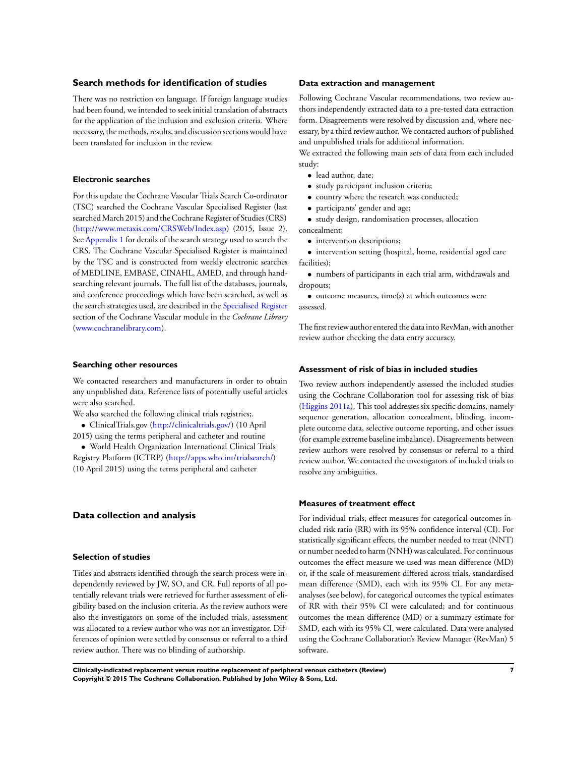## Search methods for identification of studies

There was no restriction on language. If foreign language studies had been found, we intended to seek initial translation of abstracts for the application of the inclusion and exclusion criteria. Where necessary, the methods, results, and discussion sections would have been translated for inclusion in the review.

### Electronic searches

For this update the Cochrane Vascular Trials Search Co-ordinator (TSC) searched the Cochrane Vascular Specialised Register (last searched March 2015) and the Cochrane Register of Studies (CRS) (http://www.metaxis.com/CRSWeb/Index.asp) (2015, Issue 2). See Appendix 1 for details of the search strategy used to search the CRS. The Cochrane Vascular Specialised Register is maintained by the TSC and is constructed from weekly electronic searches of MEDLINE, EMBASE, CINAHL, AMED, and through handsearching relevant journals. The full list of the databases, journals, and conference proceedings which have been searched, as well as the search strategies used, are described in the Specialised Register section of the Cochrane Vascular module in the *Cochrane Library* (www.cochranelibrary.com).

### Searching other resources

We contacted researchers and manufacturers in order to obtain any unpublished data. Reference lists of potentially useful articles were also searched.

We also searched the following clinical trials registries;.

- ClinicalTrials.gov (http://clinicaltrials.gov/) (10 April 2015) using the terms peripheral and catheter and routine
- World Health Organization International Clinical Trials Registry Platform (ICTRP) (http://apps.who.int/trialsearch/) (10 April 2015) using the terms peripheral and catheter

## Data collection and analysis

### Selection of studies

Titles and abstracts identified through the search process were independently reviewed by JW, SO, and CR. Full reports of all potentially relevant trials were retrieved for further assessment of eligibility based on the inclusion criteria. As the review authors were also the investigators on some of the included trials, assessment was allocated to a review author who was not an investigator. Differences of opinion were settled by consensus or referral to a third review author. There was no blinding of authorship.

### Data extraction and management

Following Cochrane Vascular recommendations, two review authors independently extracted data to a pre-tested data extraction form. Disagreements were resolved by discussion and, where necessary, by a third review author. We contacted authors of published and unpublished trials for additional information.

We extracted the following main sets of data from each included study:

- lead author, date;
- study participant inclusion criteria;
- country where the research was conducted;
- participants' gender and age;
- study design, randomisation processes, allocation concealment;
- intervention descriptions;
- intervention setting (hospital, home, residential aged care facilities);
- numbers of participants in each trial arm, withdrawals and dropouts;
- outcome measures, time(s) at which outcomes were assessed.

The first review author entered the data into RevMan, with another review author checking the data entry accuracy.

### Assessment of risk of bias in included studies

Two review authors independently assessed the included studies using the Cochrane Collaboration tool for assessing risk of bias (Higgins 2011a). This tool addresses six specific domains, namely sequence generation, allocation concealment, blinding, incomplete outcome data, selective outcome reporting, and other issues (for example extreme baseline imbalance). Disagreements between review authors were resolved by consensus or referral to a third review author. We contacted the investigators of included trials to resolve any ambiguities.

### Measures of treatment effect

For individual trials, effect measures for categorical outcomes included risk ratio (RR) with its 95% confidence interval (CI). For statistically significant effects, the number needed to treat (NNT) or number needed to harm (NNH) was calculated. For continuous outcomes the effect measure we used was mean difference (MD) or, if the scale of measurement differed across trials, standardised mean difference (SMD), each with its 95% CI. For any meta-analyses (see below), for categorical outcomes the typical estimates of RR with their 95% CI were calculated; and for continuous outcomes the mean difference (MD) or a summary estimate for SMD, each with its 95% CI, were calculated. Data were analysed using the Cochrane Collaboration's Review Manager (RevMan) 5 software.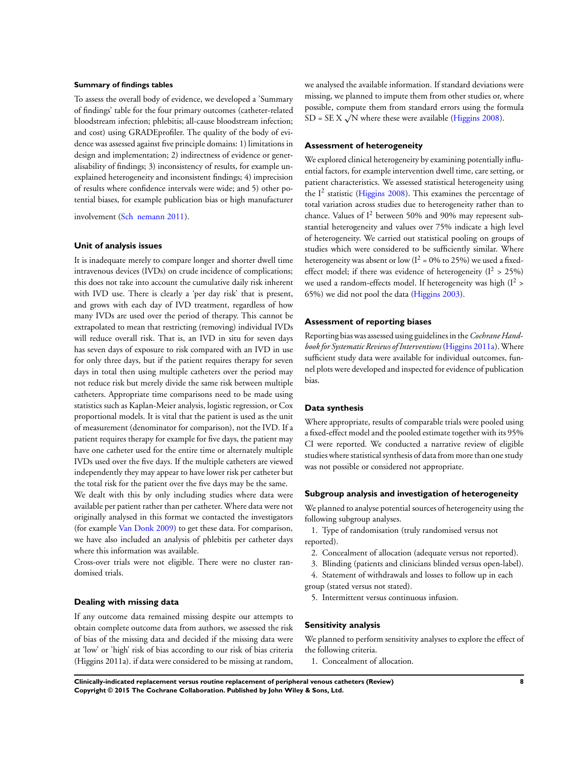### Summary of findings tables

To assess the overall body of evidence, we developed a 'Summary of findings' table for the four primary outcomes (catheter-related bloodstream infection; phlebitis; all-cause bloodstream infection; and cost) using GRADEprofiler. The quality of the body of evidence was assessed against five principle domains: 1) limitations in design and implementation; 2) indirectness of evidence or generalisability of findings; 3) inconsistency of results, for example unexplained heterogeneity and inconsistent findings; 4) imprecision of results where confidence intervals were wide; and 5) other potential biases, for example publication bias or high manufacturer involvement (Sch nemann 2011).

### Unit of analysis issues

It is inadequate merely to compare longer and shorter dwell time intravenous devices (IVDs) on crude incidence of complications; this does not take into account the cumulative daily risk inherent with IVD use. There is clearly a 'per day risk' that is present, and grows with each day of IVD treatment, regardless of how many IVDs are used over the period of therapy. This cannot be extrapolated to mean that restricting (removing) individual IVDs will reduce overall risk. That is, an IVD in situ for seven days has seven days of exposure to risk compared with an IVD in use for only three days, but if the patient requires therapy for seven days in total then using multiple catheters over the period may not reduce risk but merely divide the same risk between multiple catheters. Appropriate time comparisons need to be made using statistics such as Kaplan-Meier analysis, logistic regression, or Cox proportional models. It is vital that the patient is used as the unit of measurement (denominator for comparison), not the IVD. If a patient requires therapy for example for five days, the patient may have one catheter used for the entire time or alternately multiple IVDs used over the five days. If the multiple catheters are viewed independently they may appear to have lower risk per catheter but the total risk for the patient over the five days may be the same.

We dealt with this by only including studies where data were available per patient rather than per catheter. Where data were not originally analysed in this format we contacted the investigators (for example Van Donk 2009) to get these data. For comparison, we have also included an analysis of phlebitis per catheter days where this information was available.

Cross-over trials were not eligible. There were no cluster randomised trials.

### Dealing with missing data

If any outcome data remained missing despite our attempts to obtain complete outcome data from authors, we assessed the risk of bias of the missing data and decided if the missing data were at 'low' or 'high' risk of bias according to our risk of bias criteria (Higgins 2011a). if data were considered to be missing at random, we analysed the available information. If standard deviations were missing, we planned to impute them from other studies or, where possible, compute them from standard errors using the formula SD = SE X $\sqrt{N}$ where these were available (Higgins 2008).

### Assessment of heterogeneity

We explored clinical heterogeneity by examining potentially influential factors, for example intervention dwell time, care setting, or patient characteristics. We assessed statistical heterogeneity using the $I^2$ statistic (Higgins 2008). This examines the percentage of total variation across studies due to heterogeneity rather than to chance. Values of $I^2$ between 50% and 90% may represent substantial heterogeneity and values over 75% indicate a high level of heterogeneity. We carried out statistical pooling on groups of studies which were considered to be sufficiently similar. Where heterogeneity was absent or low ($I^2$ = 0% to 25%) we used a fixed-effect model; if there was evidence of heterogeneity ($I^2$ > 25%) we used a random-effects model. If heterogeneity was high ($I^2$ > 65%) we did not pool the data (Higgins 2003).

### Assessment of reporting biases

Reporting bias was assessed using guidelines in the *Cochrane Handbook for Systematic Reviews of Interventions* (Higgins 2011a). Where sufficient study data were available for individual outcomes, funnel plots were developed and inspected for evidence of publication bias.

### Data synthesis

Where appropriate, results of comparable trials were pooled using a fixed-effect model and the pooled estimate together with its 95% CI were reported. We conducted a narrative review of eligible studies where statistical synthesis of data from more than one study was not possible or considered not appropriate.

### Subgroup analysis and investigation of heterogeneity

We planned to analyse potential sources of heterogeneity using the following subgroup analyses.

1. Type of randomisation (truly randomised versus not reported).
2. Concealment of allocation (adequate versus not reported).
3. Blinding (patients and clinicians blinded versus open-label).
4. Statement of withdrawals and losses to follow up in each group (stated versus not stated).
5. Intermittent versus continuous infusion.

### Sensitivity analysis

We planned to perform sensitivity analyses to explore the effect of the following criteria.

1. Concealment of allocation.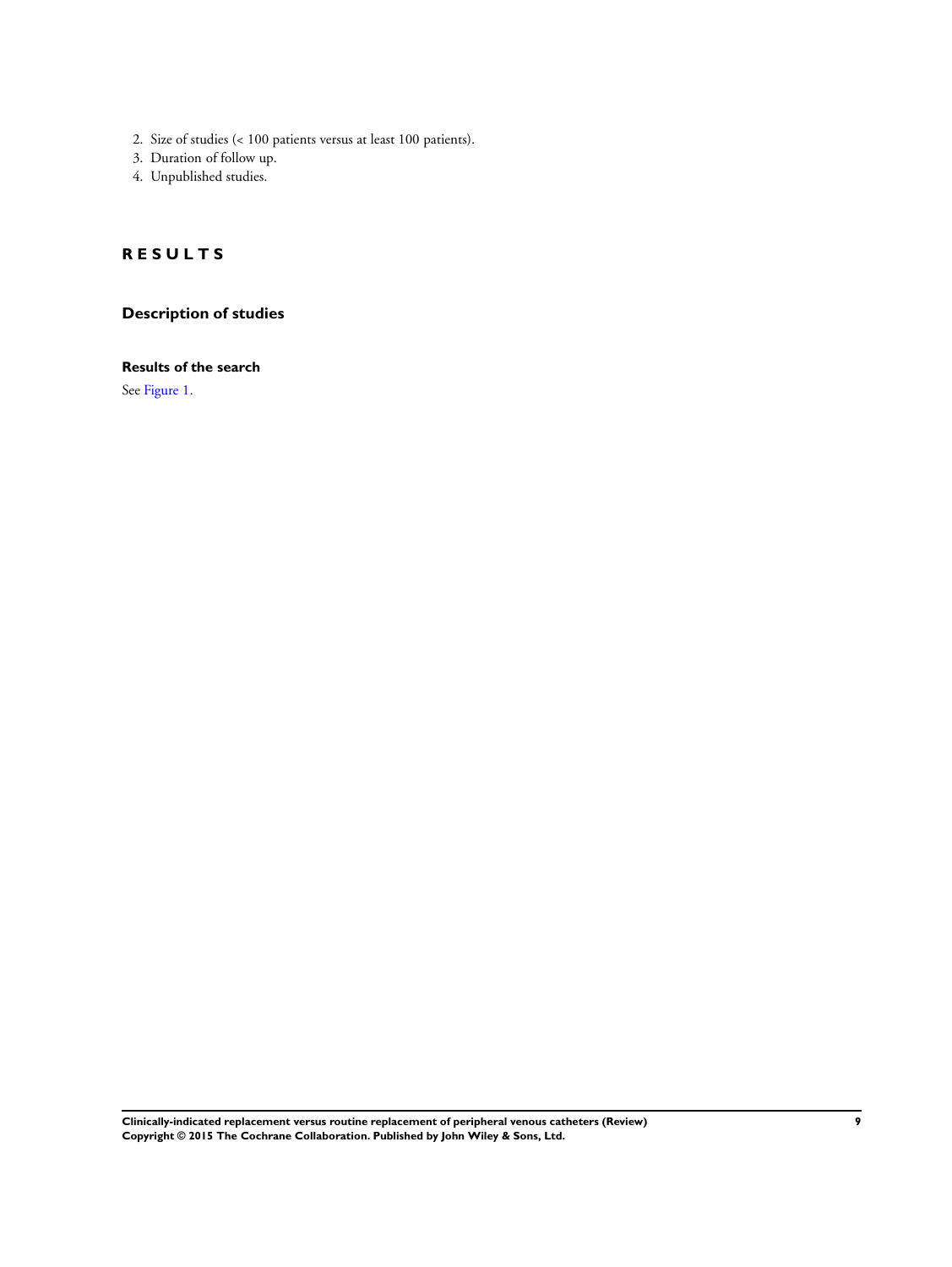2. Size of studies (< 100 patients versus at least 100 patients).
3. Duration of follow up.
4. Unpublished studies.

# RESULTS

## Description of studies

### Results of the search

See Figure 1.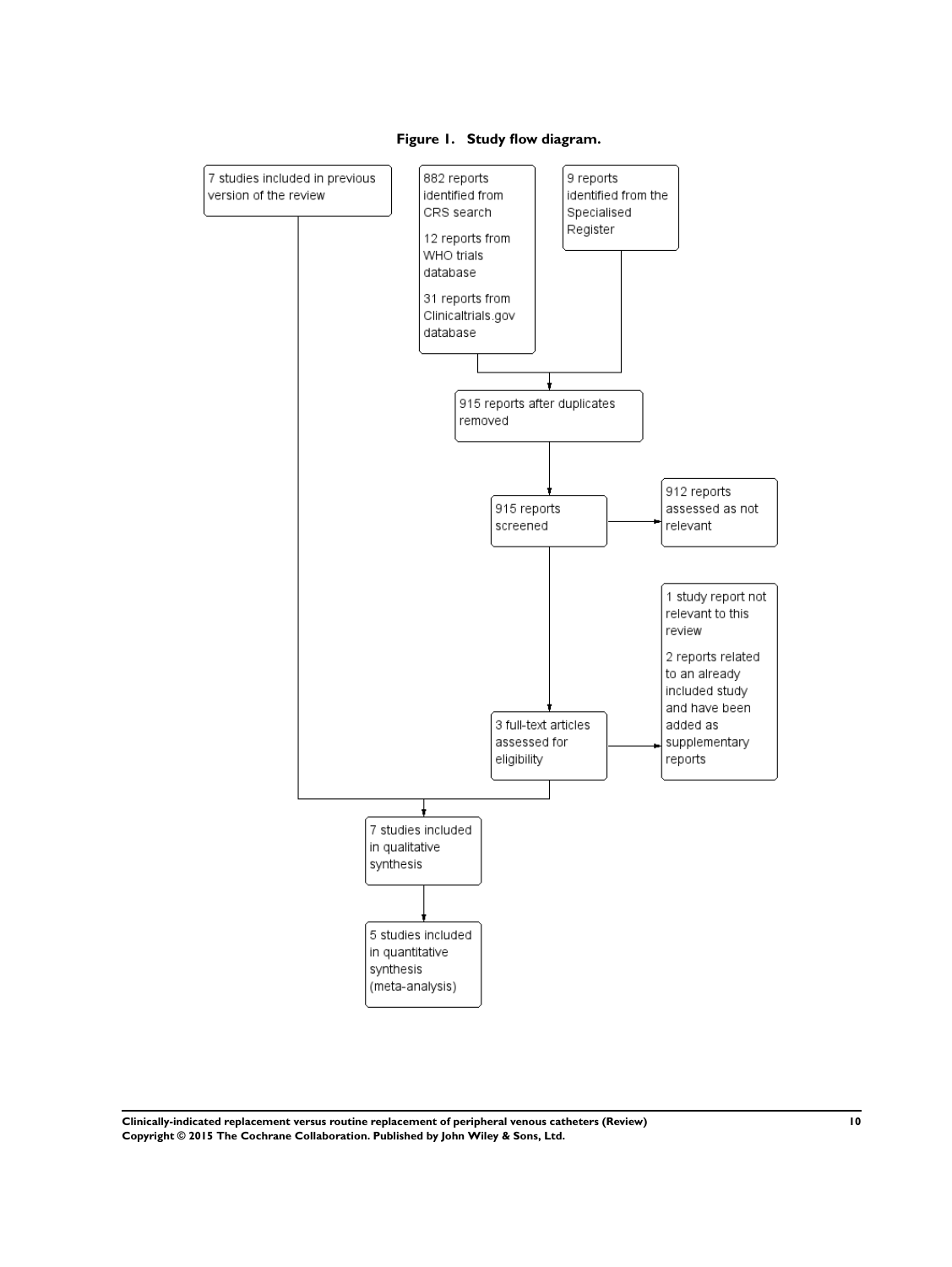**Figure 1. Study flow diagram.**

7 studies included in previous version of the review

882 reports identified from CRS search

12 reports from WHO trials database

31 reports from Clinicaltrials.gov database

9 reports identified from the Specialised Register

915 reports after duplicates removed

915 reports screened

912 reports assessed as not relevant

3 full-text articles assessed for eligibility

1 study report not relevant to this review

2 reports related to an already included study and have been added as supplementary reports

7 studies included in qualitative synthesis

5 studies included in quantitative synthesis (meta-analysis)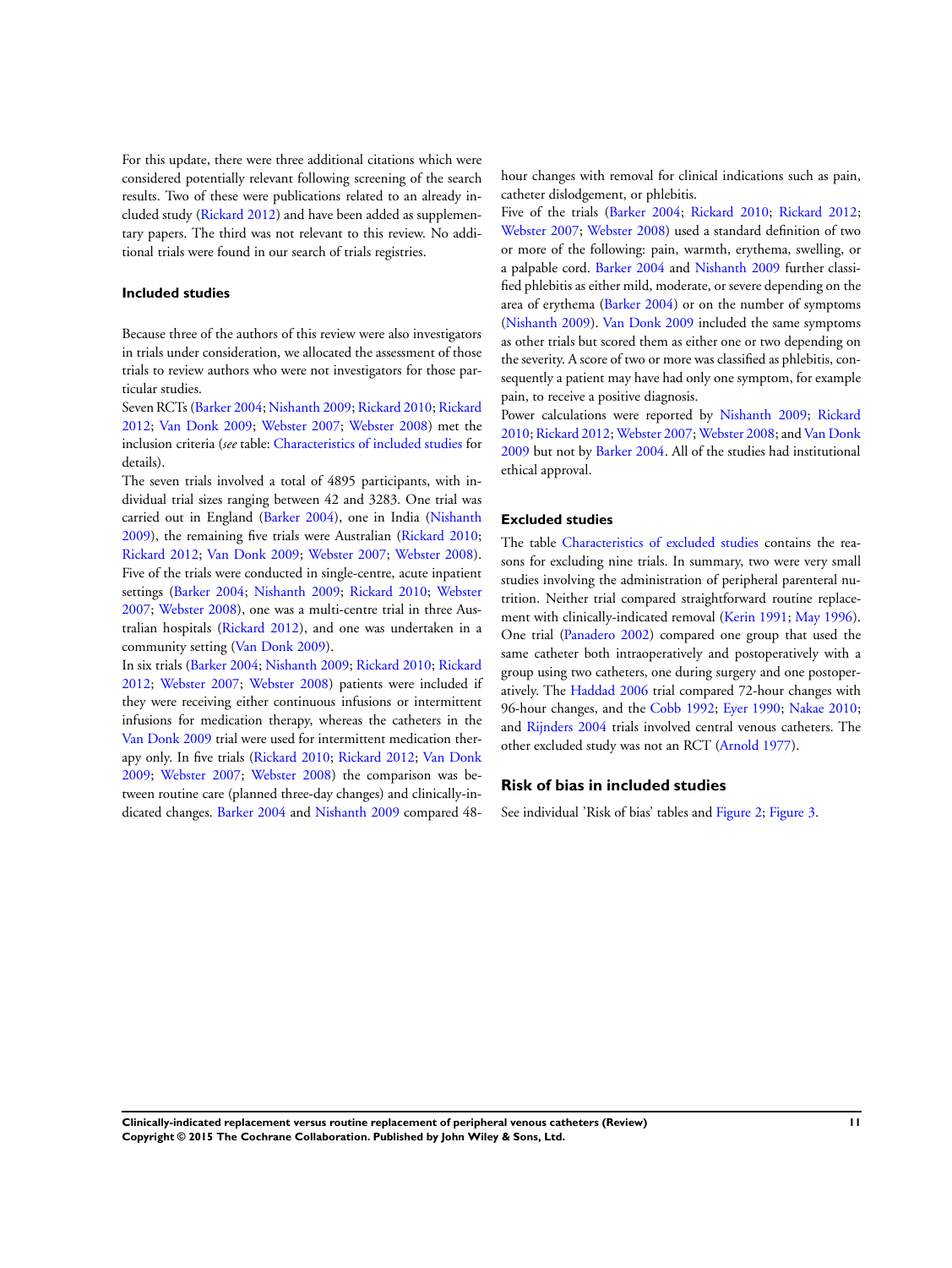For this update, there were three additional citations which were considered potentially relevant following screening of the search results. Two of these were publications related to an already included study (Rickard 2012) and have been added as supplementary papers. The third was not relevant to this review. No additional trials were found in our search of trials registries.

### Included studies

Because three of the authors of this review were also investigators in trials under consideration, we allocated the assessment of those trials to review authors who were not investigators for those particular studies.

Seven RCTs (Barker 2004; Nishanth 2009; Rickard 2010; Rickard 2012; Van Donk 2009; Webster 2007; Webster 2008) met the inclusion criteria (*see* table: Characteristics of included studies for details).

The seven trials involved a total of 4895 participants, with individual trial sizes ranging between 42 and 3283. One trial was carried out in England (Barker 2004), one in India (Nishanth 2009), the remaining five trials were Australian (Rickard 2010; Rickard 2012; Van Donk 2009; Webster 2007; Webster 2008). Five of the trials were conducted in single-centre, acute inpatient settings (Barker 2004; Nishanth 2009; Rickard 2010; Webster 2007; Webster 2008), one was a multi-centre trial in three Australian hospitals (Rickard 2012), and one was undertaken in a community setting (Van Donk 2009).

In six trials (Barker 2004; Nishanth 2009; Rickard 2010; Rickard 2012; Webster 2007; Webster 2008) patients were included if they were receiving either continuous infusions or intermittent infusions for medication therapy, whereas the catheters in the Van Donk 2009 trial were used for intermittent medication therapy only. In five trials (Rickard 2010; Rickard 2012; Van Donk 2009; Webster 2007; Webster 2008) the comparison was between routine care (planned three-day changes) and clinically-indicated changes. Barker 2004 and Nishanth 2009 compared 48-hour changes with removal for clinical indications such as pain, catheter dislodgement, or phlebitis.

Five of the trials (Barker 2004; Rickard 2010; Rickard 2012; Webster 2007; Webster 2008) used a standard definition of two or more of the following: pain, warmth, erythema, swelling, or a palpable cord. Barker 2004 and Nishanth 2009 further classified phlebitis as either mild, moderate, or severe depending on the area of erythema (Barker 2004) or on the number of symptoms (Nishanth 2009). Van Donk 2009 included the same symptoms as other trials but scored them as either one or two depending on the severity. A score of two or more was classified as phlebitis, consequently a patient may have had only one symptom, for example pain, to receive a positive diagnosis.

Power calculations were reported by Nishanth 2009; Rickard 2010; Rickard 2012; Webster 2007; Webster 2008; and Van Donk 2009 but not by Barker 2004. All of the studies had institutional ethical approval.

### Excluded studies

The table Characteristics of excluded studies contains the reasons for excluding nine trials. In summary, two were very small studies involving the administration of peripheral parenteral nutrition. Neither trial compared straightforward routine replacement with clinically-indicated removal (Kerin 1991; May 1996). One trial (Panadero 2002) compared one group that used the same catheter both intraoperatively and postoperatively with a group using two catheters, one during surgery and one postoperatively. The Haddad 2006 trial compared 72-hour changes with 96-hour changes, and the Cobb 1992; Eyer 1990; Nakae 2010; and Rijnders 2004 trials involved central venous catheters. The other excluded study was not an RCT (Arnold 1977).

## Risk of bias in included studies

See individual 'Risk of bias' tables and Figure 2; Figure 3.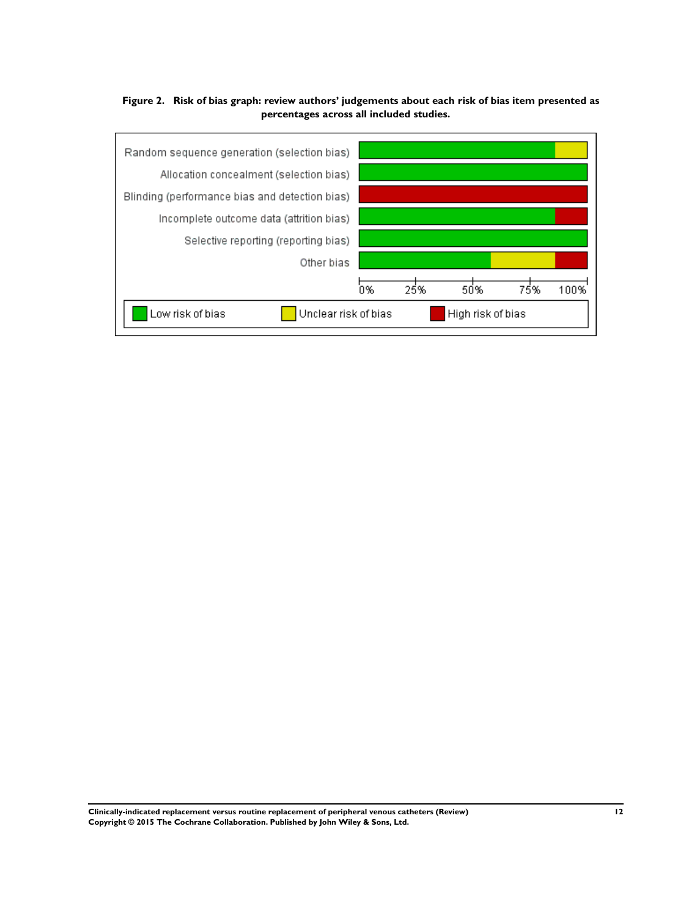**Figure 2. Risk of bias graph: review authors' judgements about each risk of bias item presented as percentages across all included studies.**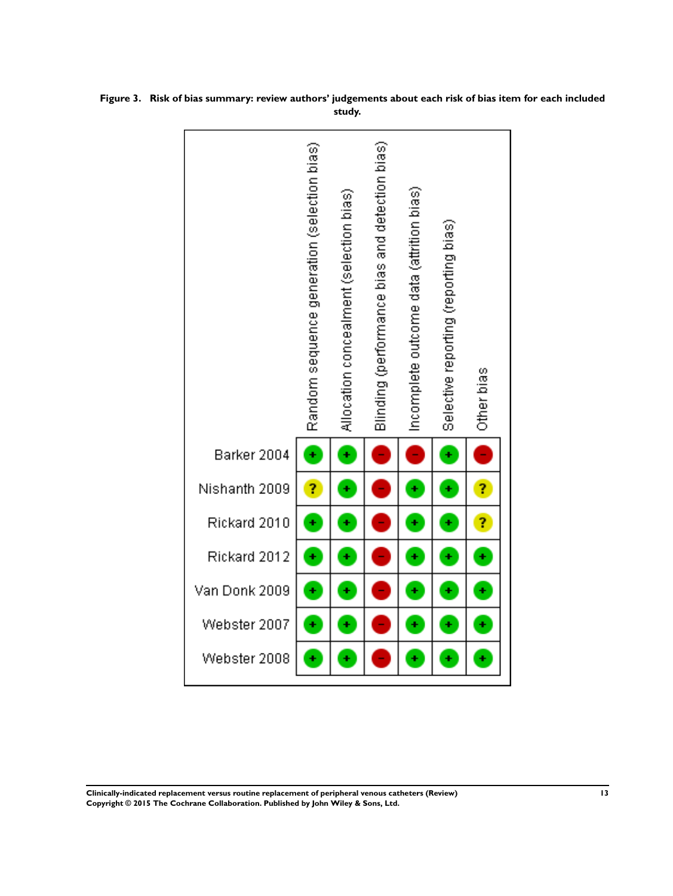**Figure 3. Risk of bias summary: review authors' judgements about each risk of bias item for each included study.**

| | Random sequence generation (selection bias) | Allocation concealment (selection bias) | Blinding (performance bias and detection bias) | Incomplete outcome data (attrition bias) | Selective reporting (reporting bias) | Other bias |
|---|---|---|---|---|---|---|
| Barker 2004 | + | + | - | - | + | - |
| Nishanth 2009 | ? | + | - | + | + | ? |
| Rickard 2010 | + | + | - | + | + | ? |
| Rickard 2012 | + | + | - | + | + | + |
| Van Donk 2009 | + | + | - | + | + | + |
| Webster 2007 | + | + | - | + | + | + |
| Webster 2008 | + | + | - | + | + | + |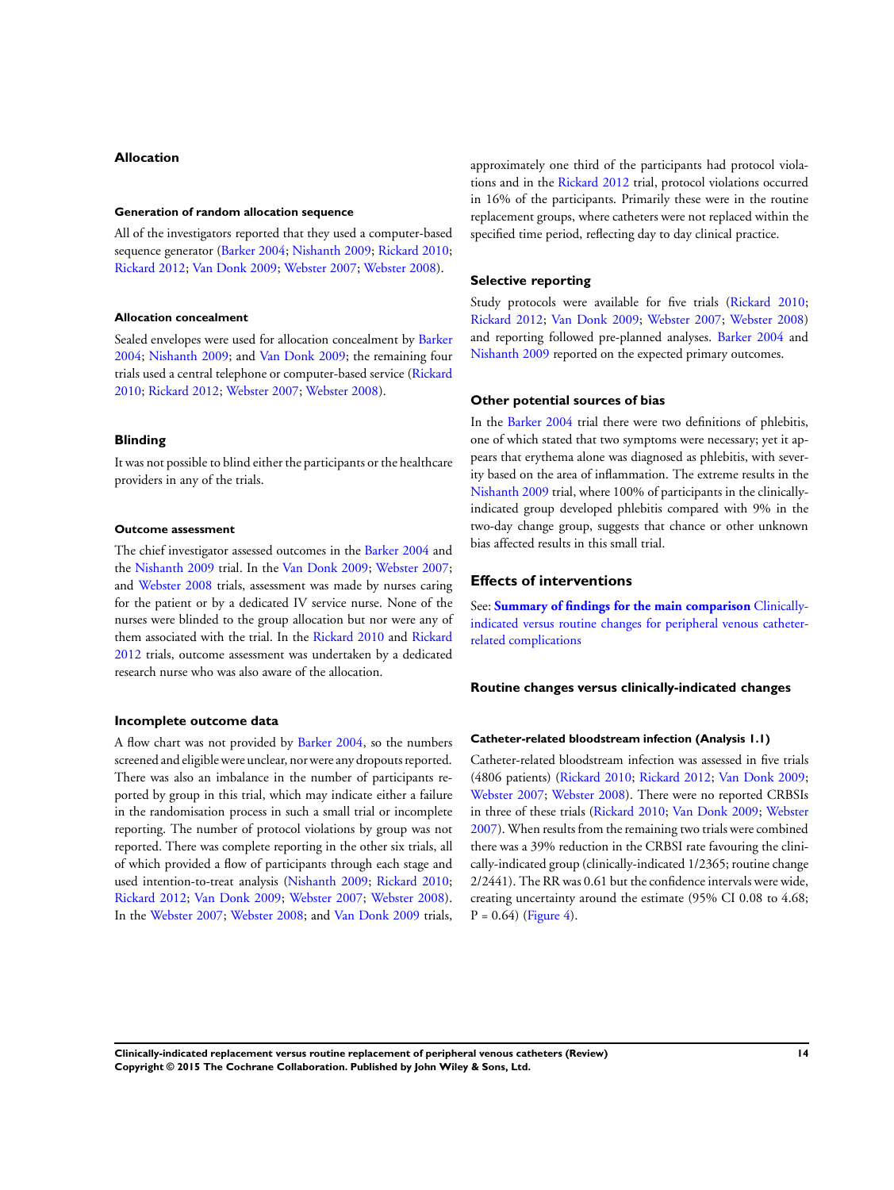### Allocation

#### Generation of random allocation sequence

All of the investigators reported that they used a computer-based sequence generator (Barker 2004; Nishanth 2009; Rickard 2010; Rickard 2012; Van Donk 2009; Webster 2007; Webster 2008).

#### Allocation concealment

Sealed envelopes were used for allocation concealment by Barker 2004; Nishanth 2009; and Van Donk 2009; the remaining four trials used a central telephone or computer-based service (Rickard 2010; Rickard 2012; Webster 2007; Webster 2008).

### Blinding

It was not possible to blind either the participants or the healthcare providers in any of the trials.

#### Outcome assessment

The chief investigator assessed outcomes in the Barker 2004 and the Nishanth 2009 trial. In the Van Donk 2009; Webster 2007; and Webster 2008 trials, assessment was made by nurses caring for the patient or by a dedicated IV service nurse. None of the nurses were blinded to the group allocation but nor were any of them associated with the trial. In the Rickard 2010 and Rickard 2012 trials, outcome assessment was undertaken by a dedicated research nurse who was also aware of the allocation.

### Incomplete outcome data

A flow chart was not provided by Barker 2004, so the numbers screened and eligible were unclear, nor were any dropouts reported. There was also an imbalance in the number of participants reported by group in this trial, which may indicate either a failure in the randomisation process in such a small trial or incomplete reporting. The number of protocol violations by group was not reported. There was complete reporting in the other six trials, all of which provided a flow of participants through each stage and used intention-to-treat analysis (Nishanth 2009; Rickard 2010; Rickard 2012; Van Donk 2009; Webster 2007; Webster 2008). In the Webster 2007; Webster 2008; and Van Donk 2009 trials, approximately one third of the participants had protocol violations and in the Rickard 2012 trial, protocol violations occurred in 16% of the participants. Primarily these were in the routine replacement groups, where catheters were not replaced within the specified time period, reflecting day to day clinical practice.

### Selective reporting

Study protocols were available for five trials (Rickard 2010; Rickard 2012; Van Donk 2009; Webster 2007; Webster 2008) and reporting followed pre-planned analyses. Barker 2004 and Nishanth 2009 reported on the expected primary outcomes.

### Other potential sources of bias

In the Barker 2004 trial there were two definitions of phlebitis, one of which stated that two symptoms were necessary; yet it appears that erythema alone was diagnosed as phlebitis, with severity based on the area of inflammation. The extreme results in the Nishanth 2009 trial, where 100% of participants in the clinically-indicated group developed phlebitis compared with 9% in the two-day change group, suggests that chance or other unknown bias affected results in this small trial.

## Effects of interventions

See: **Summary of findings for the main comparison** Clinically-indicated versus routine changes for peripheral venous catheter-related complications

### Routine changes versus clinically-indicated changes

#### Catheter-related bloodstream infection (Analysis 1.1)

Catheter-related bloodstream infection was assessed in five trials (4806 patients) (Rickard 2010; Rickard 2012; Van Donk 2009; Webster 2007; Webster 2008). There were no reported CRBSIs in three of these trials (Rickard 2010; Van Donk 2009; Webster 2007). When results from the remaining two trials were combined there was a 39% reduction in the CRBSI rate favouring the clinically-indicated group (clinically-indicated 1/2365; routine change 2/2441). The RR was 0.61 but the confidence intervals were wide, creating uncertainty around the estimate (95% CI 0.08 to 4.68; P = 0.64) (Figure 4).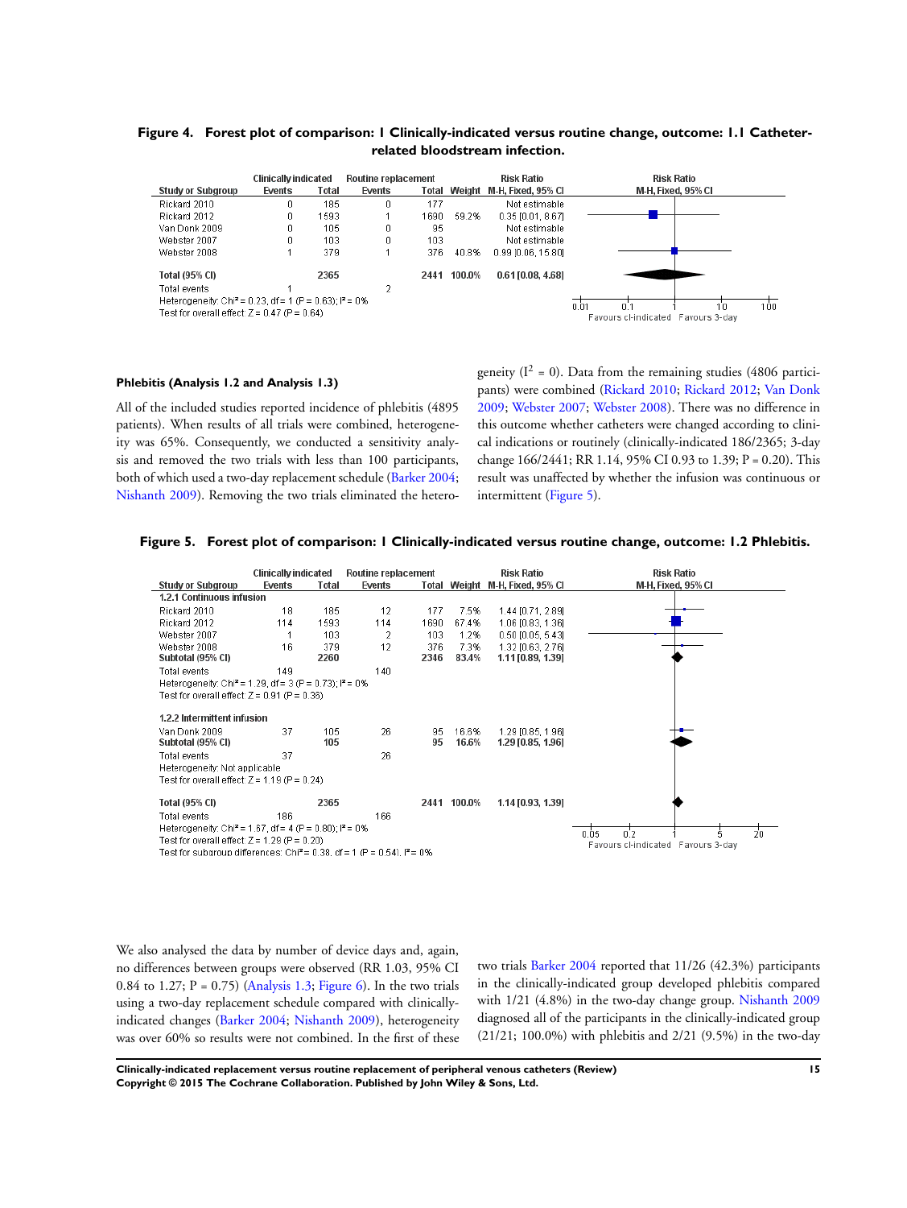**Figure 4. Forest plot of comparison: 1 Clinically-indicated versus routine change, outcome: 1.1 Catheter-related bloodstream infection.**

| Study or Subgroup | Clinically indicated Events | Clinically indicated Total | Routine replacement Events | Routine replacement Total | Weight | Risk Ratio M-H, Fixed, 95% CI |
|---|---|---|---|---|---|---|
| Rickard 2010 | 0 | 185 | 0 | 177 | | Not estimable |
| Rickard 2012 | 0 | 1593 | 1 | 1690 | 59.2% | 0.35 [0.01, 8.67] |
| Van Donk 2009 | 0 | 105 | 0 | 95 | | Not estimable |
| Webster 2007 | 0 | 103 | 0 | 103 | | Not estimable |
| Webster 2008 | 1 | 379 | 1 | 376 | 40.8% | 0.99 [0.06, 15.80] |
| **Total (95% CI)** | | **2365** | | **2441** | **100.0%** | **0.61 [0.08, 4.68]** |
| Total events | 1 | | 2 | | | |

Heterogeneity: Chi² = 0.23, df = 1 (P = 0.63); I² = 0%
Test for overall effect: Z = 0.47 (P = 0.64)

Favours cl-indicated | Favours 3-day

**Phlebitis (Analysis 1.2 and Analysis 1.3)**

All of the included studies reported incidence of phlebitis (4895 patients). When results of all trials were combined, heterogeneity was 65%. Consequently, we conducted a sensitivity analysis and removed the two trials with less than 100 participants, both of which used a two-day replacement schedule (Barker 2004; Nishanth 2009). Removing the two trials eliminated the heterogeneity ($I^2$ = 0). Data from the remaining studies (4806 participants) were combined (Rickard 2010; Rickard 2012; Van Donk 2009; Webster 2007; Webster 2008). There was no difference in this outcome whether catheters were changed according to clinical indications or routinely (clinically-indicated 186/2365; 3-day change 166/2441; RR 1.14, 95% CI 0.93 to 1.39; P = 0.20). This result was unaffected by whether the infusion was continuous or intermittent (Figure 5).

**Figure 5. Forest plot of comparison: 1 Clinically-indicated versus routine change, outcome: 1.2 Phlebitis.**

| Study or Subgroup | Clinically indicated Events | Clinically indicated Total | Routine replacement Events | Routine replacement Total | Weight | Risk Ratio M-H, Fixed, 95% CI |
|---|---|---|---|---|---|---|
| **1.2.1 Continuous infusion** | | | | | | |
| Rickard 2010 | 18 | 185 | 12 | 177 | 7.5% | 1.44 [0.71, 2.89] |
| Rickard 2012 | 114 | 1593 | 114 | 1690 | 67.4% | 1.06 [0.83, 1.36] |
| Webster 2007 | 1 | 103 | 2 | 103 | 1.2% | 0.50 [0.05, 5.43] |
| Webster 2008 | 16 | 379 | 12 | 376 | 7.3% | 1.32 [0.63, 2.76] |
| **Subtotal (95% CI)** | | **2260** | | **2346** | **83.4%** | **1.11 [0.89, 1.39]** |
| Total events | 149 | | 140 | | | |
| Heterogeneity: Chi² = 1.29, df = 3 (P = 0.73); I² = 0% | | | | | | |
| Test for overall effect: Z = 0.91 (P = 0.36) | | | | | | |
| **1.2.2 Intermittent infusion** | | | | | | |
| Van Donk 2009 | 37 | 105 | 26 | 95 | 16.6% | 1.29 [0.85, 1.96] |
| **Subtotal (95% CI)** | | **105** | | **95** | **16.6%** | **1.29 [0.85, 1.96]** |
| Total events | 37 | | 26 | | | |
| Heterogeneity: Not applicable | | | | | | |
| Test for overall effect: Z = 1.19 (P = 0.24) | | | | | | |
| **Total (95% CI)** | | **2365** | | **2441** | **100.0%** | **1.14 [0.93, 1.39]** |
| Total events | 186 | | 166 | | | |

Heterogeneity: Chi² = 1.67, df = 4 (P = 0.80); I² = 0%
Test for overall effect: Z = 1.29 (P = 0.20)
Test for subgroup differences: Chi² = 0.38, df = 1 (P = 0.54), I² = 0%

Favours cl-indicated | Favours 3-day

We also analysed the data by number of device days and, again, no differences between groups were observed (RR 1.03, 95% CI 0.84 to 1.27; P = 0.75) (Analysis 1.3; Figure 6). In the two trials using a two-day replacement schedule compared with clinically-indicated changes (Barker 2004; Nishanth 2009), heterogeneity was over 60% so results were not combined. In the first of these two trials Barker 2004 reported that 11/26 (42.3%) participants in the clinically-indicated group developed phlebitis compared with 1/21 (4.8%) in the two-day change group. Nishanth 2009 diagnosed all of the participants in the clinically-indicated group (21/21; 100.0%) with phlebitis and 2/21 (9.5%) in the two-day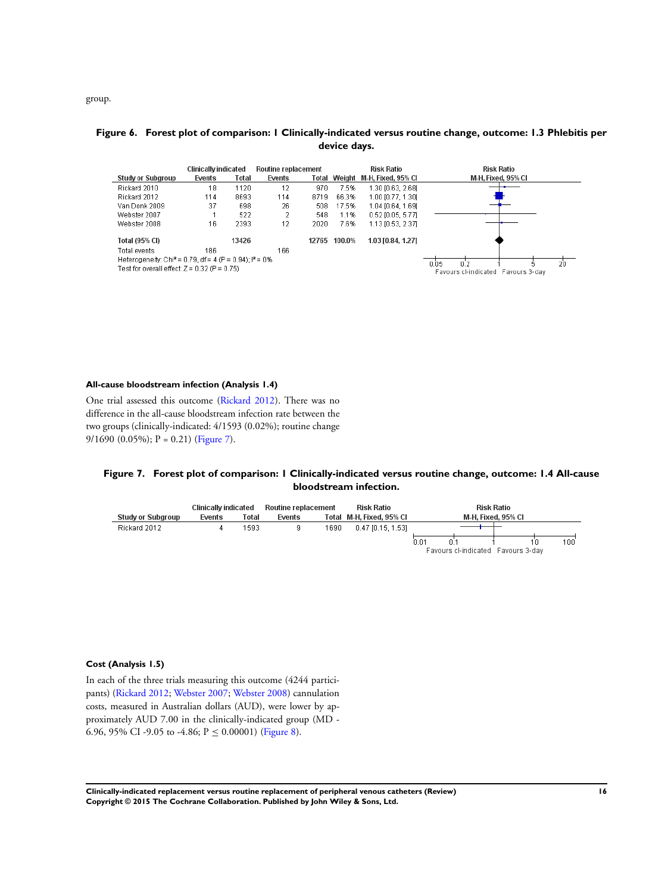group.

**Figure 6. Forest plot of comparison: 1 Clinically-indicated versus routine change, outcome: 1.3 Phlebitis per device days.**

| Study or Subgroup | Clinically indicated Events | Clinically indicated Total | Routine replacement Events | Routine replacement Total | Weight | Risk Ratio M-H, Fixed, 95% CI |
|---|---|---|---|---|---|---|
| Rickard 2010 | 18 | 1120 | 12 | 970 | 7.5% | 1.30 [0.63, 2.68] |
| Rickard 2012 | 114 | 8693 | 114 | 8719 | 66.3% | 1.00 [0.77, 1.30] |
| Van Donk 2009 | 37 | 698 | 26 | 508 | 17.5% | 1.04 [0.64, 1.69] |
| Webster 2007 | 1 | 522 | 2 | 548 | 1.1% | 0.52 [0.05, 5.77] |
| Webster 2008 | 16 | 2393 | 12 | 2020 | 7.6% | 1.13 [0.53, 2.37] |
| **Total (95% CI)** | | **13426** | | **12765** | **100.0%** | **1.03 [0.84, 1.27]** |
| Total events | 186 | | 166 | | | |

Heterogeneity: Chi² = 0.79, df = 4 (P = 0.94); I² = 0%
Test for overall effect: Z = 0.32 (P = 0.75)

Favours cl-indicated | Favours 3-day

### All-cause bloodstream infection (Analysis 1.4)

One trial assessed this outcome (Rickard 2012). There was no difference in the all-cause bloodstream infection rate between the two groups (clinically-indicated: 4/1593 (0.02%); routine change 9/1690 (0.05%); P = 0.21) (Figure 7).

**Figure 7. Forest plot of comparison: 1 Clinically-indicated versus routine change, outcome: 1.4 All-cause bloodstream infection.**

| Study or Subgroup | Clinically indicated Events | Clinically indicated Total | Routine replacement Events | Routine replacement Total | Risk Ratio M-H, Fixed, 95% CI |
|---|---|---|---|---|---|
| Rickard 2012 | 4 | 1593 | 9 | 1690 | 0.47 [0.15, 1.53] |

Favours cl-indicated | Favours 3-day

### Cost (Analysis 1.5)

In each of the three trials measuring this outcome (4244 participants) (Rickard 2012; Webster 2007; Webster 2008) cannulation costs, measured in Australian dollars (AUD), were lower by approximately AUD 7.00 in the clinically-indicated group (MD -6.96, 95% CI -9.05 to -4.86; P ≤ 0.00001) (Figure 8).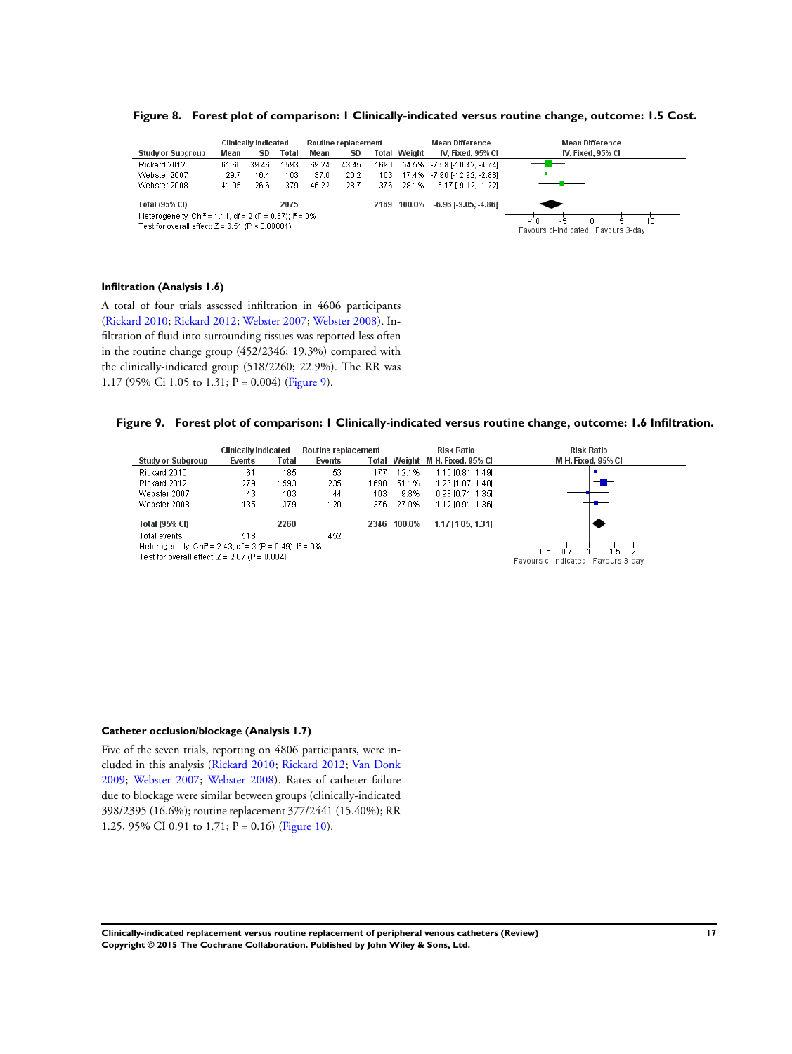**Figure 8. Forest plot of comparison: 1 Clinically-indicated versus routine change, outcome: 1.5 Cost.**

| Study or Subgroup | Clinically indicated Mean | SD | Total | Routine replacement Mean | SD | Total | Weight | Mean Difference IV, Fixed, 95% CI |
|---|---|---|---|---|---|---|---|---|
| Rickard 2012 | 61.66 | 39.46 | 1593 | 69.24 | 43.45 | 1690 | 54.5% | -7.58 [-10.42, -4.74] |
| Webster 2007 | 29.7 | 16.4 | 103 | 37.6 | 20.2 | 103 | 17.4% | -7.90 [-12.92, -2.88] |
| Webster 2008 | 41.05 | 26.6 | 379 | 46.22 | 28.7 | 376 | 28.1% | -5.17 [-9.12, -1.22] |
| **Total (95% CI)** | | | **2075** | | | **2169** | **100.0%** | **-6.96 [-9.05, -4.86]** |

Heterogeneity: Chi² = 1.11, df = 2 (P = 0.57); I² = 0%
Test for overall effect: Z = 6.51 (P < 0.00001)

Favours cl-indicated / Favours 3-day

### Infiltration (Analysis 1.6)

A total of four trials assessed infiltration in 4606 participants (Rickard 2010; Rickard 2012; Webster 2007; Webster 2008). Infiltration of fluid into surrounding tissues was reported less often in the routine change group (452/2346; 19.3%) compared with the clinically-indicated group (518/2260; 22.9%). The RR was 1.17 (95% Ci 1.05 to 1.31; P = 0.004) (Figure 9).

**Figure 9. Forest plot of comparison: 1 Clinically-indicated versus routine change, outcome: 1.6 Infiltration.**

| Study or Subgroup | Clinically indicated Events | Total | Routine replacement Events | Total | Weight | Risk Ratio M-H, Fixed, 95% CI |
|---|---|---|---|---|---|---|
| Rickard 2010 | 61 | 185 | 53 | 177 | 12.1% | 1.10 [0.81, 1.49] |
| Rickard 2012 | 279 | 1593 | 235 | 1690 | 51.1% | 1.26 [1.07, 1.48] |
| Webster 2007 | 43 | 103 | 44 | 103 | 9.8% | 0.98 [0.71, 1.35] |
| Webster 2008 | 135 | 379 | 120 | 376 | 27.0% | 1.12 [0.91, 1.36] |
| **Total (95% CI)** | | **2260** | | **2346** | **100.0%** | **1.17 [1.05, 1.31]** |
| Total events | 518 | | 452 | | | |

Heterogeneity: Chi² = 2.43, df = 3 (P = 0.49); I² = 0%
Test for overall effect: Z = 2.87 (P = 0.004)

Favours cl-indicated / Favours 3-day

### Catheter occlusion/blockage (Analysis 1.7)

Five of the seven trials, reporting on 4806 participants, were included in this analysis (Rickard 2010; Rickard 2012; Van Donk 2009; Webster 2007; Webster 2008). Rates of catheter failure due to blockage were similar between groups (clinically-indicated 398/2395 (16.6%); routine replacement 377/2441 (15.40%); RR 1.25, 95% CI 0.91 to 1.71; P = 0.16) (Figure 10).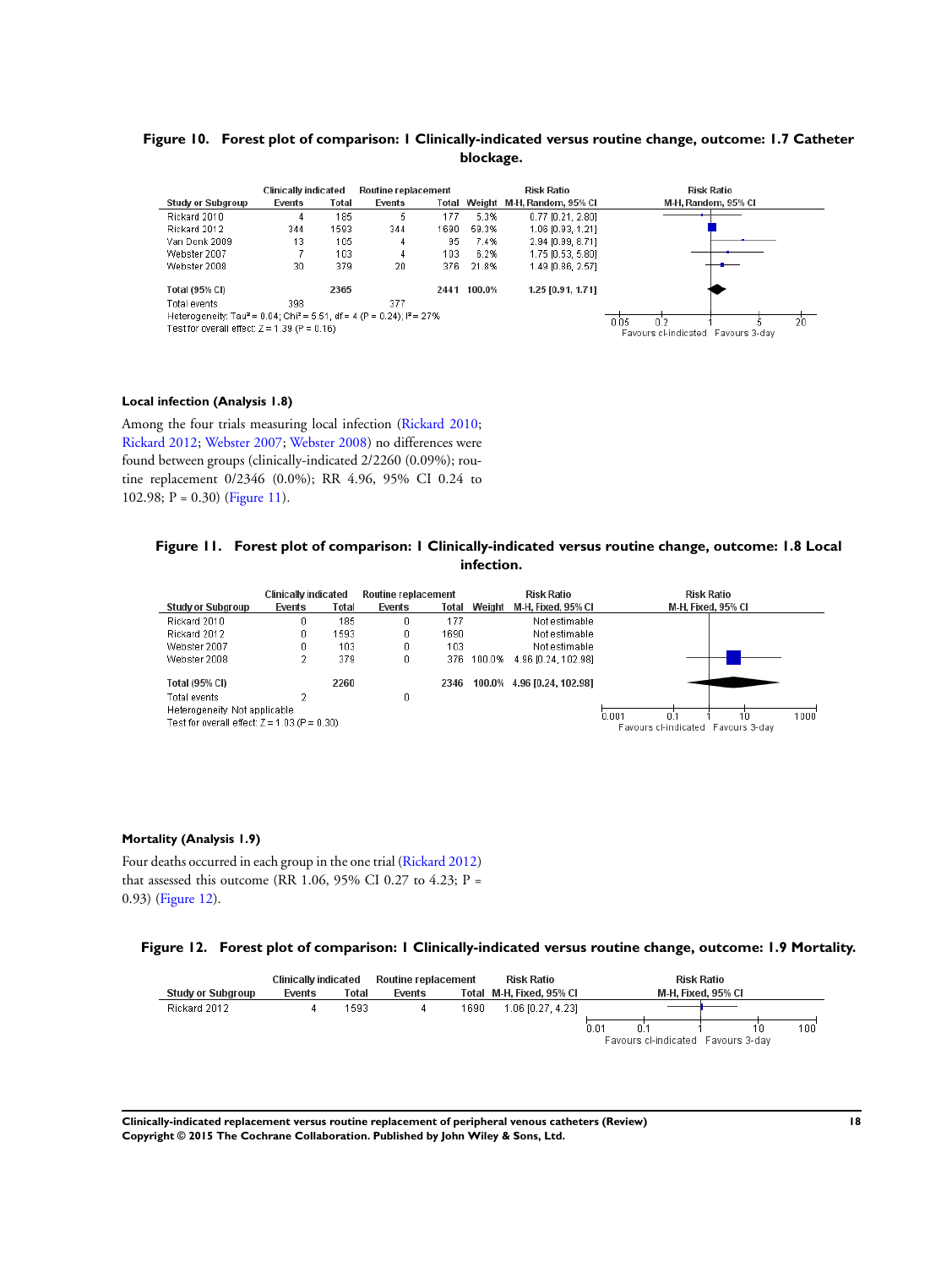**Figure 10. Forest plot of comparison: 1 Clinically-indicated versus routine change, outcome: 1.7 Catheter blockage.**

| Study or Subgroup | Clinically indicated Events | Clinically indicated Total | Routine replacement Events | Routine replacement Total | Weight | Risk Ratio M-H, Random, 95% CI |
|---|---|---|---|---|---|---|
| Rickard 2010 | 4 | 185 | 5 | 177 | 5.3% | 0.77 [0.21, 2.80] |
| Rickard 2012 | 344 | 1593 | 344 | 1690 | 59.3% | 1.06 [0.93, 1.21] |
| Van Donk 2009 | 13 | 105 | 4 | 95 | 7.4% | 2.94 [0.99, 8.71] |
| Webster 2007 | 7 | 103 | 4 | 103 | 6.2% | 1.75 [0.53, 5.80] |
| Webster 2008 | 30 | 379 | 20 | 376 | 21.8% | 1.49 [0.86, 2.57] |
| **Total (95% CI)** | | **2365** | | **2441** | **100.0%** | **1.25 [0.91, 1.71]** |
| Total events | 398 | | 377 | | | |

Heterogeneity: Tau² = 0.04; Chi² = 5.51, df = 4 (P = 0.24); I² = 27%

Test for overall effect: Z = 1.39 (P = 0.16)

Favours cl-indicated / Favours 3-day

### Local infection (Analysis 1.8)

Among the four trials measuring local infection (Rickard 2010; Rickard 2012; Webster 2007; Webster 2008) no differences were found between groups (clinically-indicated 2/2260 (0.09%); routine replacement 0/2346 (0.0%); RR 4.96, 95% CI 0.24 to 102.98; P = 0.30) (Figure 11).

**Figure 11. Forest plot of comparison: 1 Clinically-indicated versus routine change, outcome: 1.8 Local infection.**

| Study or Subgroup | Clinically indicated Events | Clinically indicated Total | Routine replacement Events | Routine replacement Total | Weight | Risk Ratio M-H, Fixed, 95% CI |
|---|---|---|---|---|---|---|
| Rickard 2010 | 0 | 185 | 0 | 177 | | Not estimable |
| Rickard 2012 | 0 | 1593 | 0 | 1690 | | Not estimable |
| Webster 2007 | 0 | 103 | 0 | 103 | | Not estimable |
| Webster 2008 | 2 | 379 | 0 | 376 | 100.0% | 4.96 [0.24, 102.98] |
| **Total (95% CI)** | | **2260** | | **2346** | **100.0%** | **4.96 [0.24, 102.98]** |
| Total events | 2 | | 0 | | | |

Heterogeneity: Not applicable

Test for overall effect: Z = 1.03 (P = 0.30)

Favours cl-indicated / Favours 3-day

### Mortality (Analysis 1.9)

Four deaths occurred in each group in the one trial (Rickard 2012) that assessed this outcome (RR 1.06, 95% CI 0.27 to 4.23; P = 0.93) (Figure 12).

**Figure 12. Forest plot of comparison: 1 Clinically-indicated versus routine change, outcome: 1.9 Mortality.**

| Study or Subgroup | Clinically indicated Events | Clinically indicated Total | Routine replacement Events | Routine replacement Total | Risk Ratio M-H, Fixed, 95% CI |
|---|---|---|---|---|---|
| Rickard 2012 | 4 | 1593 | 4 | 1690 | 1.06 [0.27, 4.23] |

Favours cl-indicated / Favours 3-day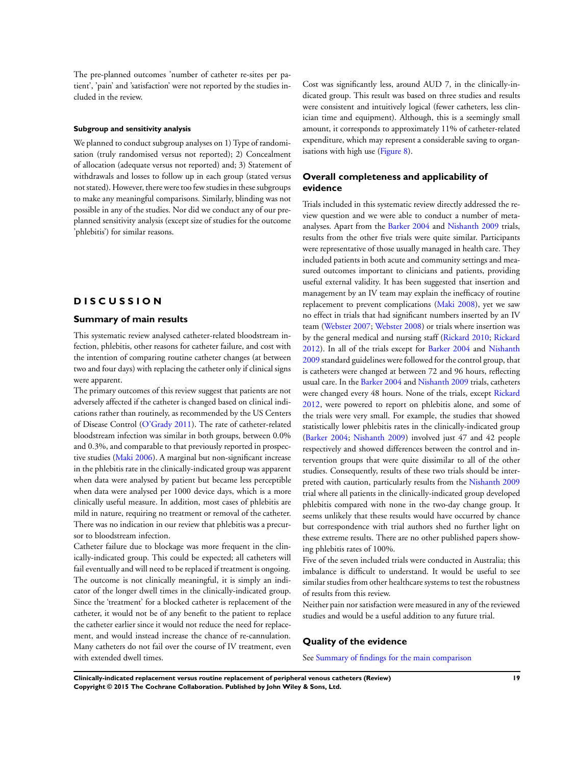The pre-planned outcomes 'number of catheter re-sites per patient', 'pain' and 'satisfaction' were not reported by the studies included in the review.

#### Subgroup and sensitivity analysis

We planned to conduct subgroup analyses on 1) Type of randomisation (truly randomised versus not reported); 2) Concealment of allocation (adequate versus not reported) and; 3) Statement of withdrawals and losses to follow up in each group (stated versus not stated). However, there were too few studies in these subgroups to make any meaningful comparisons. Similarly, blinding was not possible in any of the studies. Nor did we conduct any of our pre-planned sensitivity analysis (except size of studies for the outcome 'phlebitis') for similar reasons.

# DISCUSSION

## Summary of main results

This systematic review analysed catheter-related bloodstream infection, phlebitis, other reasons for catheter failure, and cost with the intention of comparing routine catheter changes (at between two and four days) with replacing the catheter only if clinical signs were apparent.

The primary outcomes of this review suggest that patients are not adversely affected if the catheter is changed based on clinical indications rather than routinely, as recommended by the US Centers of Disease Control (O'Grady 2011). The rate of catheter-related bloodstream infection was similar in both groups, between 0.0% and 0.3%, and comparable to that previously reported in prospective studies (Maki 2006). A marginal but non-significant increase in the phlebitis rate in the clinically-indicated group was apparent when data were analysed by patient but became less perceptible when data were analysed per 1000 device days, which is a more clinically useful measure. In addition, most cases of phlebitis are mild in nature, requiring no treatment or removal of the catheter. There was no indication in our review that phlebitis was a precursor to bloodstream infection.

Catheter failure due to blockage was more frequent in the clinically-indicated group. This could be expected; all catheters will fail eventually and will need to be replaced if treatment is ongoing. The outcome is not clinically meaningful, it is simply an indicator of the longer dwell times in the clinically-indicated group. Since the 'treatment' for a blocked catheter is replacement of the catheter, it would not be of any benefit to the patient to replace the catheter earlier since it would not reduce the need for replacement, and would instead increase the chance of re-cannulation. Many catheters do not fail over the course of IV treatment, even with extended dwell times.

Cost was significantly less, around AUD 7, in the clinically-indicated group. This result was based on three studies and results were consistent and intuitively logical (fewer catheters, less clinician time and equipment). Although, this is a seemingly small amount, it corresponds to approximately 11% of catheter-related expenditure, which may represent a considerable saving to organisations with high use (Figure 8).

## Overall completeness and applicability of evidence

Trials included in this systematic review directly addressed the review question and we were able to conduct a number of meta-analyses. Apart from the Barker 2004 and Nishanth 2009 trials, results from the other five trials were quite similar. Participants were representative of those usually managed in health care. They included patients in both acute and community settings and measured outcomes important to clinicians and patients, providing useful external validity. It has been suggested that insertion and management by an IV team may explain the inefficacy of routine replacement to prevent complications (Maki 2008), yet we saw no effect in trials that had significant numbers inserted by an IV team (Webster 2007; Webster 2008) or trials where insertion was by the general medical and nursing staff (Rickard 2010; Rickard 2012). In all of the trials except for Barker 2004 and Nishanth 2009 standard guidelines were followed for the control group, that is catheters were changed at between 72 and 96 hours, reflecting usual care. In the Barker 2004 and Nishanth 2009 trials, catheters were changed every 48 hours. None of the trials, except Rickard 2012, were powered to report on phlebitis alone, and some of the trials were very small. For example, the studies that showed statistically lower phlebitis rates in the clinically-indicated group (Barker 2004; Nishanth 2009) involved just 47 and 42 people respectively and showed differences between the control and intervention groups that were quite dissimilar to all of the other studies. Consequently, results of these two trials should be interpreted with caution, particularly results from the Nishanth 2009 trial where all patients in the clinically-indicated group developed phlebitis compared with none in the two-day change group. It seems unlikely that these results would have occurred by chance but correspondence with trial authors shed no further light on these extreme results. There are no other published papers showing phlebitis rates of 100%.

Five of the seven included trials were conducted in Australia; this imbalance is difficult to understand. It would be useful to see similar studies from other healthcare systems to test the robustness of results from this review.

Neither pain nor satisfaction were measured in any of the reviewed studies and would be a useful addition to any future trial.

## Quality of the evidence

See Summary of findings for the main comparison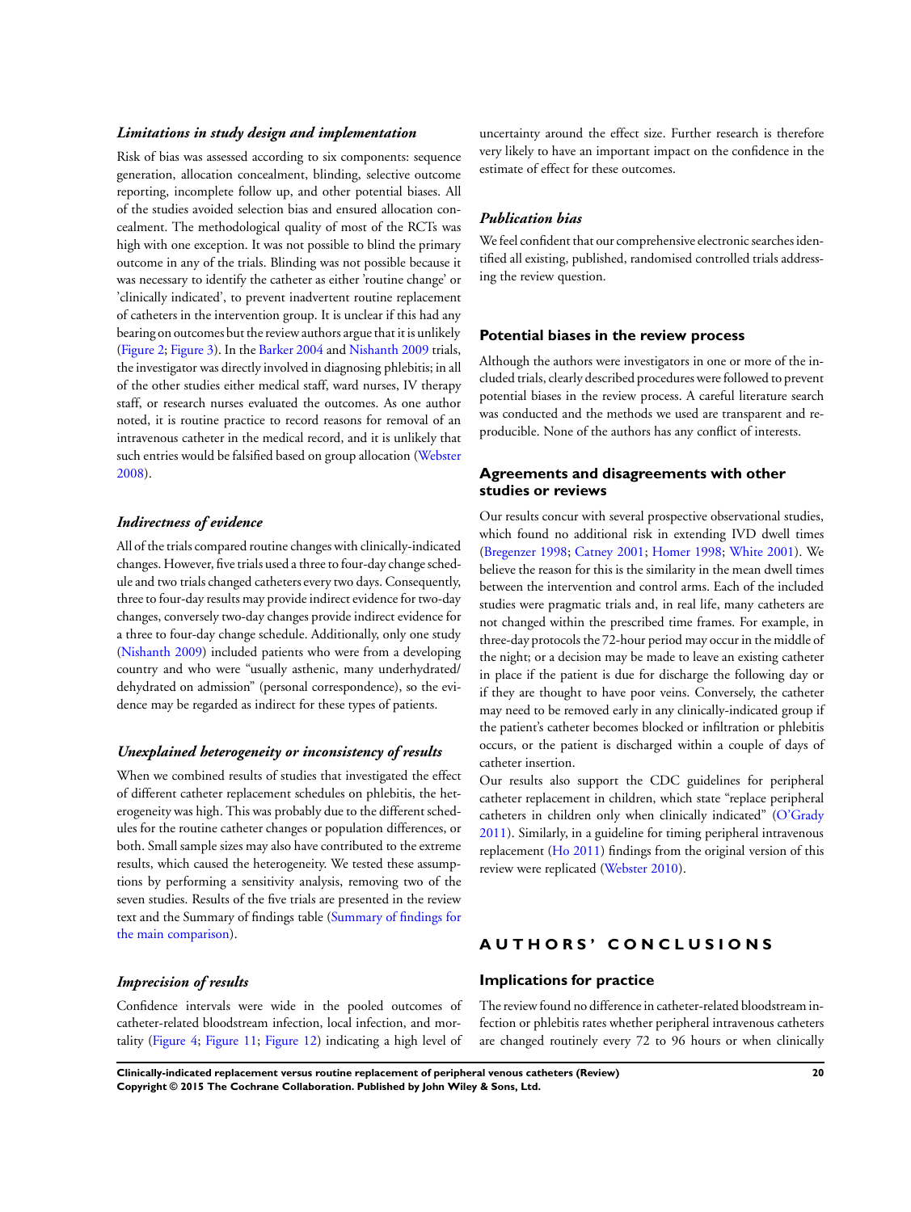### *Limitations in study design and implementation*

Risk of bias was assessed according to six components: sequence generation, allocation concealment, blinding, selective outcome reporting, incomplete follow up, and other potential biases. All of the studies avoided selection bias and ensured allocation concealment. The methodological quality of most of the RCTs was high with one exception. It was not possible to blind the primary outcome in any of the trials. Blinding was not possible because it was necessary to identify the catheter as either 'routine change' or 'clinically indicated', to prevent inadvertent routine replacement of catheters in the intervention group. It is unclear if this had any bearing on outcomes but the review authors argue that it is unlikely (Figure 2; Figure 3). In the Barker 2004 and Nishanth 2009 trials, the investigator was directly involved in diagnosing phlebitis; in all of the other studies either medical staff, ward nurses, IV therapy staff, or research nurses evaluated the outcomes. As one author noted, it is routine practice to record reasons for removal of an intravenous catheter in the medical record, and it is unlikely that such entries would be falsified based on group allocation (Webster 2008).

### *Indirectness of evidence*

All of the trials compared routine changes with clinically-indicated changes. However, five trials used a three to four-day change schedule and two trials changed catheters every two days. Consequently, three to four-day results may provide indirect evidence for two-day changes, conversely two-day changes provide indirect evidence for a three to four-day change schedule. Additionally, only one study (Nishanth 2009) included patients who were from a developing country and who were "usually asthenic, many underhydrated/dehydrated on admission" (personal correspondence), so the evidence may be regarded as indirect for these types of patients.

### *Unexplained heterogeneity or inconsistency of results*

When we combined results of studies that investigated the effect of different catheter replacement schedules on phlebitis, the heterogeneity was high. This was probably due to the different schedules for the routine catheter changes or population differences, or both. Small sample sizes may also have contributed to the extreme results, which caused the heterogeneity. We tested these assumptions by performing a sensitivity analysis, removing two of the seven studies. Results of the five trials are presented in the review text and the Summary of findings table (Summary of findings for the main comparison).

### *Imprecision of results*

Confidence intervals were wide in the pooled outcomes of catheter-related bloodstream infection, local infection, and mortality (Figure 4; Figure 11; Figure 12) indicating a high level of uncertainty around the effect size. Further research is therefore very likely to have an important impact on the confidence in the estimate of effect for these outcomes.

### *Publication bias*

We feel confident that our comprehensive electronic searches identified all existing, published, randomised controlled trials addressing the review question.

## Potential biases in the review process

Although the authors were investigators in one or more of the included trials, clearly described procedures were followed to prevent potential biases in the review process. A careful literature search was conducted and the methods we used are transparent and reproducible. None of the authors has any conflict of interests.

## Agreements and disagreements with other studies or reviews

Our results concur with several prospective observational studies, which found no additional risk in extending IVD dwell times (Bregenzer 1998; Catney 2001; Homer 1998; White 2001). We believe the reason for this is the similarity in the mean dwell times between the intervention and control arms. Each of the included studies were pragmatic trials and, in real life, many catheters are not changed within the prescribed time frames. For example, in three-day protocols the 72-hour period may occur in the middle of the night; or a decision may be made to leave an existing catheter in place if the patient is due for discharge the following day or if they are thought to have poor veins. Conversely, the catheter may need to be removed early in any clinically-indicated group if the patient's catheter becomes blocked or infiltration or phlebitis occurs, or the patient is discharged within a couple of days of catheter insertion.

Our results also support the CDC guidelines for peripheral catheter replacement in children, which state "replace peripheral catheters in children only when clinically indicated" (O'Grady 2011). Similarly, in a guideline for timing peripheral intravenous replacement (Ho 2011) findings from the original version of this review were replicated (Webster 2010).

# AUTHORS' CONCLUSIONS

## Implications for practice

The review found no difference in catheter-related bloodstream infection or phlebitis rates whether peripheral intravenous catheters are changed routinely every 72 to 96 hours or when clinically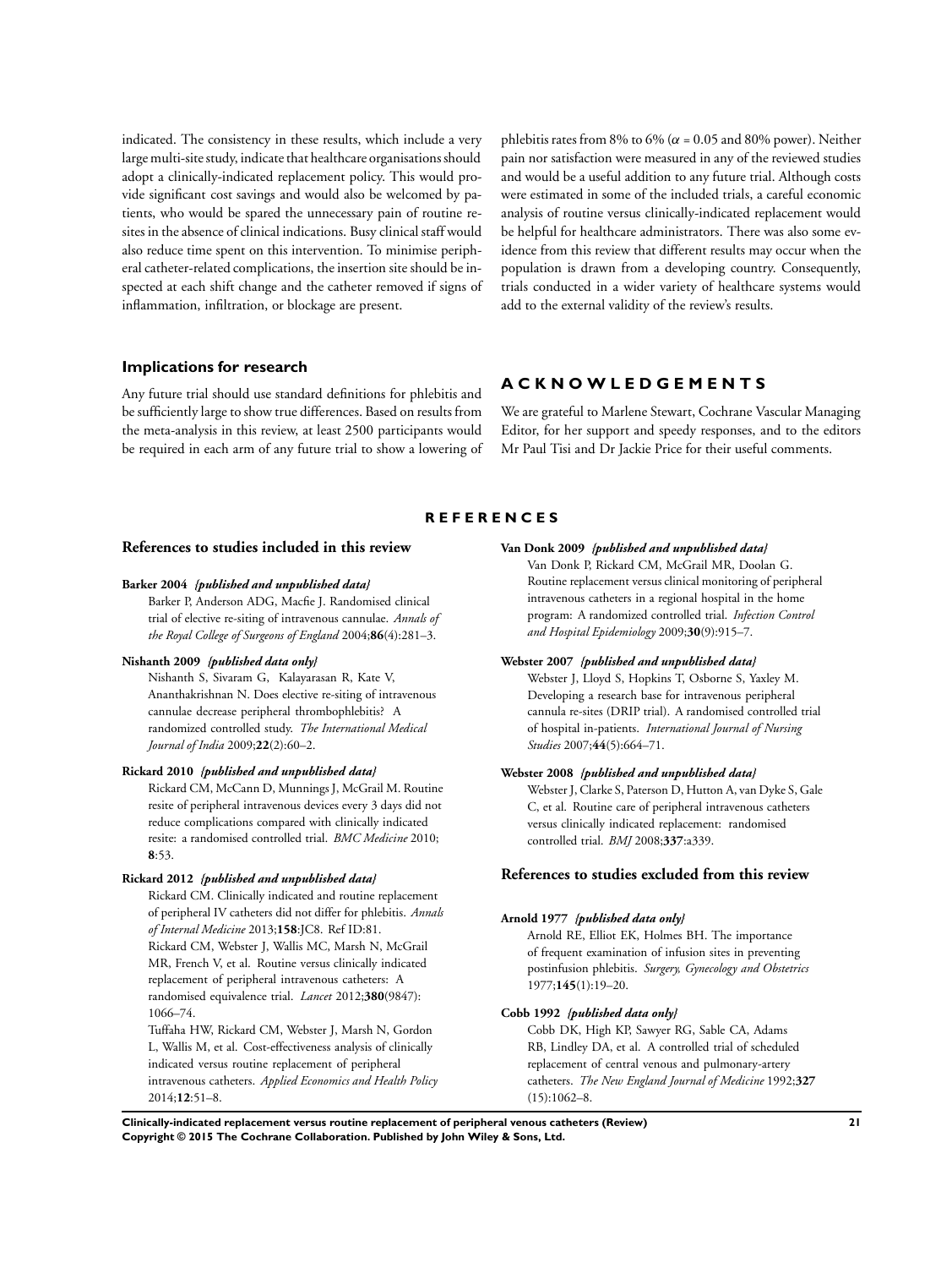indicated. The consistency in these results, which include a very large multi-site study, indicate that healthcare organisations should adopt a clinically-indicated replacement policy. This would provide significant cost savings and would also be welcomed by patients, who would be spared the unnecessary pain of routine re-sites in the absence of clinical indications. Busy clinical staff would also reduce time spent on this intervention. To minimise peripheral catheter-related complications, the insertion site should be inspected at each shift change and the catheter removed if signs of inflammation, infiltration, or blockage are present.

### Implications for research

Any future trial should use standard definitions for phlebitis and be sufficiently large to show true differences. Based on results from the meta-analysis in this review, at least 2500 participants would be required in each arm of any future trial to show a lowering of phlebitis rates from 8% to 6% ($\alpha$ = 0.05 and 80% power). Neither pain nor satisfaction were measured in any of the reviewed studies and would be a useful addition to any future trial. Although costs were estimated in some of the included trials, a careful economic analysis of routine versus clinically-indicated replacement would be helpful for healthcare administrators. There was also some evidence from this review that different results may occur when the population is drawn from a developing country. Consequently, trials conducted in a wider variety of healthcare systems would add to the external validity of the review's results.

## ACKNOWLEDGEMENTS

We are grateful to Marlene Stewart, Cochrane Vascular Managing Editor, for her support and speedy responses, and to the editors Mr Paul Tisi and Dr Jackie Price for their useful comments.

## REFERENCES

### References to studies included in this review

**Barker 2004** *{published and unpublished data}*

Barker P, Anderson ADG, Macfie J. Randomised clinical trial of elective re-siting of intravenous cannulae. *Annals of the Royal College of Surgeons of England* 2004;**86**(4):281–3.

**Nishanth 2009** *{published data only}*

Nishanth S, Sivaram G, Kalayarasan R, Kate V, Ananthakrishnan N. Does elective re-siting of intravenous cannulae decrease peripheral thrombophlebitis? A randomized controlled study. *The International Medical Journal of India* 2009;**22**(2):60–2.

**Rickard 2010** *{published and unpublished data}*

Rickard CM, McCann D, Munnings J, McGrail M. Routine resite of peripheral intravenous devices every 3 days did not reduce complications compared with clinically indicated resite: a randomised controlled trial. *BMC Medicine* 2010;**8**:53.

**Rickard 2012** *{published and unpublished data}*

Rickard CM. Clinically indicated and routine replacement of peripheral IV catheters did not differ for phlebitis. *Annals of Internal Medicine* 2013;**158**:JC8. Ref ID:81.

Rickard CM, Webster J, Wallis MC, Marsh N, McGrail MR, French V, et al. Routine versus clinically indicated replacement of peripheral intravenous catheters: A randomised equivalence trial. *Lancet* 2012;**380**(9847):1066–74.

Tuffaha HW, Rickard CM, Webster J, Marsh N, Gordon L, Wallis M, et al. Cost-effectiveness analysis of clinically indicated versus routine replacement of peripheral intravenous catheters. *Applied Economics and Health Policy* 2014;**12**:51–8.

**Van Donk 2009** *{published and unpublished data}*

Van Donk P, Rickard CM, McGrail MR, Doolan G. Routine replacement versus clinical monitoring of peripheral intravenous catheters in a regional hospital in the home program: A randomized controlled trial. *Infection Control and Hospital Epidemiology* 2009;**30**(9):915–7.

**Webster 2007** *{published and unpublished data}*

Webster J, Lloyd S, Hopkins T, Osborne S, Yaxley M. Developing a research base for intravenous peripheral cannula re-sites (DRIP trial). A randomised controlled trial of hospital in-patients. *International Journal of Nursing Studies* 2007;**44**(5):664–71.

**Webster 2008** *{published and unpublished data}*

Webster J, Clarke S, Paterson D, Hutton A, van Dyke S, Gale C, et al. Routine care of peripheral intravenous catheters versus clinically indicated replacement: randomised controlled trial. *BMJ* 2008;**337**:a339.

### References to studies excluded from this review

**Arnold 1977** *{published data only}*

Arnold RE, Elliot EK, Holmes BH. The importance of frequent examination of infusion sites in preventing postinfusion phlebitis. *Surgery, Gynecology and Obstetrics* 1977;**145**(1):19–20.

**Cobb 1992** *{published data only}*

Cobb DK, High KP, Sawyer RG, Sable CA, Adams RB, Lindley DA, et al. A controlled trial of scheduled replacement of central venous and pulmonary-artery catheters. *The New England Journal of Medicine* 1992;**327**(15):1062–8.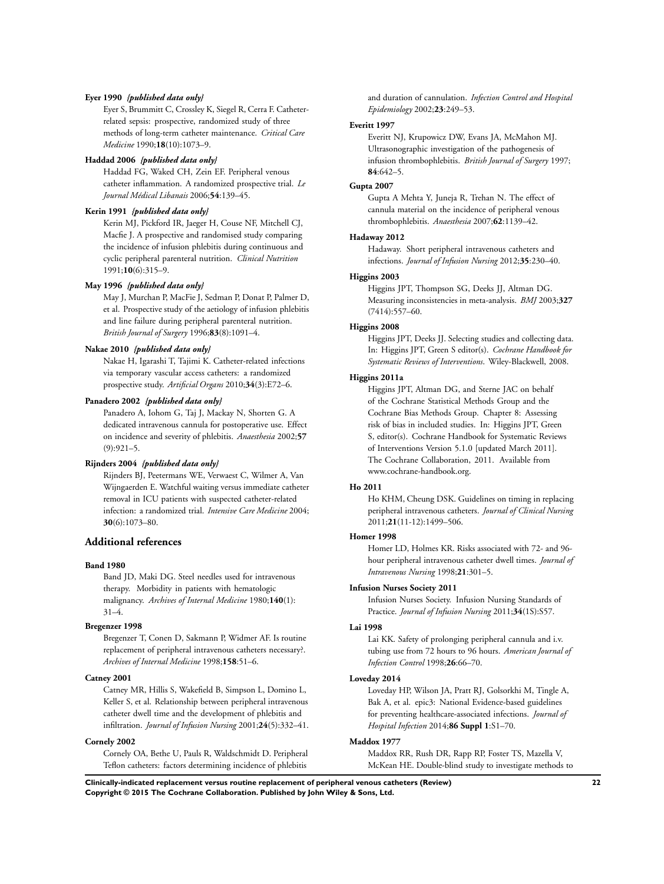**Eyer 1990** *{published data only}*

Eyer S, Brummitt C, Crossley K, Siegel R, Cerra F. Catheter-related sepsis: prospective, randomized study of three methods of long-term catheter maintenance. *Critical Care Medicine* 1990;**18**(10):1073–9.

**Haddad 2006** *{published data only}*

Haddad FG, Waked CH, Zein EF. Peripheral venous catheter inflammation. A randomized prospective trial. *Le Journal Médical Libanais* 2006;**54**:139–45.

**Kerin 1991** *{published data only}*

Kerin MJ, Pickford IR, Jaeger H, Couse NF, Mitchell CJ, Macfie J. A prospective and randomised study comparing the incidence of infusion phlebitis during continuous and cyclic peripheral parenteral nutrition. *Clinical Nutrition* 1991;**10**(6):315–9.

**May 1996** *{published data only}*

May J, Murchan P, MacFie J, Sedman P, Donat P, Palmer D, et al. Prospective study of the aetiology of infusion phlebitis and line failure during peripheral parenteral nutrition. *British Journal of Surgery* 1996;**83**(8):1091–4.

**Nakae 2010** *{published data only}*

Nakae H, Igarashi T, Tajimi K. Catheter-related infections via temporary vascular access catheters: a randomized prospective study. *Artificial Organs* 2010;**34**(3):E72–6.

**Panadero 2002** *{published data only}*

Panadero A, Iohom G, Taj J, Mackay N, Shorten G. A dedicated intravenous cannula for postoperative use. Effect on incidence and severity of phlebitis. *Anaesthesia* 2002;**57**(9):921–5.

**Rijnders 2004** *{published data only}*

Rijnders BJ, Peetermans WE, Verwaest C, Wilmer A, Van Wijngaerden E. Watchful waiting versus immediate catheter removal in ICU patients with suspected catheter-related infection: a randomized trial. *Intensive Care Medicine* 2004;**30**(6):1073–80.

## Additional references

**Band 1980**

Band JD, Maki DG. Steel needles used for intravenous therapy. Morbidity in patients with hematologic malignancy. *Archives of Internal Medicine* 1980;**140**(1):31–4.

**Bregenzer 1998**

Bregenzer T, Conen D, Sakmann P, Widmer AF. Is routine replacement of peripheral intravenous catheters necessary?. *Archives of Internal Medicine* 1998;**158**:51–6.

**Catney 2001**

Catney MR, Hillis S, Wakefield B, Simpson L, Domino L, Keller S, et al. Relationship between peripheral intravenous catheter dwell time and the development of phlebitis and infiltration. *Journal of Infusion Nursing* 2001;**24**(5):332–41.

**Cornely 2002**

Cornely OA, Bethe U, Pauls R, Waldschmidt D. Peripheral Teflon catheters: factors determining incidence of phlebitis and duration of cannulation. *Infection Control and Hospital Epidemiology* 2002;**23**:249–53.

**Everitt 1997**

Everitt NJ, Krupowicz DW, Evans JA, McMahon MJ. Ultrasonographic investigation of the pathogenesis of infusion thrombophlebitis. *British Journal of Surgery* 1997;**84**:642–5.

**Gupta 2007**

Gupta A Mehta Y, Juneja R, Trehan N. The effect of cannula material on the incidence of peripheral venous thrombophlebitis. *Anaesthesia* 2007;**62**:1139–42.

**Hadaway 2012**

Hadaway. Short peripheral intravenous catheters and infections. *Journal of Infusion Nursing* 2012;**35**:230–40.

**Higgins 2003**

Higgins JPT, Thompson SG, Deeks JJ, Altman DG. Measuring inconsistencies in meta-analysis. *BMJ* 2003;**327**(7414):557–60.

**Higgins 2008**

Higgins JPT, Deeks JJ. Selecting studies and collecting data. In: Higgins JPT, Green S editor(s). *Cochrane Handbook for Systematic Reviews of Interventions*. Wiley-Blackwell, 2008.

**Higgins 2011a**

Higgins JPT, Altman DG, and Sterne JAC on behalf of the Cochrane Statistical Methods Group and the Cochrane Bias Methods Group. Chapter 8: Assessing risk of bias in included studies. In: Higgins JPT, Green S, editor(s). Cochrane Handbook for Systematic Reviews of Interventions Version 5.1.0 [updated March 2011]. The Cochrane Collaboration, 2011. Available from www.cochrane-handbook.org.

**Ho 2011**

Ho KHM, Cheung DSK. Guidelines on timing in replacing peripheral intravenous catheters. *Journal of Clinical Nursing* 2011;**21**(11-12):1499–506.

**Homer 1998**

Homer LD, Holmes KR. Risks associated with 72- and 96-hour peripheral intravenous catheter dwell times. *Journal of Intravenous Nursing* 1998;**21**:301–5.

**Infusion Nurses Society 2011**

Infusion Nurses Society. Infusion Nursing Standards of Practice. *Journal of Infusion Nursing* 2011;**34**(1S):S57.

**Lai 1998**

Lai KK. Safety of prolonging peripheral cannula and i.v. tubing use from 72 hours to 96 hours. *American Journal of Infection Control* 1998;**26**:66–70.

**Loveday 2014**

Loveday HP, Wilson JA, Pratt RJ, Golsorkhi M, Tingle A, Bak A, et al. epic3: National Evidence-based guidelines for preventing healthcare-associated infections. *Journal of Hospital Infection* 2014;**86 Suppl 1**:S1–70.

**Maddox 1977**

Maddox RR, Rush DR, Rapp RP, Foster TS, Mazella V, McKean HE. Double-blind study to investigate methods to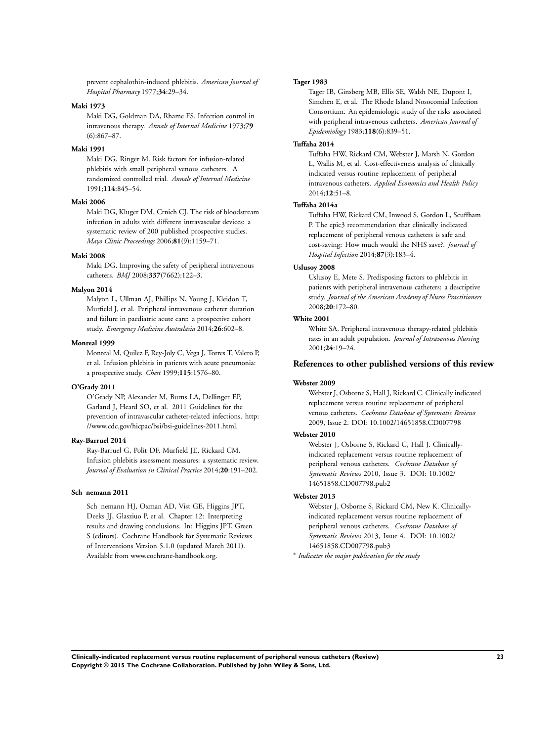prevent cephalothin-induced phlebitis. *American Journal of Hospital Pharmacy* 1977;**34**:29–34.

**Maki 1973**

Maki DG, Goldman DA, Rhame FS. Infection control in intravenous therapy. *Annals of Internal Medicine* 1973;**79** (6):867–87.

**Maki 1991**

Maki DG, Ringer M. Risk factors for infusion-related phlebitis with small peripheral venous catheters. A randomized controlled trial. *Annals of Internal Medicine* 1991;**114**:845–54.

**Maki 2006**

Maki DG, Kluger DM, Crnich CJ. The risk of bloodstream infection in adults with different intravascular devices: a systematic review of 200 published prospective studies. *Mayo Clinic Proceedings* 2006;**81**(9):1159–71.

**Maki 2008**

Maki DG. Improving the safety of peripheral intravenous catheters. *BMJ* 2008;**337**(7662):122–3.

**Malyon 2014**

Malyon L, Ullman AJ, Phillips N, Young J, Kleidon T, Murfield J, et al. Peripheral intravenous catheter duration and failure in paediatric acute care: a prospective cohort study. *Emergency Medicine Australasia* 2014;**26**:602–8.

**Monreal 1999**

Monreal M, Quilez F, Rey-Joly C, Vega J, Torres T, Valero P, et al. Infusion phlebitis in patients with acute pneumonia: a prospective study. *Chest* 1999;**115**:1576–80.

**O'Grady 2011**

O'Grady NP, Alexander M, Burns LA, Dellinger EP, Garland J, Heard SO, et al. 2011 Guidelines for the prevention of intravascular catheter-related infections. http://www.cdc.gov/hicpac/bsi/bsi-guidelines-2011.html.

**Ray-Barruel 2014**

Ray-Barruel G, Polit DF, Murfield JE, Rickard CM. Infusion phlebitis assessment measures: a systematic review. *Journal of Evaluation in Clinical Practice* 2014;**20**:191–202.

**Sch nemann 2011**

Sch nemann HJ, Oxman AD, Vist GE, Higgins JPT, Deeks JJ, Glasziuo P, et al. Chapter 12: Interpreting results and drawing conclusions. In: Higgins JPT, Green S (editors). Cochrane Handbook for Systematic Reviews of Interventions Version 5.1.0 (updated March 2011). Available from www.cochrane-handbook.org.

**Tager 1983**

Tager IB, Ginsberg MB, Ellis SE, Walsh NE, Dupont I, Simchen E, et al. The Rhode Island Nosocomial Infection Consortium. An epidemiologic study of the risks associated with peripheral intravenous catheters. *American Journal of Epidemiology* 1983;**118**(6):839–51.

**Tuffaha 2014**

Tuffaha HW, Rickard CM, Webster J, Marsh N, Gordon L, Wallis M, et al. Cost-effectiveness analysis of clinically indicated versus routine replacement of peripheral intravenous catheters. *Applied Economics and Health Policy* 2014;**12**:51–8.

**Tuffaha 2014a**

Tuffaha HW, Rickard CM, Inwood S, Gordon L, Scuffham P. The epic3 recommendation that clinically indicated replacement of peripheral venous catheters is safe and cost-saving: How much would the NHS save?. *Journal of Hospital Infection* 2014;**87**(3):183–4.

**Uslusoy 2008**

Uslusoy E, Mete S. Predisposing factors to phlebitis in patients with peripheral intravenous catheters: a descriptive study. *Journal of the American Academy of Nurse Practitioners* 2008;**20**:172–80.

**White 2001**

White SA. Peripheral intravenous therapy-related phlebitis rates in an adult population. *Journal of Intravenous Nursing* 2001;**24**:19–24.

## References to other published versions of this review

**Webster 2009**

Webster J, Osborne S, Hall J, Rickard C. Clinically indicated replacement versus routine replacement of peripheral venous catheters. *Cochrane Database of Systematic Reviews* 2009, Issue 2. DOI: 10.1002/14651858.CD007798

**Webster 2010**

Webster J, Osborne S, Rickard C, Hall J. Clinically-indicated replacement versus routine replacement of peripheral venous catheters. *Cochrane Database of Systematic Reviews* 2010, Issue 3. DOI: 10.1002/14651858.CD007798.pub2

**Webster 2013**

Webster J, Osborne S, Rickard CM, New K. Clinically-indicated replacement versus routine replacement of peripheral venous catheters. *Cochrane Database of Systematic Reviews* 2013, Issue 4. DOI: 10.1002/14651858.CD007798.pub3

\* *Indicates the major publication for the study*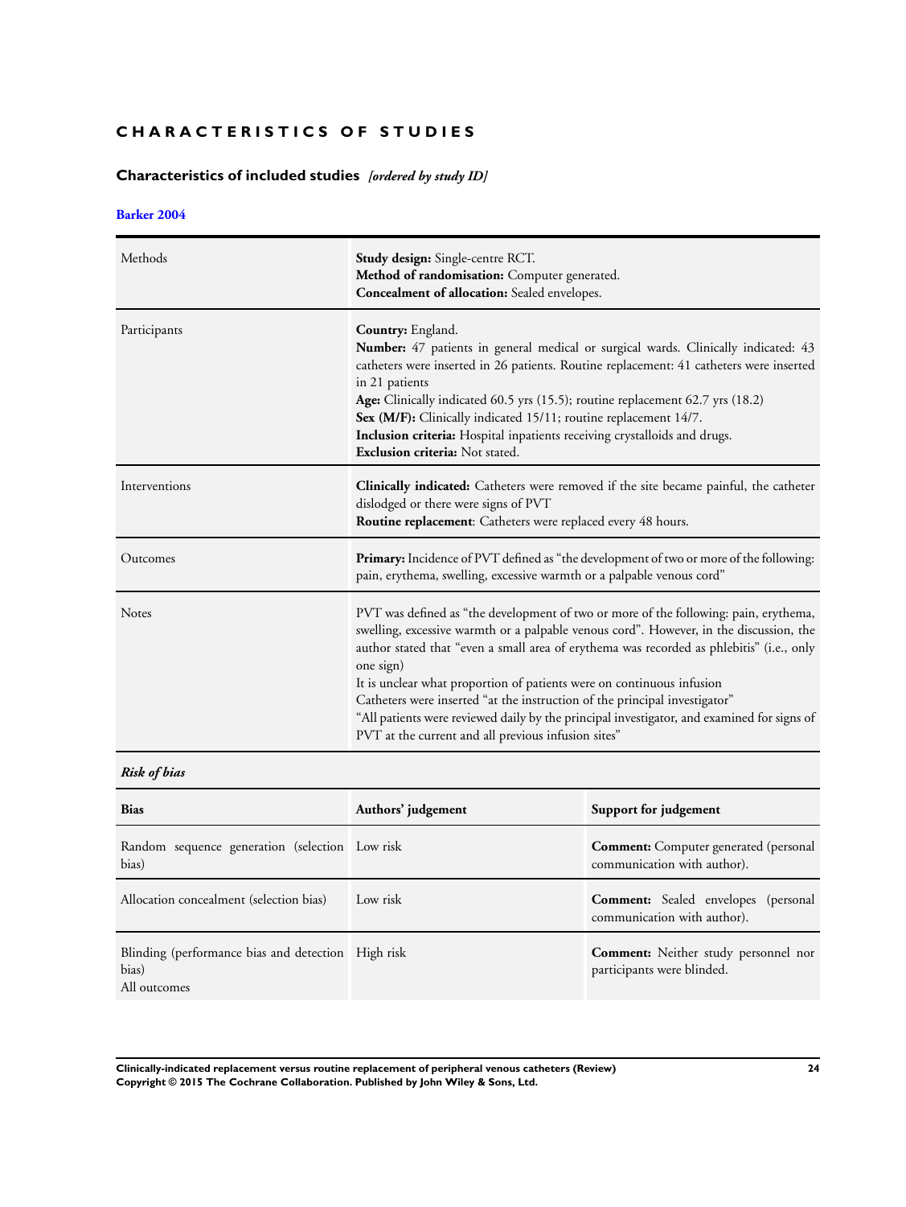# CHARACTERISTICS OF STUDIES

## Characteristics of included studies *[ordered by study ID]*

### Barker 2004

| | |
|---|---|
| Methods | **Study design:** Single-centre RCT.<br>**Method of randomisation:** Computer generated.<br>**Concealment of allocation:** Sealed envelopes. |
| Participants | **Country:** England.<br>**Number:** 47 patients in general medical or surgical wards. Clinically indicated: 43 catheters were inserted in 26 patients. Routine replacement: 41 catheters were inserted in 21 patients<br>**Age:** Clinically indicated 60.5 yrs (15.5); routine replacement 62.7 yrs (18.2)<br>**Sex (M/F):** Clinically indicated 15/11; routine replacement 14/7.<br>**Inclusion criteria:** Hospital inpatients receiving crystalloids and drugs.<br>**Exclusion criteria:** Not stated. |
| Interventions | **Clinically indicated:** Catheters were removed if the site became painful, the catheter dislodged or there were signs of PVT<br>**Routine replacement**: Catheters were replaced every 48 hours. |
| Outcomes | **Primary:** Incidence of PVT defined as "the development of two or more of the following: pain, erythema, swelling, excessive warmth or a palpable venous cord" |
| Notes | PVT was defined as "the development of two or more of the following: pain, erythema, swelling, excessive warmth or a palpable venous cord". However, in the discussion, the author stated that "even a small area of erythema was recorded as phlebitis" (i.e., only one sign)<br>It is unclear what proportion of patients were on continuous infusion<br>Catheters were inserted "at the instruction of the principal investigator"<br>"All patients were reviewed daily by the principal investigator, and examined for signs of PVT at the current and all previous infusion sites" |

*Risk of bias*

| Bias | Authors' judgement | Support for judgement |
|---|---|---|
| Random sequence generation (selection bias) | Low risk | **Comment:** Computer generated (personal communication with author). |
| Allocation concealment (selection bias) | Low risk | **Comment:** Sealed envelopes (personal communication with author). |
| Blinding (performance bias and detection bias)<br>All outcomes | High risk | **Comment:** Neither study personnel nor participants were blinded. |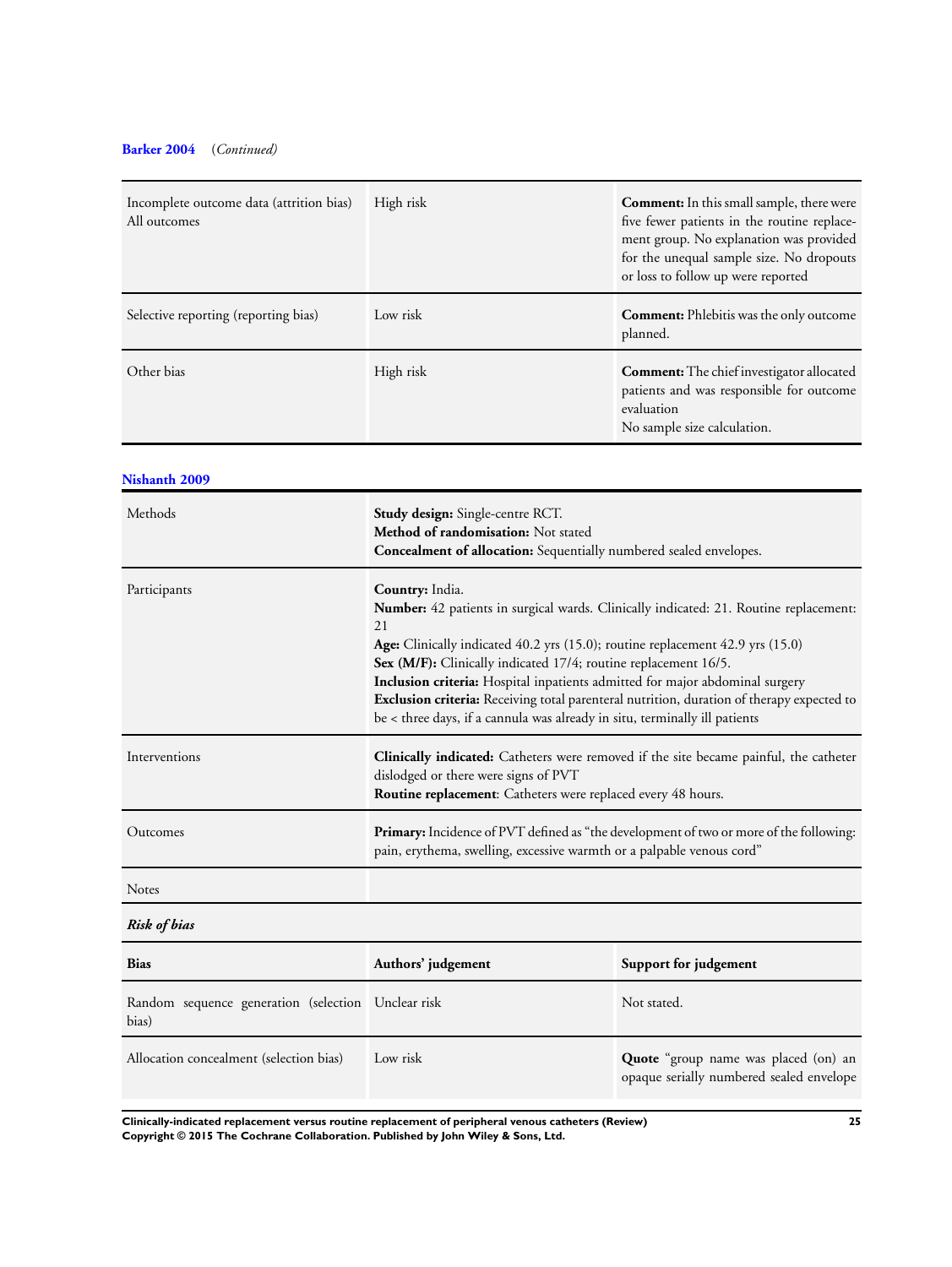**Barker 2004** (*Continued*)

| | | |
|---|---|---|
| Incomplete outcome data (attrition bias) All outcomes | High risk | **Comment:** In this small sample, there were five fewer patients in the routine replacement group. No explanation was provided for the unequal sample size. No dropouts or loss to follow up were reported |
| Selective reporting (reporting bias) | Low risk | **Comment:** Phlebitis was the only outcome planned. |
| Other bias | High risk | **Comment:** The chief investigator allocated patients and was responsible for outcome evaluation<br>No sample size calculation. |

**Nishanth 2009**

| | |
|---|---|
| Methods | **Study design:** Single-centre RCT.<br>**Method of randomisation:** Not stated<br>**Concealment of allocation:** Sequentially numbered sealed envelopes. |
| Participants | **Country:** India.<br>**Number:** 42 patients in surgical wards. Clinically indicated: 21. Routine replacement: 21<br>**Age:** Clinically indicated 40.2 yrs (15.0); routine replacement 42.9 yrs (15.0)<br>**Sex (M/F):** Clinically indicated 17/4; routine replacement 16/5.<br>**Inclusion criteria:** Hospital inpatients admitted for major abdominal surgery<br>**Exclusion criteria:** Receiving total parenteral nutrition, duration of therapy expected to be < three days, if a cannula was already in situ, terminally ill patients |
| Interventions | **Clinically indicated:** Catheters were removed if the site became painful, the catheter dislodged or there were signs of PVT<br>**Routine replacement**: Catheters were replaced every 48 hours. |
| Outcomes | **Primary:** Incidence of PVT defined as "the development of two or more of the following: pain, erythema, swelling, excessive warmth or a palpable venous cord" |
| Notes | |

***Risk of bias***

| Bias | Authors' judgement | Support for judgement |
|---|---|---|
| Random sequence generation (selection bias) | Unclear risk | Not stated. |
| Allocation concealment (selection bias) | Low risk | **Quote** "group name was placed (on) an opaque serially numbered sealed envelope |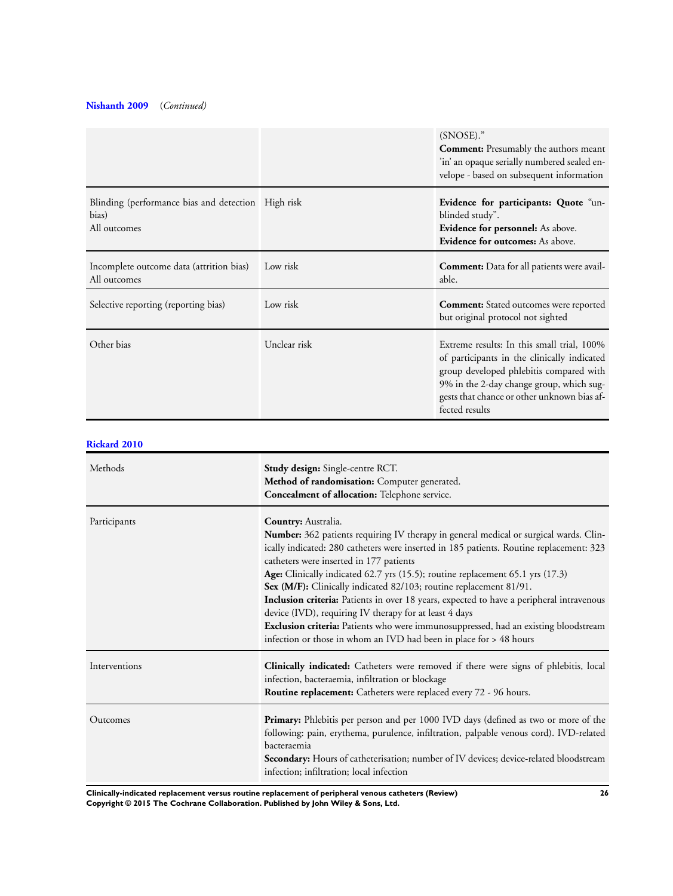**Nishanth 2009** (*Continued*)

| | | |
|---|---|---|
| | | (SNOSE)."<br>**Comment:** Presumably the authors meant 'in' an opaque serially numbered sealed envelope - based on subsequent information |
| Blinding (performance bias and detection bias)<br>All outcomes | High risk | **Evidence for participants: Quote** "unblinded study".<br>**Evidence for personnel:** As above.<br>**Evidence for outcomes:** As above. |
| Incomplete outcome data (attrition bias)<br>All outcomes | Low risk | **Comment:** Data for all patients were available. |
| Selective reporting (reporting bias) | Low risk | **Comment:** Stated outcomes were reported but original protocol not sighted |
| Other bias | Unclear risk | Extreme results: In this small trial, 100% of participants in the clinically indicated group developed phlebitis compared with 9% in the 2-day change group, which suggests that chance or other unknown bias affected results |

**Rickard 2010**

| | |
|---|---|
| Methods | **Study design:** Single-centre RCT.<br>**Method of randomisation:** Computer generated.<br>**Concealment of allocation:** Telephone service. |
| Participants | **Country:** Australia.<br>**Number:** 362 patients requiring IV therapy in general medical or surgical wards. Clinically indicated: 280 catheters were inserted in 185 patients. Routine replacement: 323 catheters were inserted in 177 patients<br>**Age:** Clinically indicated 62.7 yrs (15.5); routine replacement 65.1 yrs (17.3)<br>**Sex (M/F):** Clinically indicated 82/103; routine replacement 81/91.<br>**Inclusion criteria:** Patients in over 18 years, expected to have a peripheral intravenous device (IVD), requiring IV therapy for at least 4 days<br>**Exclusion criteria:** Patients who were immunosuppressed, had an existing bloodstream infection or those in whom an IVD had been in place for > 48 hours |
| Interventions | **Clinically indicated:** Catheters were removed if there were signs of phlebitis, local infection, bacteraemia, infiltration or blockage<br>**Routine replacement:** Catheters were replaced every 72 - 96 hours. |
| Outcomes | **Primary:** Phlebitis per person and per 1000 IVD days (defined as two or more of the following: pain, erythema, purulence, infiltration, palpable venous cord). IVD-related bacteraemia<br>**Secondary:** Hours of catheterisation; number of IV devices; device-related bloodstream infection; infiltration; local infection |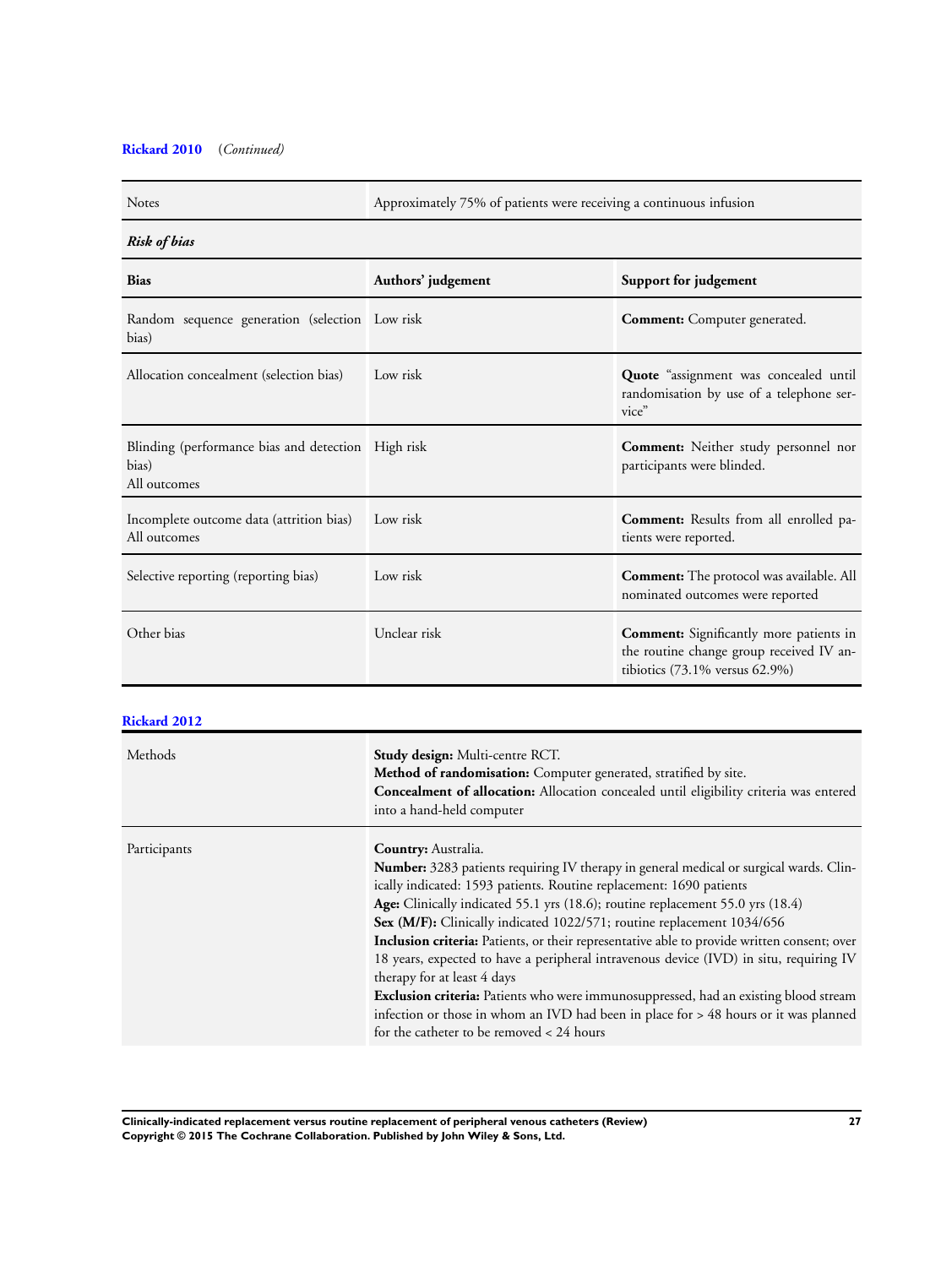**Rickard 2010** (*Continued*)

| | |
|---|---|
| Notes | Approximately 75% of patients were receiving a continuous infusion |

***Risk of bias***

| Bias | Authors' judgement | Support for judgement |
|---|---|---|
| Random sequence generation (selection bias) | Low risk | **Comment:** Computer generated. |
| Allocation concealment (selection bias) | Low risk | **Quote** "assignment was concealed until randomisation by use of a telephone service" |
| Blinding (performance bias and detection bias)<br>All outcomes | High risk | **Comment:** Neither study personnel nor participants were blinded. |
| Incomplete outcome data (attrition bias)<br>All outcomes | Low risk | **Comment:** Results from all enrolled patients were reported. |
| Selective reporting (reporting bias) | Low risk | **Comment:** The protocol was available. All nominated outcomes were reported |
| Other bias | Unclear risk | **Comment:** Significantly more patients in the routine change group received IV antibiotics (73.1% versus 62.9%) |

**Rickard 2012**

| | |
|---|---|
| Methods | **Study design:** Multi-centre RCT.<br>**Method of randomisation:** Computer generated, stratified by site.<br>**Concealment of allocation:** Allocation concealed until eligibility criteria was entered into a hand-held computer |
| Participants | **Country:** Australia.<br>**Number:** 3283 patients requiring IV therapy in general medical or surgical wards. Clinically indicated: 1593 patients. Routine replacement: 1690 patients<br>**Age:** Clinically indicated 55.1 yrs (18.6); routine replacement 55.0 yrs (18.4)<br>**Sex (M/F):** Clinically indicated 1022/571; routine replacement 1034/656<br>**Inclusion criteria:** Patients, or their representative able to provide written consent; over 18 years, expected to have a peripheral intravenous device (IVD) in situ, requiring IV therapy for at least 4 days<br>**Exclusion criteria:** Patients who were immunosuppressed, had an existing blood stream infection or those in whom an IVD had been in place for > 48 hours or it was planned for the catheter to be removed < 24 hours |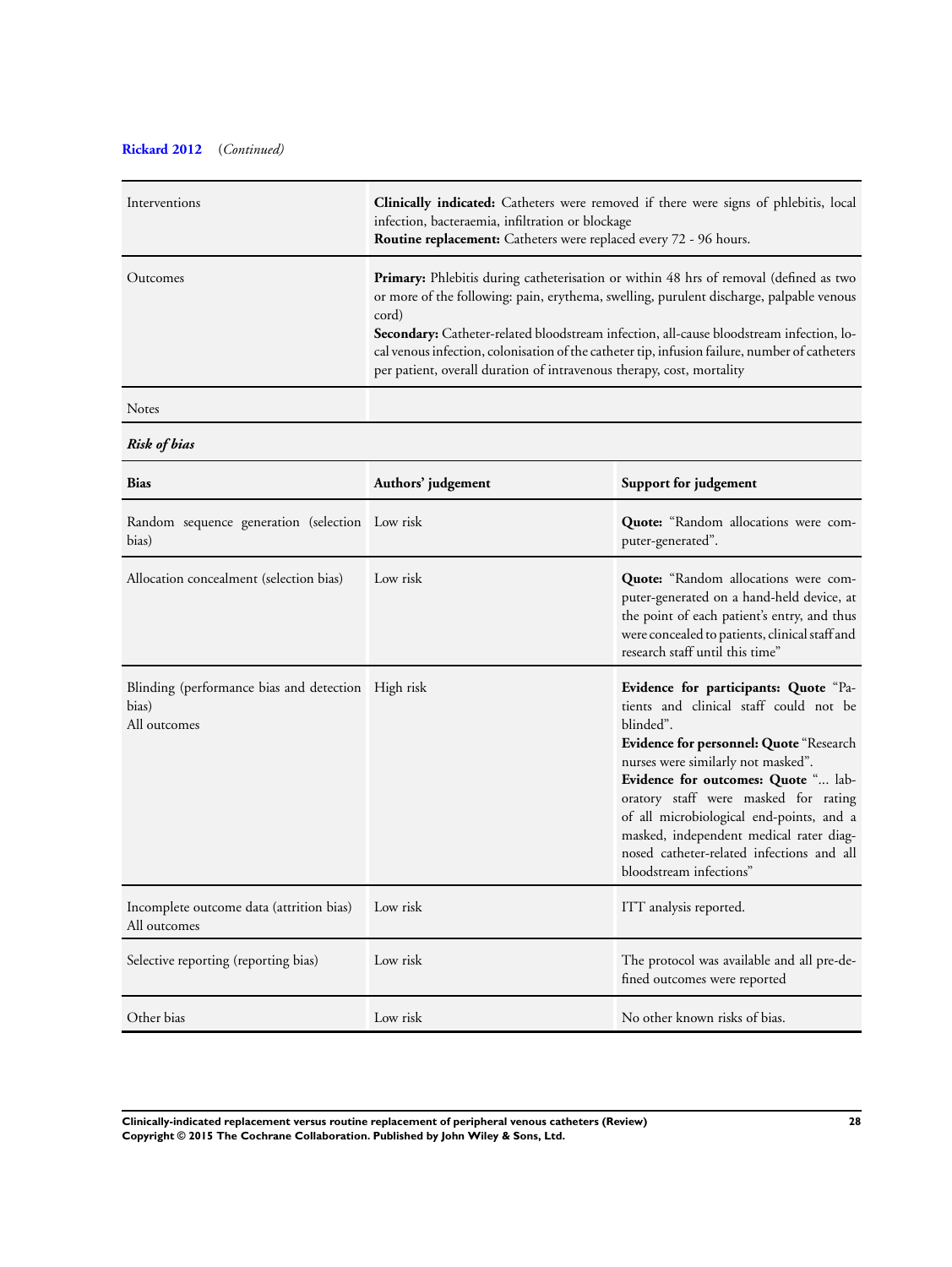**Rickard 2012** (*Continued*)

| | |
|---|---|
| Interventions | **Clinically indicated:** Catheters were removed if there were signs of phlebitis, local infection, bacteraemia, infiltration or blockage<br>**Routine replacement:** Catheters were replaced every 72 - 96 hours. |
| Outcomes | **Primary:** Phlebitis during catheterisation or within 48 hrs of removal (defined as two or more of the following: pain, erythema, swelling, purulent discharge, palpable venous cord)<br>**Secondary:** Catheter-related bloodstream infection, all-cause bloodstream infection, local venous infection, colonisation of the catheter tip, infusion failure, number of catheters per patient, overall duration of intravenous therapy, cost, mortality |
| Notes | |

***Risk of bias***

| Bias | Authors' judgement | Support for judgement |
|---|---|---|
| Random sequence generation (selection bias) | Low risk | **Quote:** "Random allocations were computer-generated". |
| Allocation concealment (selection bias) | Low risk | **Quote:** "Random allocations were computer-generated on a hand-held device, at the point of each patient's entry, and thus were concealed to patients, clinical staff and research staff until this time" |
| Blinding (performance bias and detection bias)<br>All outcomes | High risk | **Evidence for participants: Quote** "Patients and clinical staff could not be blinded".<br>**Evidence for personnel: Quote** "Research nurses were similarly not masked".<br>**Evidence for outcomes: Quote** "... laboratory staff were masked for rating of all microbiological end-points, and a masked, independent medical rater diagnosed catheter-related infections and all bloodstream infections" |
| Incomplete outcome data (attrition bias)<br>All outcomes | Low risk | ITT analysis reported. |
| Selective reporting (reporting bias) | Low risk | The protocol was available and all pre-defined outcomes were reported |
| Other bias | Low risk | No other known risks of bias. |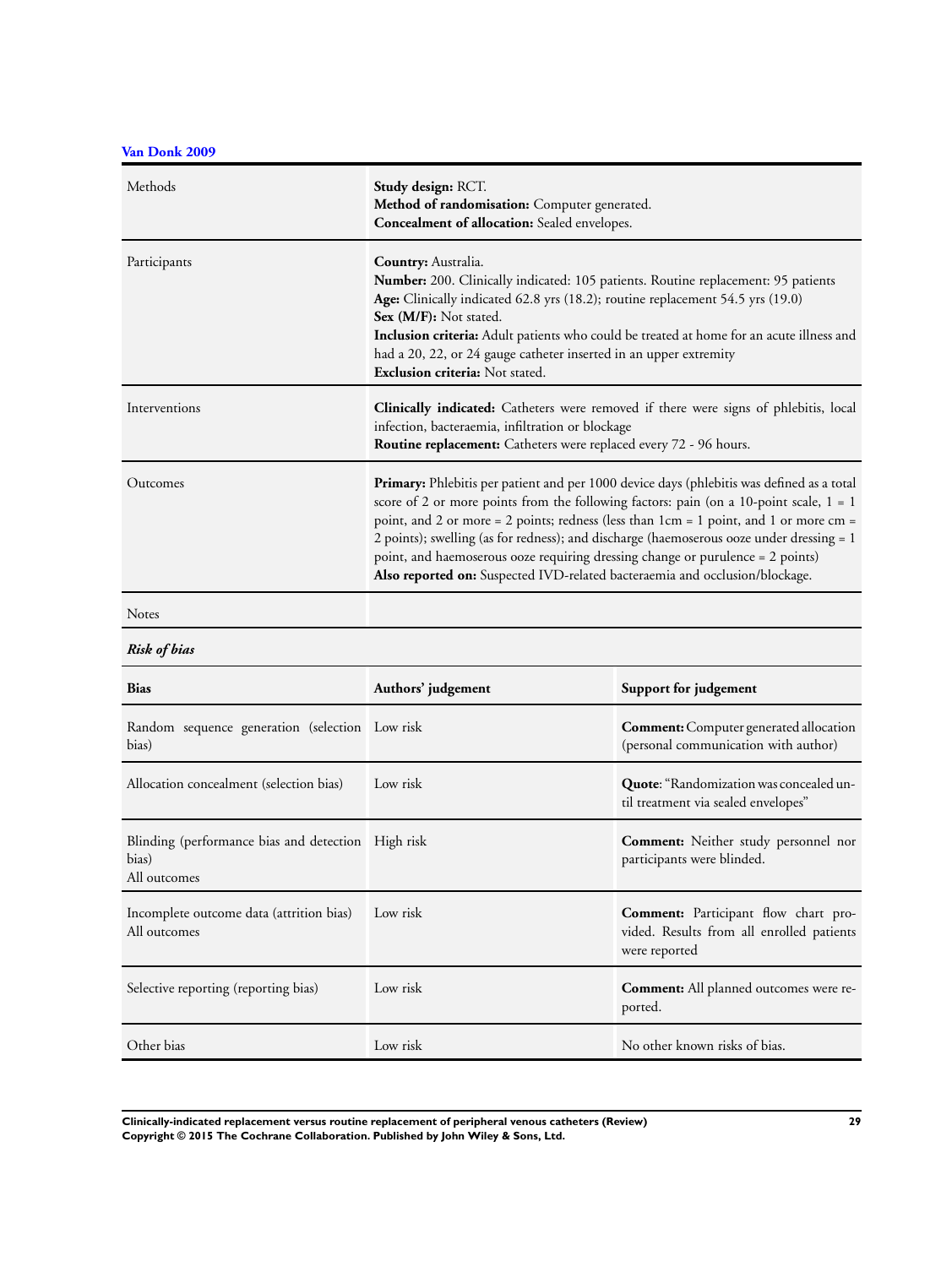### Van Donk 2009

| | |
|---|---|
| Methods | **Study design:** RCT.<br>**Method of randomisation:** Computer generated.<br>**Concealment of allocation:** Sealed envelopes. |
| Participants | **Country:** Australia.<br>**Number:** 200. Clinically indicated: 105 patients. Routine replacement: 95 patients<br>**Age:** Clinically indicated 62.8 yrs (18.2); routine replacement 54.5 yrs (19.0)<br>**Sex (M/F):** Not stated.<br>**Inclusion criteria:** Adult patients who could be treated at home for an acute illness and had a 20, 22, or 24 gauge catheter inserted in an upper extremity<br>**Exclusion criteria:** Not stated. |
| Interventions | **Clinically indicated:** Catheters were removed if there were signs of phlebitis, local infection, bacteraemia, infiltration or blockage<br>**Routine replacement:** Catheters were replaced every 72 - 96 hours. |
| Outcomes | **Primary:** Phlebitis per patient and per 1000 device days (phlebitis was defined as a total score of 2 or more points from the following factors: pain (on a 10-point scale, 1 = 1 point, and 2 or more = 2 points; redness (less than 1cm = 1 point, and 1 or more cm = 2 points); swelling (as for redness); and discharge (haemoserous ooze under dressing = 1 point, and haemoserous ooze requiring dressing change or purulence = 2 points)<br>**Also reported on:** Suspected IVD-related bacteraemia and occlusion/blockage. |
| Notes | |

***Risk of bias***

| Bias | Authors' judgement | Support for judgement |
|---|---|---|
| Random sequence generation (selection bias) | Low risk | **Comment:** Computer generated allocation (personal communication with author) |
| Allocation concealment (selection bias) | Low risk | **Quote**: "Randomization was concealed until treatment via sealed envelopes" |
| Blinding (performance bias and detection bias)<br>All outcomes | High risk | **Comment:** Neither study personnel nor participants were blinded. |
| Incomplete outcome data (attrition bias)<br>All outcomes | Low risk | **Comment:** Participant flow chart provided. Results from all enrolled patients were reported |
| Selective reporting (reporting bias) | Low risk | **Comment:** All planned outcomes were reported. |
| Other bias | Low risk | No other known risks of bias. |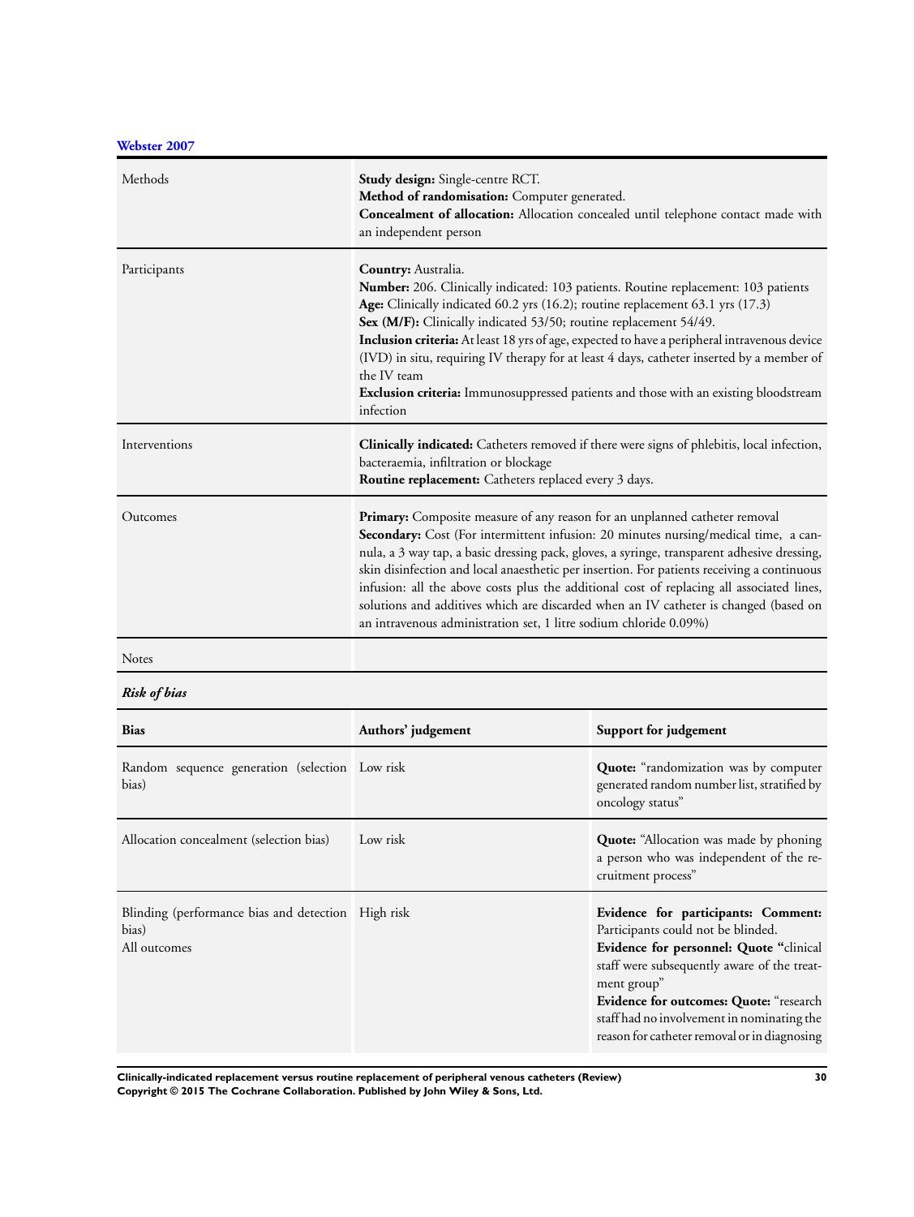**Webster 2007**

| | |
|---|---|
| Methods | **Study design:** Single-centre RCT.<br>**Method of randomisation:** Computer generated.<br>**Concealment of allocation:** Allocation concealed until telephone contact made with an independent person |
| Participants | **Country:** Australia.<br>**Number:** 206. Clinically indicated: 103 patients. Routine replacement: 103 patients<br>**Age:** Clinically indicated 60.2 yrs (16.2); routine replacement 63.1 yrs (17.3)<br>**Sex (M/F):** Clinically indicated 53/50; routine replacement 54/49.<br>**Inclusion criteria:** At least 18 yrs of age, expected to have a peripheral intravenous device (IVD) in situ, requiring IV therapy for at least 4 days, catheter inserted by a member of the IV team<br>**Exclusion criteria:** Immunosuppressed patients and those with an existing bloodstream infection |
| Interventions | **Clinically indicated:** Catheters removed if there were signs of phlebitis, local infection, bacteraemia, infiltration or blockage<br>**Routine replacement:** Catheters replaced every 3 days. |
| Outcomes | **Primary:** Composite measure of any reason for an unplanned catheter removal<br>**Secondary:** Cost (For intermittent infusion: 20 minutes nursing/medical time, a cannula, a 3 way tap, a basic dressing pack, gloves, a syringe, transparent adhesive dressing, skin disinfection and local anaesthetic per insertion. For patients receiving a continuous infusion: all the above costs plus the additional cost of replacing all associated lines, solutions and additives which are discarded when an IV catheter is changed (based on an intravenous administration set, 1 litre sodium chloride 0.09%) |
| Notes | |

***Risk of bias***

| Bias | Authors' judgement | Support for judgement |
|---|---|---|
| Random sequence generation (selection bias) | Low risk | **Quote:** "randomization was by computer generated random number list, stratified by oncology status" |
| Allocation concealment (selection bias) | Low risk | **Quote:** "Allocation was made by phoning a person who was independent of the recruitment process" |
| Blinding (performance bias and detection bias)<br>All outcomes | High risk | **Evidence for participants: Comment:** Participants could not be blinded.<br>**Evidence for personnel: Quote "**clinical staff were subsequently aware of the treatment group"<br>**Evidence for outcomes: Quote:** "research staff had no involvement in nominating the reason for catheter removal or in diagnosing |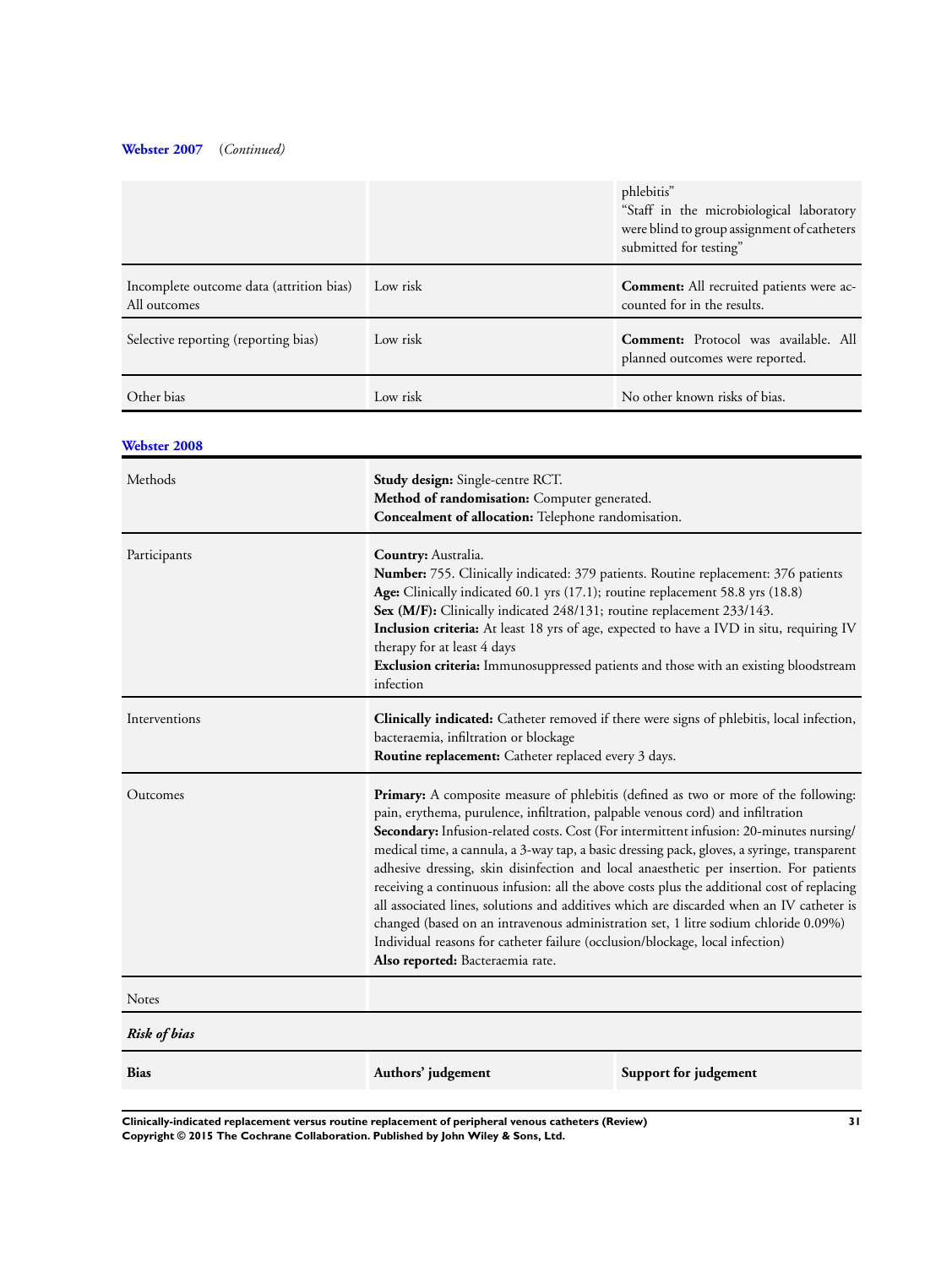**Webster 2007** (*Continued*)

| | | |
|---|---|---|
| | | phlebitis"<br>"Staff in the microbiological laboratory were blind to group assignment of catheters submitted for testing" |
| Incomplete outcome data (attrition bias)<br>All outcomes | Low risk | **Comment:** All recruited patients were accounted for in the results. |
| Selective reporting (reporting bias) | Low risk | **Comment:** Protocol was available. All planned outcomes were reported. |
| Other bias | Low risk | No other known risks of bias. |

**Webster 2008**

| | |
|---|---|
| Methods | **Study design:** Single-centre RCT.<br>**Method of randomisation:** Computer generated.<br>**Concealment of allocation:** Telephone randomisation. |
| Participants | **Country:** Australia.<br>**Number:** 755. Clinically indicated: 379 patients. Routine replacement: 376 patients<br>**Age:** Clinically indicated 60.1 yrs (17.1); routine replacement 58.8 yrs (18.8)<br>**Sex (M/F):** Clinically indicated 248/131; routine replacement 233/143.<br>**Inclusion criteria:** At least 18 yrs of age, expected to have a IVD in situ, requiring IV therapy for at least 4 days<br>**Exclusion criteria:** Immunosuppressed patients and those with an existing bloodstream infection |
| Interventions | **Clinically indicated:** Catheter removed if there were signs of phlebitis, local infection, bacteraemia, infiltration or blockage<br>**Routine replacement:** Catheter replaced every 3 days. |
| Outcomes | **Primary:** A composite measure of phlebitis (defined as two or more of the following: pain, erythema, purulence, infiltration, palpable venous cord) and infiltration<br>**Secondary:** Infusion-related costs. Cost (For intermittent infusion: 20-minutes nursing/medical time, a cannula, a 3-way tap, a basic dressing pack, gloves, a syringe, transparent adhesive dressing, skin disinfection and local anaesthetic per insertion. For patients receiving a continuous infusion: all the above costs plus the additional cost of replacing all associated lines, solutions and additives which are discarded when an IV catheter is changed (based on an intravenous administration set, 1 litre sodium chloride 0.09%)<br>Individual reasons for catheter failure (occlusion/blockage, local infection)<br>**Also reported:** Bacteraemia rate. |
| Notes | |

***Risk of bias***

| **Bias** | **Authors' judgement** | **Support for judgement** |
|---|---|---|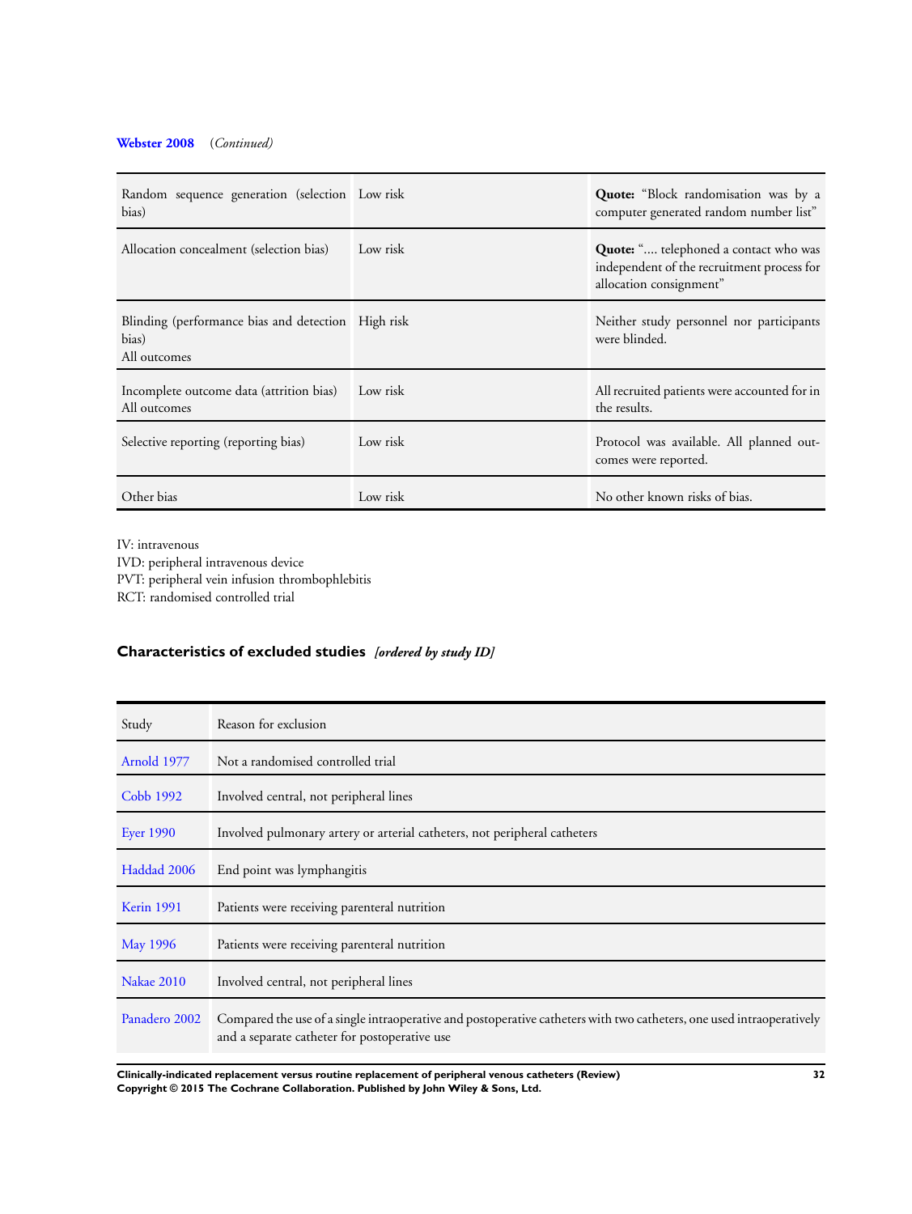**Webster 2008** *(Continued)*

| | | |
|---|---|---|
| Random sequence generation (selection bias) | Low risk | **Quote:** "Block randomisation was by a computer generated random number list" |
| Allocation concealment (selection bias) | Low risk | **Quote:** ".... telephoned a contact who was independent of the recruitment process for allocation consignment" |
| Blinding (performance bias and detection bias)<br>All outcomes | High risk | Neither study personnel nor participants were blinded. |
| Incomplete outcome data (attrition bias)<br>All outcomes | Low risk | All recruited patients were accounted for in the results. |
| Selective reporting (reporting bias) | Low risk | Protocol was available. All planned outcomes were reported. |
| Other bias | Low risk | No other known risks of bias. |

IV: intravenous
IVD: peripheral intravenous device
PVT: peripheral vein infusion thrombophlebitis
RCT: randomised controlled trial

## Characteristics of excluded studies *[ordered by study ID]*

| Study | Reason for exclusion |
|---|---|
| Arnold 1977 | Not a randomised controlled trial |
| Cobb 1992 | Involved central, not peripheral lines |
| Eyer 1990 | Involved pulmonary artery or arterial catheters, not peripheral catheters |
| Haddad 2006 | End point was lymphangitis |
| Kerin 1991 | Patients were receiving parenteral nutrition |
| May 1996 | Patients were receiving parenteral nutrition |
| Nakae 2010 | Involved central, not peripheral lines |
| Panadero 2002 | Compared the use of a single intraoperative and postoperative catheters with two catheters, one used intraoperatively and a separate catheter for postoperative use |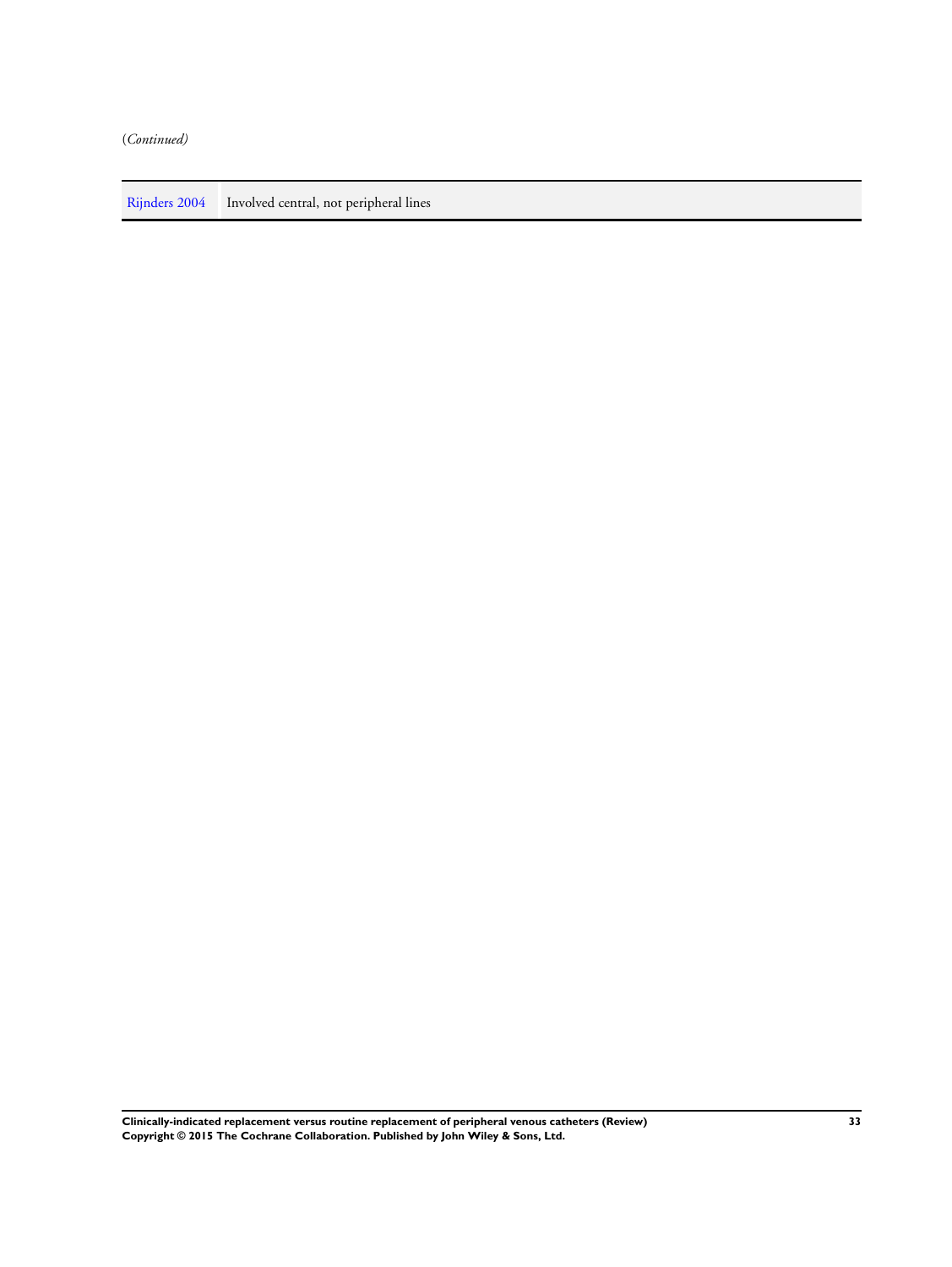(*Continued)*

| | |
|---|---|
| Rijnders 2004 | Involved central, not peripheral lines |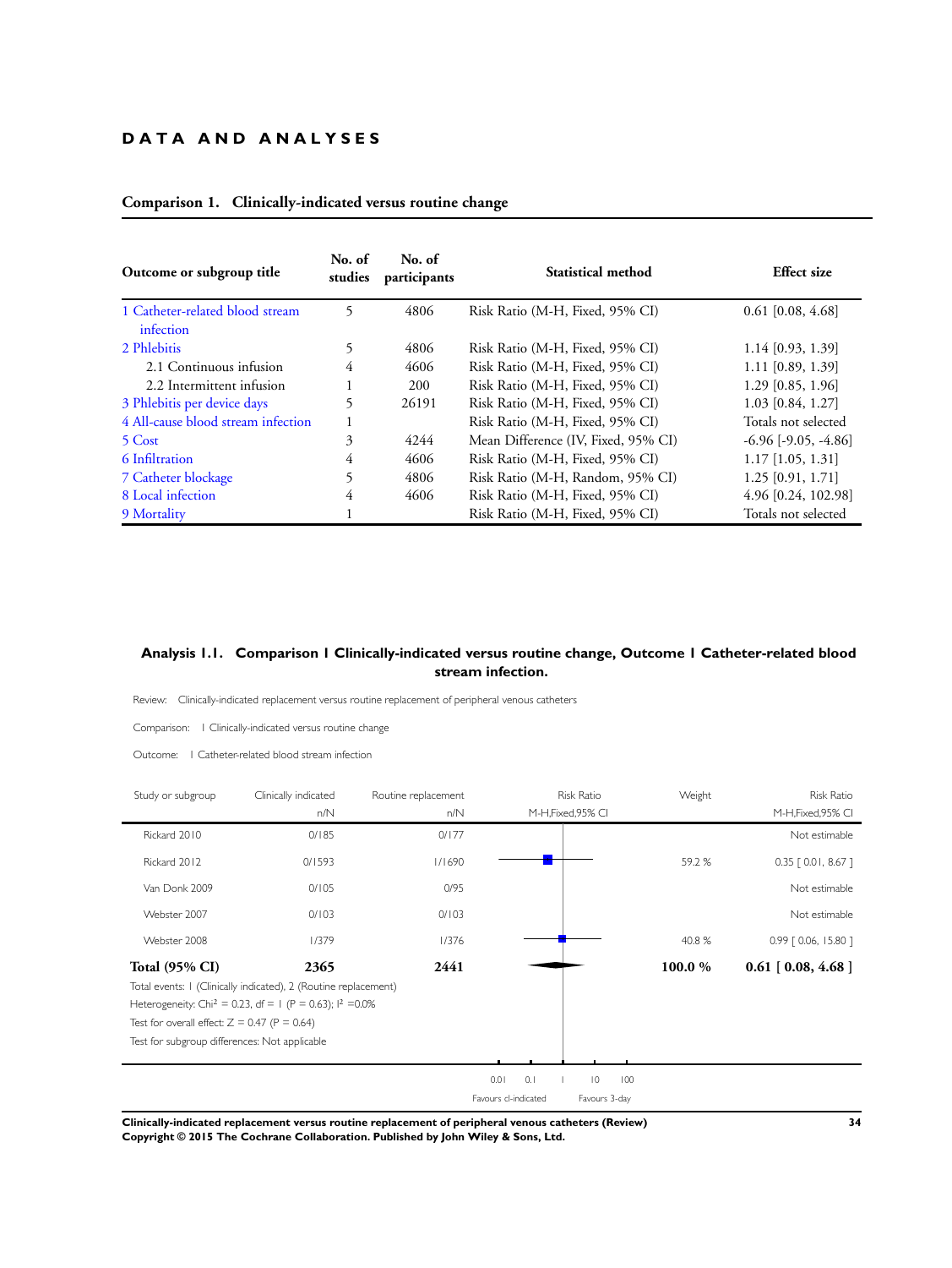# DATA AND ANALYSES

## Comparison 1. Clinically-indicated versus routine change

| Outcome or subgroup title | No. of studies | No. of participants | Statistical method | Effect size |
|---|---|---|---|---|
| 1 Catheter-related blood stream infection | 5 | 4806 | Risk Ratio (M-H, Fixed, 95% CI) | 0.61 [0.08, 4.68] |
| 2 Phlebitis | 5 | 4806 | Risk Ratio (M-H, Fixed, 95% CI) | 1.14 [0.93, 1.39] |
| 2.1 Continuous infusion | 4 | 4606 | Risk Ratio (M-H, Fixed, 95% CI) | 1.11 [0.89, 1.39] |
| 2.2 Intermittent infusion | 1 | 200 | Risk Ratio (M-H, Fixed, 95% CI) | 1.29 [0.85, 1.96] |
| 3 Phlebitis per device days | 5 | 26191 | Risk Ratio (M-H, Fixed, 95% CI) | 1.03 [0.84, 1.27] |
| 4 All-cause blood stream infection | 1 | | Risk Ratio (M-H, Fixed, 95% CI) | Totals not selected |
| 5 Cost | 3 | 4244 | Mean Difference (IV, Fixed, 95% CI) | -6.96 [-9.05, -4.86] |
| 6 Infiltration | 4 | 4606 | Risk Ratio (M-H, Fixed, 95% CI) | 1.17 [1.05, 1.31] |
| 7 Catheter blockage | 5 | 4806 | Risk Ratio (M-H, Random, 95% CI) | 1.25 [0.91, 1.71] |
| 8 Local infection | 4 | 4606 | Risk Ratio (M-H, Fixed, 95% CI) | 4.96 [0.24, 102.98] |
| 9 Mortality | 1 | | Risk Ratio (M-H, Fixed, 95% CI) | Totals not selected |

### Analysis 1.1. Comparison 1 Clinically-indicated versus routine change, Outcome 1 Catheter-related blood stream infection.

Review: Clinically-indicated replacement versus routine replacement of peripheral venous catheters

Comparison: 1 Clinically-indicated versus routine change

Outcome: 1 Catheter-related blood stream infection

| Study or subgroup | Clinically indicated n/N | Routine replacement n/N | Risk Ratio M-H,Fixed,95% CI | Weight | Risk Ratio M-H,Fixed,95% CI |
|---|---|---|---|---|---|
| Rickard 2010 | 0/185 | 0/177 | | | Not estimable |
| Rickard 2012 | 0/1593 | 1/1690 | | 59.2 % | 0.35 [ 0.01, 8.67 ] |
| Van Donk 2009 | 0/105 | 0/95 | | | Not estimable |
| Webster 2007 | 0/103 | 0/103 | | | Not estimable |
| Webster 2008 | 1/379 | 1/376 | | 40.8 % | 0.99 [ 0.06, 15.80 ] |
| **Total (95% CI)** | **2365** | **2441** | | **100.0 %** | **0.61 [ 0.08, 4.68 ]** |

Total events: 1 (Clinically indicated), 2 (Routine replacement)

Heterogeneity: $Chi^2 = 0.23$, df = 1 (P = 0.63); $I^2 = 0.0\%$

Test for overall effect: Z = 0.47 (P = 0.64)

Test for subgroup differences: Not applicable

0.01 0.1 1 10 100

Favours cl-indicated Favours 3-day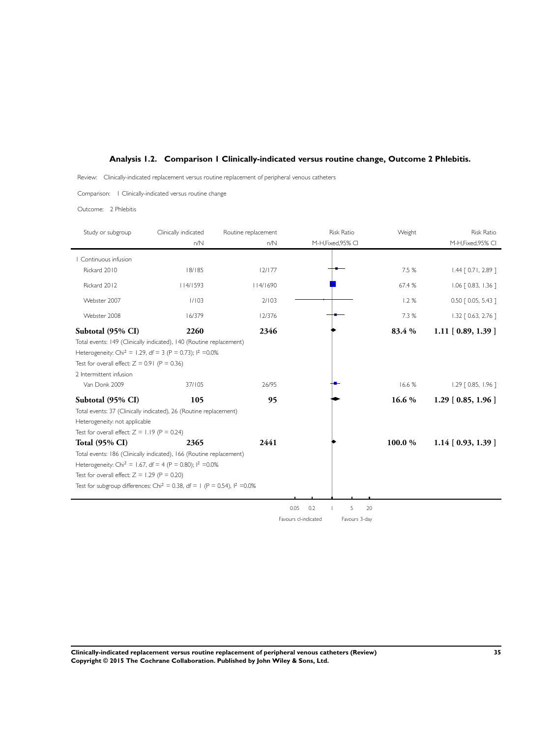## Analysis 1.2. Comparison 1 Clinically-indicated versus routine change, Outcome 2 Phlebitis.

Review: Clinically-indicated replacement versus routine replacement of peripheral venous catheters

Comparison: 1 Clinically-indicated versus routine change

Outcome: 2 Phlebitis

| Study or subgroup | Clinically indicated n/N | Routine replacement n/N | Risk Ratio M-H,Fixed,95% CI | Weight | Risk Ratio M-H,Fixed,95% CI |
|---|---|---|---|---|---|
| **1 Continuous infusion** | | | | | |
| Rickard 2010 | 18/185 | 12/177 | | 7.5 % | 1.44 [ 0.71, 2.89 ] |
| Rickard 2012 | 114/1593 | 114/1690 | | 67.4 % | 1.06 [ 0.83, 1.36 ] |
| Webster 2007 | 1/103 | 2/103 | | 1.2 % | 0.50 [ 0.05, 5.43 ] |
| Webster 2008 | 16/379 | 12/376 | | 7.3 % | 1.32 [ 0.63, 2.76 ] |
| **Subtotal (95% CI)** | **2260** | **2346** | | **83.4 %** | **1.11 [ 0.89, 1.39 ]** |
| Total events: 149 (Clinically indicated), 140 (Routine replacement) | | | | | |
| Heterogeneity: $Chi^2 = 1.29$, df = 3 (P = 0.73); $I^2 = 0.0\%$ | | | | | |
| Test for overall effect: Z = 0.91 (P = 0.36) | | | | | |
| **2 Intermittent infusion** | | | | | |
| Van Donk 2009 | 37/105 | 26/95 | | 16.6 % | 1.29 [ 0.85, 1.96 ] |
| **Subtotal (95% CI)** | **105** | **95** | | **16.6 %** | **1.29 [ 0.85, 1.96 ]** |
| Total events: 37 (Clinically indicated), 26 (Routine replacement) | | | | | |
| Heterogeneity: not applicable | | | | | |
| Test for overall effect: Z = 1.19 (P = 0.24) | | | | | |
| **Total (95% CI)** | **2365** | **2441** | | **100.0 %** | **1.14 [ 0.93, 1.39 ]** |
| Total events: 186 (Clinically indicated), 166 (Routine replacement) | | | | | |
| Heterogeneity: $Chi^2 = 1.67$, df = 4 (P = 0.80); $I^2 = 0.0\%$ | | | | | |
| Test for overall effect: Z = 1.29 (P = 0.20) | | | | | |
| Test for subgroup differences: $Chi^2 = 0.38$, df = 1 (P = 0.54), $I^2 = 0.0\%$ | | | | | |

0.05 0.2 1 5 20

Favours cl-indicated Favours 3-day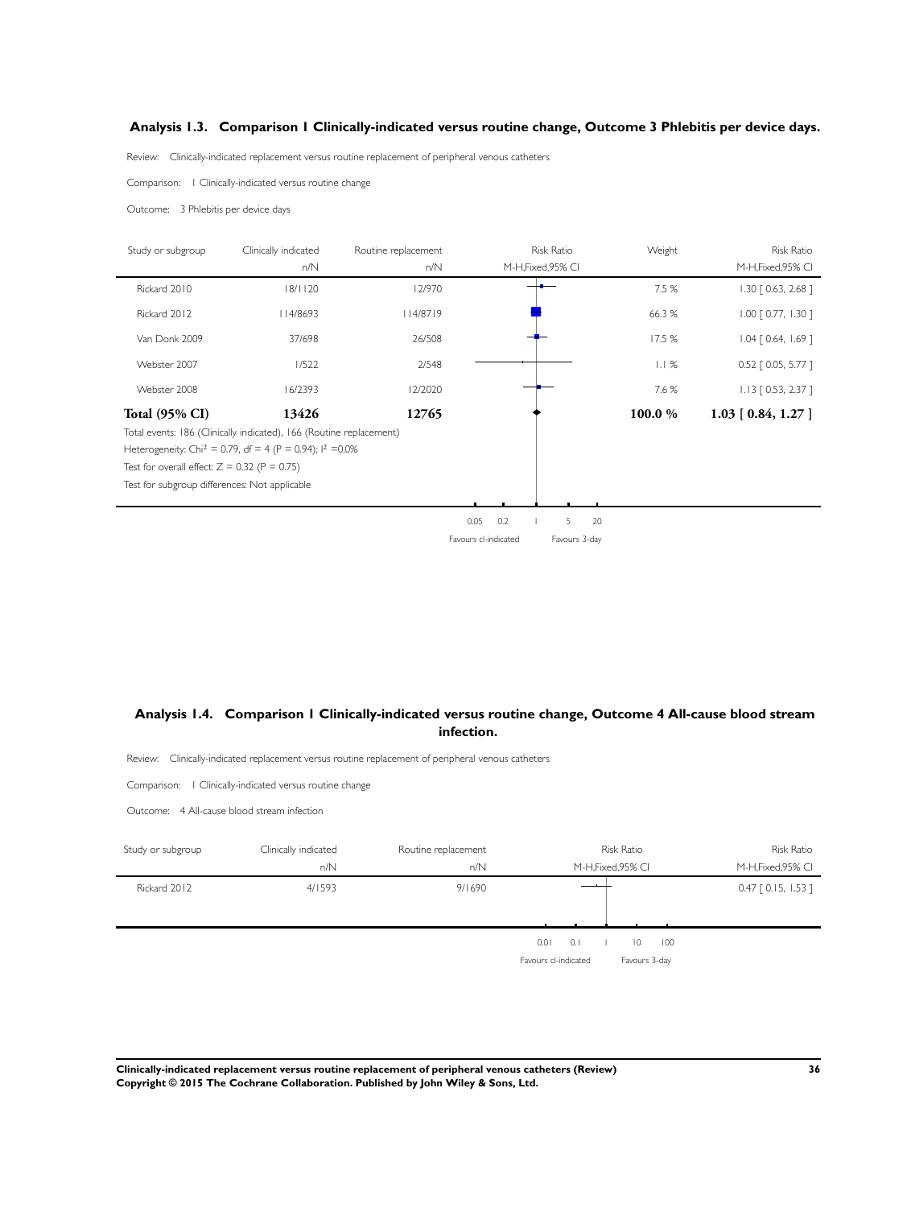## Analysis 1.3. Comparison 1 Clinically-indicated versus routine change, Outcome 3 Phlebitis per device days.

Review: Clinically-indicated replacement versus routine replacement of peripheral venous catheters

Comparison: 1 Clinically-indicated versus routine change

Outcome: 3 Phlebitis per device days

| Study or subgroup | Clinically indicated n/N | Routine replacement n/N | Risk Ratio M-H,Fixed,95% CI | Weight | Risk Ratio M-H,Fixed,95% CI |
|---|---|---|---|---|---|
| Rickard 2010 | 18/1120 | 12/970 | | 7.5 % | 1.30 [ 0.63, 2.68 ] |
| Rickard 2012 | 114/8693 | 114/8719 | | 66.3 % | 1.00 [ 0.77, 1.30 ] |
| Van Donk 2009 | 37/698 | 26/508 | | 17.5 % | 1.04 [ 0.64, 1.69 ] |
| Webster 2007 | 1/522 | 2/548 | | 1.1 % | 0.52 [ 0.05, 5.77 ] |
| Webster 2008 | 16/2393 | 12/2020 | | 7.6 % | 1.13 [ 0.53, 2.37 ] |
| **Total (95% CI)** | **13426** | **12765** | | **100.0 %** | **1.03 [ 0.84, 1.27 ]** |

Total events: 186 (Clinically indicated), 166 (Routine replacement)

Heterogeneity: $Chi^2 = 0.79$, df = 4 (P = 0.94); $I^2 = 0.0\%$

Test for overall effect: Z = 0.32 (P = 0.75)

Test for subgroup differences: Not applicable

0.05 0.2 1 5 20

Favours cl-indicated Favours 3-day

## Analysis 1.4. Comparison 1 Clinically-indicated versus routine change, Outcome 4 All-cause blood stream infection.

Review: Clinically-indicated replacement versus routine replacement of peripheral venous catheters

Comparison: 1 Clinically-indicated versus routine change

Outcome: 4 All-cause blood stream infection

| Study or subgroup | Clinically indicated n/N | Routine replacement n/N | Risk Ratio M-H,Fixed,95% CI | Risk Ratio M-H,Fixed,95% CI |
|---|---|---|---|---|
| Rickard 2012 | 4/1593 | 9/1690 | | 0.47 [ 0.15, 1.53 ] |

0.01 0.1 1 10 100

Favours cl-indicated Favours 3-day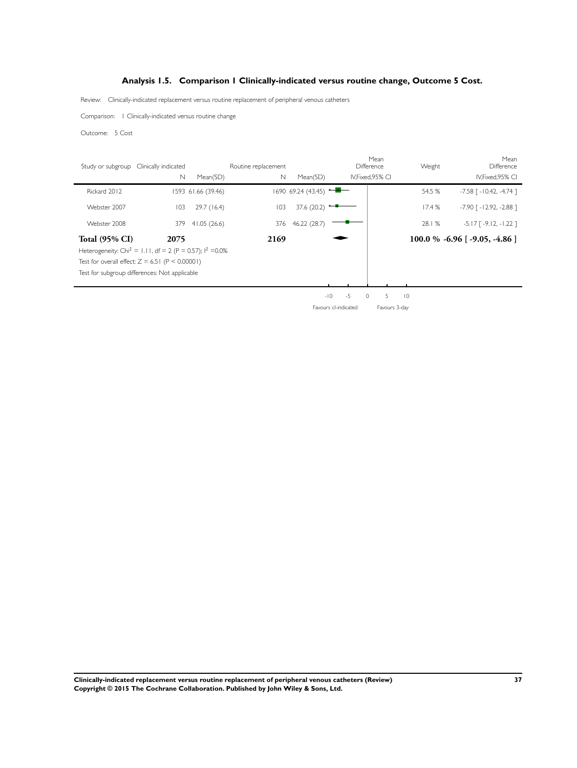## Analysis 1.5. Comparison 1 Clinically-indicated versus routine change, Outcome 5 Cost.

Review: Clinically-indicated replacement versus routine replacement of peripheral venous catheters

Comparison: 1 Clinically-indicated versus routine change

Outcome: 5 Cost

| Study or subgroup | Clinically indicated N | Mean(SD) | Routine replacement N | Mean(SD) | Mean Difference IV,Fixed,95% CI | Weight | Mean Difference IV,Fixed,95% CI |
|---|---|---|---|---|---|---|---|
| Rickard 2012 | 1593 | 61.66 (39.46) | 1690 | 69.24 (43.45) | | 54.5 % | -7.58 [ -10.42, -4.74 ] |
| Webster 2007 | 103 | 29.7 (16.4) | 103 | 37.6 (20.2) | | 17.4 % | -7.90 [ -12.92, -2.88 ] |
| Webster 2008 | 379 | 41.05 (26.6) | 376 | 46.22 (28.7) | | 28.1 % | -5.17 [ -9.12, -1.22 ] |
| **Total (95% CI)** | **2075** | | **2169** | | | **100.0 %** | **-6.96 [ -9.05, -4.86 ]** |

Heterogeneity: $Chi^2 = 1.11$, df = 2 (P = 0.57); $I^2 = 0.0\%$

Test for overall effect: Z = 6.51 (P < 0.00001)

Test for subgroup differences: Not applicable

-10 -5 0 5 10

Favours cl-indicated Favours 3-day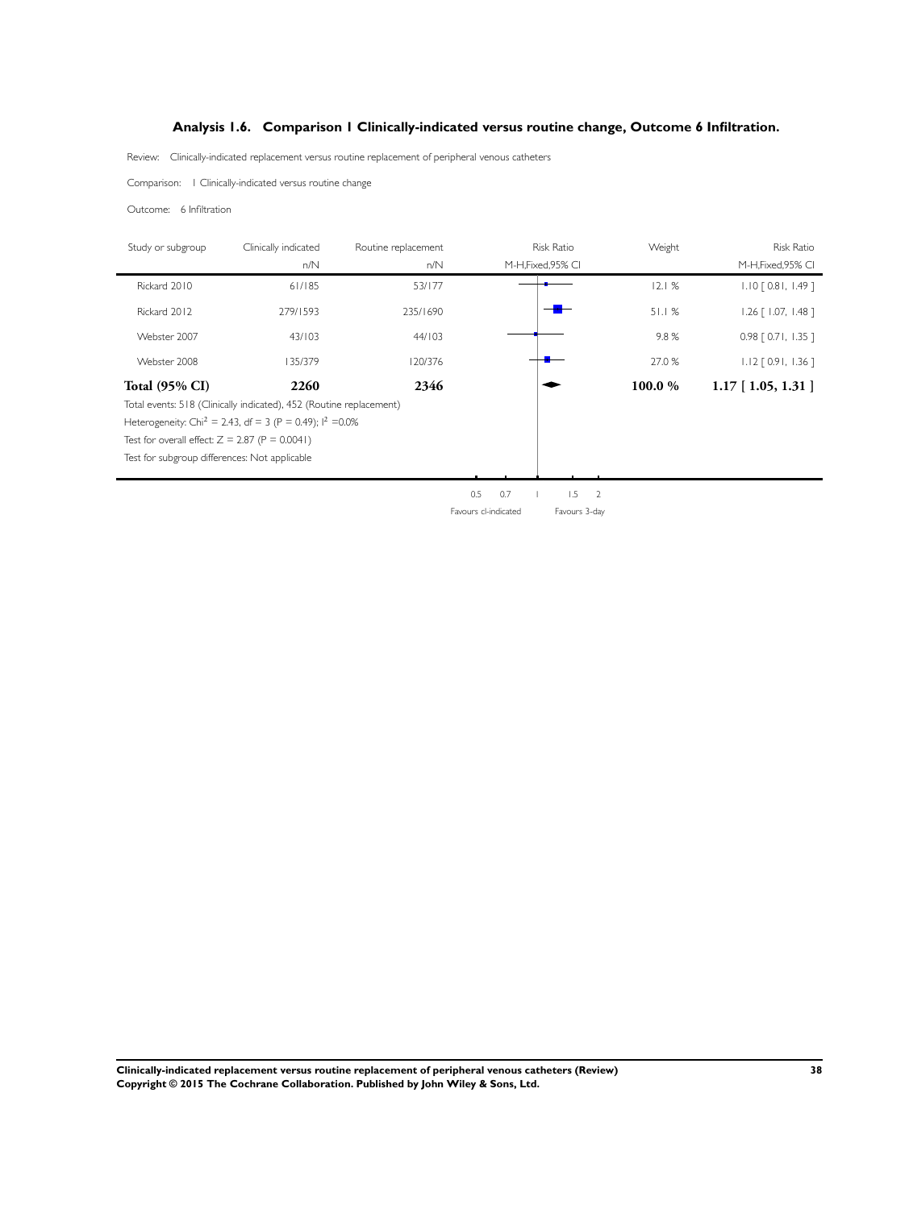## Analysis 1.6. Comparison 1 Clinically-indicated versus routine change, Outcome 6 Infiltration.

Review: Clinically-indicated replacement versus routine replacement of peripheral venous catheters

Comparison: 1 Clinically-indicated versus routine change

Outcome: 6 Infiltration

| Study or subgroup | Clinically indicated n/N | Routine replacement n/N | Risk Ratio M-H,Fixed,95% CI | Weight | Risk Ratio M-H,Fixed,95% CI |
|---|---|---|---|---|---|
| Rickard 2010 | 61/185 | 53/177 | | 12.1 % | 1.10 [ 0.81, 1.49 ] |
| Rickard 2012 | 279/1593 | 235/1690 | | 51.1 % | 1.26 [ 1.07, 1.48 ] |
| Webster 2007 | 43/103 | 44/103 | | 9.8 % | 0.98 [ 0.71, 1.35 ] |
| Webster 2008 | 135/379 | 120/376 | | 27.0 % | 1.12 [ 0.91, 1.36 ] |
| **Total (95% CI)** | **2260** | **2346** | | **100.0 %** | **1.17 [ 1.05, 1.31 ]** |

Total events: 518 (Clinically indicated), 452 (Routine replacement)

Heterogeneity: $Chi^2 = 2.43$, df = 3 (P = 0.49); $I^2 = 0.0\%$

Test for overall effect: Z = 2.87 (P = 0.0041)

Test for subgroup differences: Not applicable

0.5 0.7 1 1.5 2

Favours cl-indicated Favours 3-day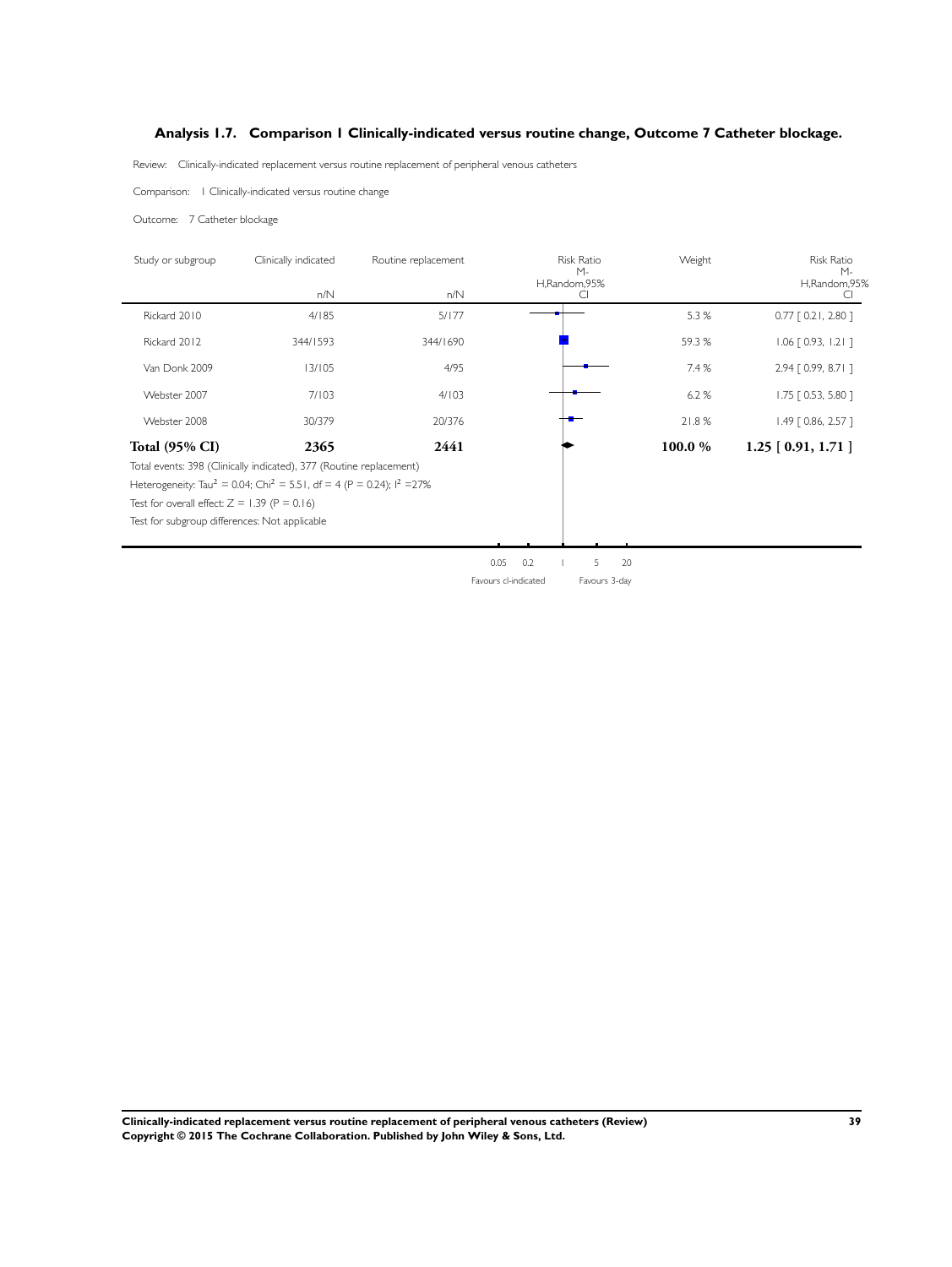### Analysis 1.7. Comparison 1 Clinically-indicated versus routine change, Outcome 7 Catheter blockage.

Review: Clinically-indicated replacement versus routine replacement of peripheral venous catheters

Comparison: 1 Clinically-indicated versus routine change

Outcome: 7 Catheter blockage

| Study or subgroup | Clinically indicated n/N | Routine replacement n/N | Risk Ratio M-H,Random,95% CI | Weight | Risk Ratio M-H,Random,95% CI |
|---|---|---|---|---|---|
| Rickard 2010 | 4/185 | 5/177 | | 5.3 % | 0.77 [ 0.21, 2.80 ] |
| Rickard 2012 | 344/1593 | 344/1690 | | 59.3 % | 1.06 [ 0.93, 1.21 ] |
| Van Donk 2009 | 13/105 | 4/95 | | 7.4 % | 2.94 [ 0.99, 8.71 ] |
| Webster 2007 | 7/103 | 4/103 | | 6.2 % | 1.75 [ 0.53, 5.80 ] |
| Webster 2008 | 30/379 | 20/376 | | 21.8 % | 1.49 [ 0.86, 2.57 ] |
| **Total (95% CI)** | **2365** | **2441** | | **100.0 %** | **1.25 [ 0.91, 1.71 ]** |

Total events: 398 (Clinically indicated), 377 (Routine replacement)

Heterogeneity: $Tau^2 = 0.04$; $Chi^2 = 5.51$, df = 4 (P = 0.24); $I^2 = 27\%$

Test for overall effect: Z = 1.39 (P = 0.16)

Test for subgroup differences: Not applicable

0.05 0.2 1 5 20

Favours cl-indicated Favours 3-day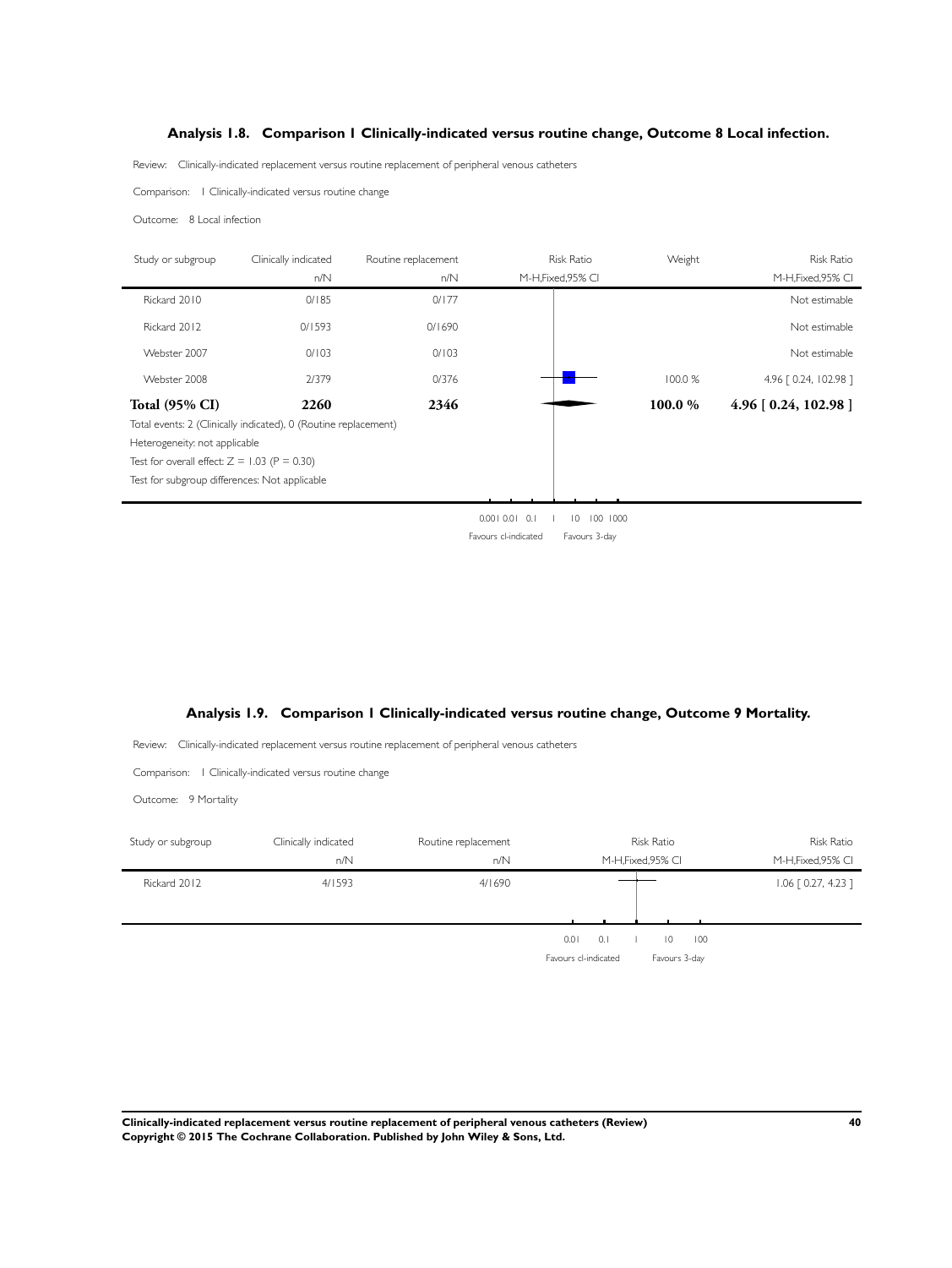### Analysis 1.8. Comparison 1 Clinically-indicated versus routine change, Outcome 8 Local infection.

Review: Clinically-indicated replacement versus routine replacement of peripheral venous catheters

Comparison: 1 Clinically-indicated versus routine change

Outcome: 8 Local infection

| Study or subgroup | Clinically indicated n/N | Routine replacement n/N | Risk Ratio M-H,Fixed,95% CI | Weight | Risk Ratio M-H,Fixed,95% CI |
|---|---|---|---|---|---|
| Rickard 2010 | 0/185 | 0/177 | | | Not estimable |
| Rickard 2012 | 0/1593 | 0/1690 | | | Not estimable |
| Webster 2007 | 0/103 | 0/103 | | | Not estimable |
| Webster 2008 | 2/379 | 0/376 | | 100.0 % | 4.96 [ 0.24, 102.98 ] |
| **Total (95% CI)** | **2260** | **2346** | | **100.0 %** | **4.96 [ 0.24, 102.98 ]** |

Total events: 2 (Clinically indicated), 0 (Routine replacement)

Heterogeneity: not applicable

Test for overall effect: Z = 1.03 (P = 0.30)

Test for subgroup differences: Not applicable

0.001 0.01 0.1 1 10 100 1000

Favours cl-indicated Favours 3-day

### Analysis 1.9. Comparison 1 Clinically-indicated versus routine change, Outcome 9 Mortality.

Review: Clinically-indicated replacement versus routine replacement of peripheral venous catheters

Comparison: 1 Clinically-indicated versus routine change

Outcome: 9 Mortality

| Study or subgroup | Clinically indicated n/N | Routine replacement n/N | Risk Ratio M-H,Fixed,95% CI | Risk Ratio M-H,Fixed,95% CI |
|---|---|---|---|---|
| Rickard 2012 | 4/1593 | 4/1690 | | 1.06 [ 0.27, 4.23 ] |

0.01 0.1 1 10 100

Favours cl-indicated Favours 3-day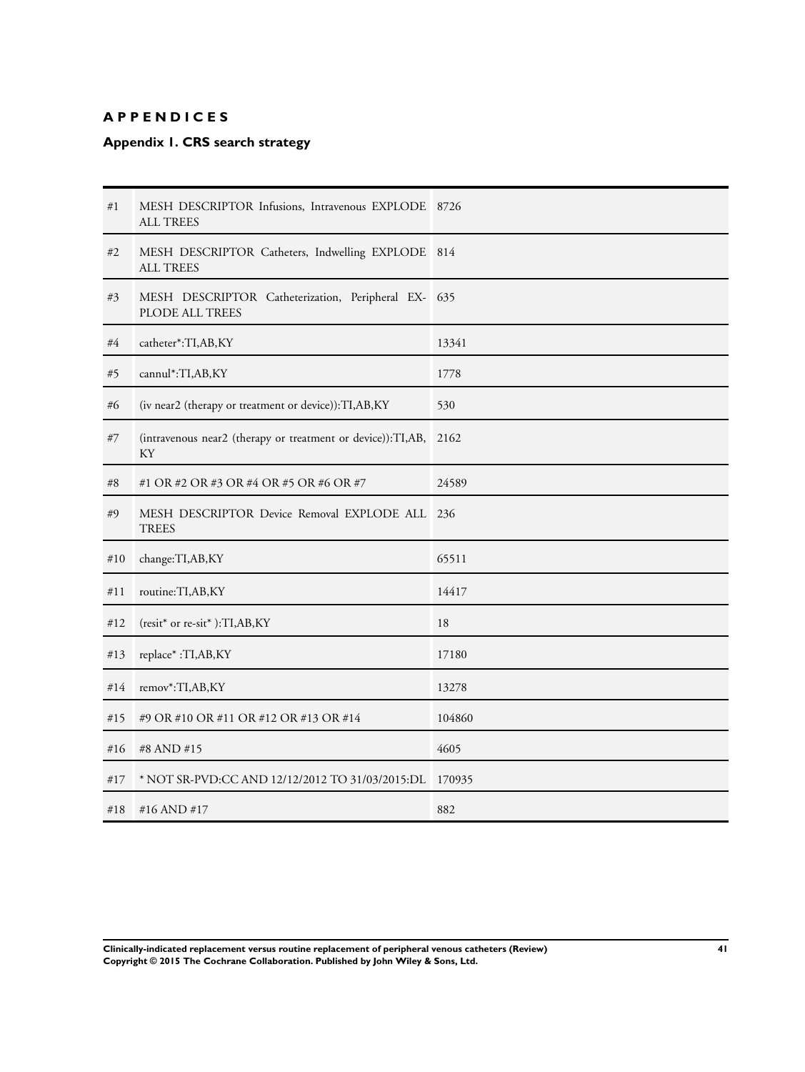# APPENDICES

## Appendix 1. CRS search strategy

| | | |
|---|---|---|
| #1 | MESH DESCRIPTOR Infusions, Intravenous EXPLODE ALL TREES | 8726 |
| #2 | MESH DESCRIPTOR Catheters, Indwelling EXPLODE ALL TREES | 814 |
| #3 | MESH DESCRIPTOR Catheterization, Peripheral EXPLODE ALL TREES | 635 |
| #4 | catheter*:TI,AB,KY | 13341 |
| #5 | cannul*:TI,AB,KY | 1778 |
| #6 | (iv near2 (therapy or treatment or device)):TI,AB,KY | 530 |
| #7 | (intravenous near2 (therapy or treatment or device)):TI,AB,KY | 2162 |
| #8 | #1 OR #2 OR #3 OR #4 OR #5 OR #6 OR #7 | 24589 |
| #9 | MESH DESCRIPTOR Device Removal EXPLODE ALL TREES | 236 |
| #10 | change:TI,AB,KY | 65511 |
| #11 | routine:TI,AB,KY | 14417 |
| #12 | (resit* or re-sit* ):TI,AB,KY | 18 |
| #13 | replace* :TI,AB,KY | 17180 |
| #14 | remov*:TI,AB,KY | 13278 |
| #15 | #9 OR #10 OR #11 OR #12 OR #13 OR #14 | 104860 |
| #16 | #8 AND #15 | 4605 |
| #17 | * NOT SR-PVD:CC AND 12/12/2012 TO 31/03/2015:DL | 170935 |
| #18 | #16 AND #17 | 882 |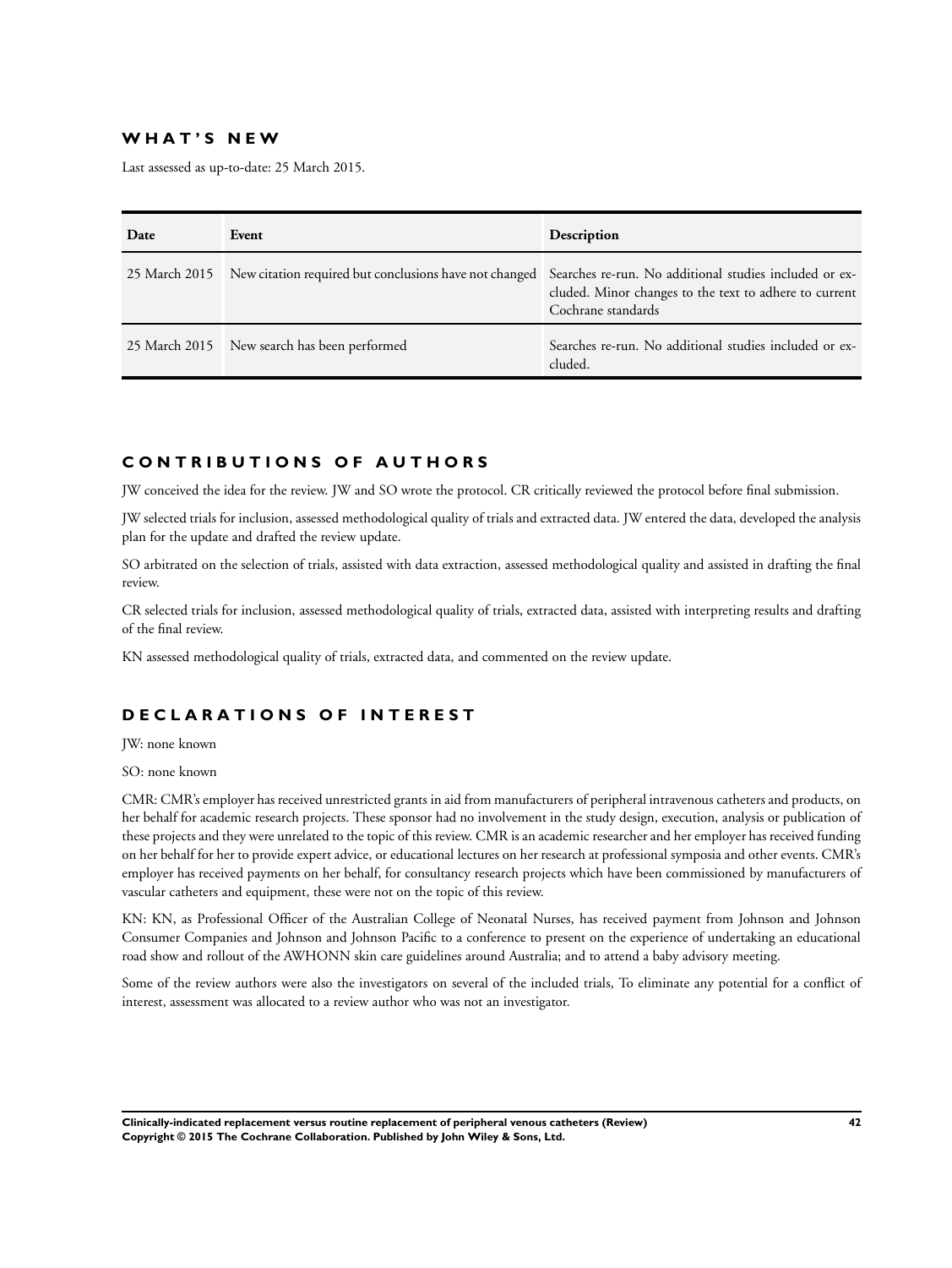## WHAT'S NEW

Last assessed as up-to-date: 25 March 2015.

| Date | Event | Description |
|---|---|---|
| 25 March 2015 | New citation required but conclusions have not changed | Searches re-run. No additional studies included or excluded. Minor changes to the text to adhere to current Cochrane standards |
| 25 March 2015 | New search has been performed | Searches re-run. No additional studies included or excluded. |

## CONTRIBUTIONS OF AUTHORS

JW conceived the idea for the review. JW and SO wrote the protocol. CR critically reviewed the protocol before final submission.

JW selected trials for inclusion, assessed methodological quality of trials and extracted data. JW entered the data, developed the analysis plan for the update and drafted the review update.

SO arbitrated on the selection of trials, assisted with data extraction, assessed methodological quality and assisted in drafting the final review.

CR selected trials for inclusion, assessed methodological quality of trials, extracted data, assisted with interpreting results and drafting of the final review.

KN assessed methodological quality of trials, extracted data, and commented on the review update.

## DECLARATIONS OF INTEREST

JW: none known

SO: none known

CMR: CMR's employer has received unrestricted grants in aid from manufacturers of peripheral intravenous catheters and products, on her behalf for academic research projects. These sponsor had no involvement in the study design, execution, analysis or publication of these projects and they were unrelated to the topic of this review. CMR is an academic researcher and her employer has received funding on her behalf for her to provide expert advice, or educational lectures on her research at professional symposia and other events. CMR's employer has received payments on her behalf, for consultancy research projects which have been commissioned by manufacturers of vascular catheters and equipment, these were not on the topic of this review.

KN: KN, as Professional Officer of the Australian College of Neonatal Nurses, has received payment from Johnson and Johnson Consumer Companies and Johnson and Johnson Pacific to a conference to present on the experience of undertaking an educational road show and rollout of the AWHONN skin care guidelines around Australia; and to attend a baby advisory meeting.

Some of the review authors were also the investigators on several of the included trials, To eliminate any potential for a conflict of interest, assessment was allocated to a review author who was not an investigator.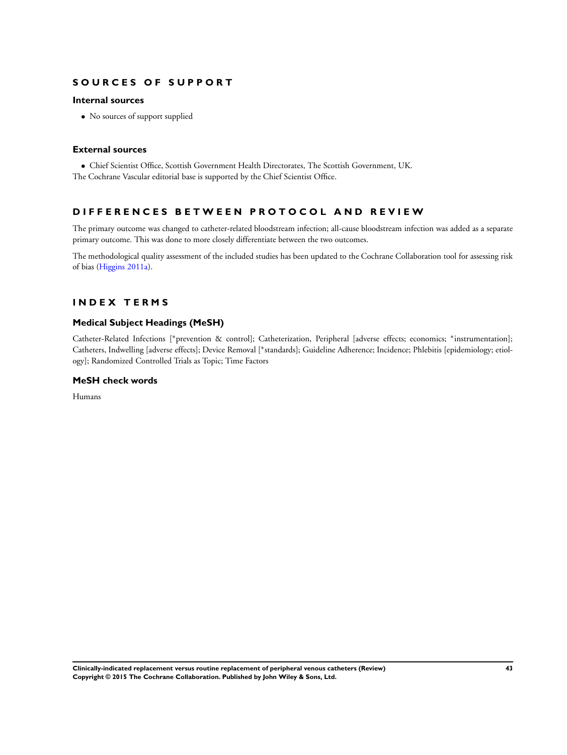## SOURCES OF SUPPORT

### Internal sources

- No sources of support supplied

### External sources

- Chief Scientist Office, Scottish Government Health Directorates, The Scottish Government, UK.

The Cochrane Vascular editorial base is supported by the Chief Scientist Office.

## DIFFERENCES BETWEEN PROTOCOL AND REVIEW

The primary outcome was changed to catheter-related bloodstream infection; all-cause bloodstream infection was added as a separate primary outcome. This was done to more closely differentiate between the two outcomes.

The methodological quality assessment of the included studies has been updated to the Cochrane Collaboration tool for assessing risk of bias (Higgins 2011a).

## INDEX TERMS

### Medical Subject Headings (MeSH)

Catheter-Related Infections [*prevention & control]; Catheterization, Peripheral [adverse effects; economics; *instrumentation]; Catheters, Indwelling [adverse effects]; Device Removal [*standards]; Guideline Adherence; Incidence; Phlebitis [epidemiology; etiology]; Randomized Controlled Trials as Topic; Time Factors

### MeSH check words

Humans